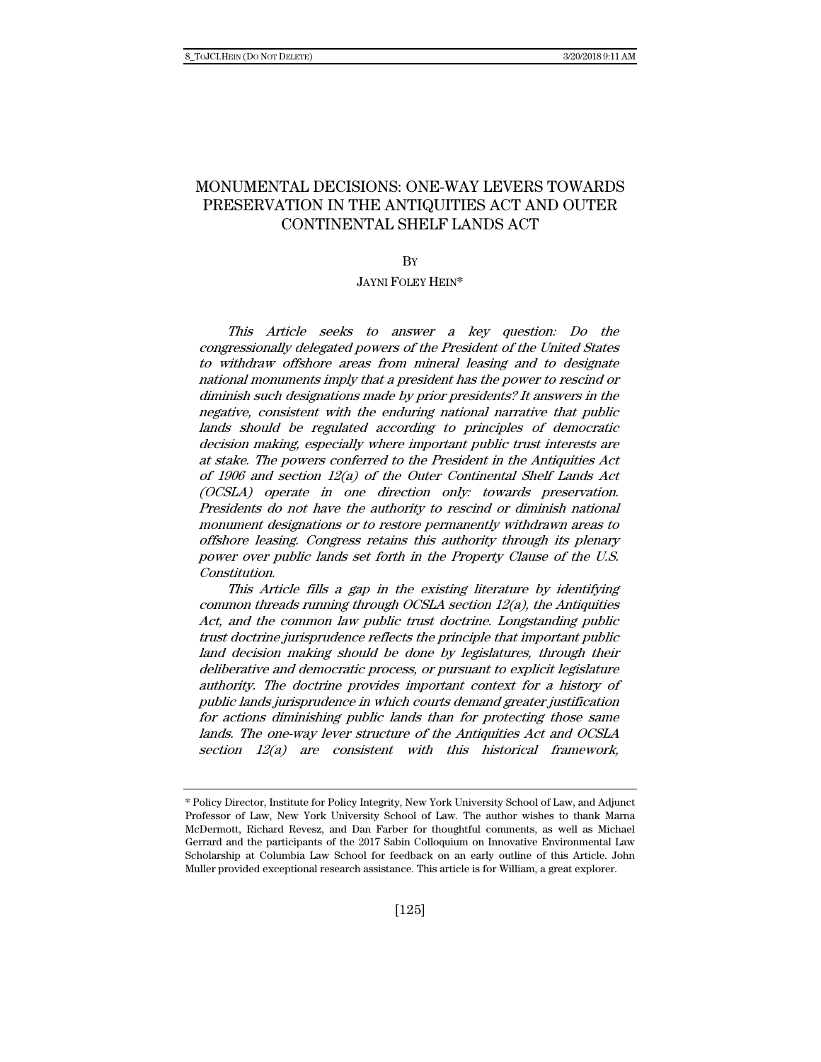# MONUMENTAL DECISIONS: ONE-WAY LEVERS TOWARDS PRESERVATION IN THE ANTIQUITIES ACT AND OUTER CONTINENTAL SHELF LANDS ACT

BY

JAYNI FOLEY HEIN*

*This Article seeks to answer a key question: Do the congressionally delegated powers of the President of the United States to withdraw offshore areas from mineral leasing and to designate national monuments imply that a president has the power to rescind or diminish such designations made by prior presidents? It answers in the negative, consistent with the enduring national narrative that public lands should be regulated according to principles of democratic decision making, especially where important public trust interests are at stake. The powers conferred to the President in the Antiquities Act of 1906 and section 12(a) of the Outer Continental Shelf Lands Act (OCSLA) operate in one direction only: towards preservation. Presidents do not have the authority to rescind or diminish national monument designations or to restore permanently withdrawn areas to offshore leasing. Congress retains this authority through its plenary power over public lands set forth in the Property Clause of the U.S. Constitution.*

*This Article fills a gap in the existing literature by identifying common threads running through OCSLA section 12(a), the Antiquities Act, and the common law public trust doctrine. Longstanding public trust doctrine jurisprudence reflects the principle that important public land decision making should be done by legislatures, through their deliberative and democratic process, or pursuant to explicit legislature authority. The doctrine provides important context for a history of public lands jurisprudence in which courts demand greater justification for actions diminishing public lands than for protecting those same lands. The one-way lever structure of the Antiquities Act and OCSLA section 12(a) are consistent with this historical framework,*

---

\* Policy Director, Institute for Policy Integrity, New York University School of Law, and Adjunct Professor of Law, New York University School of Law. The author wishes to thank Marna McDermott, Richard Revesz, and Dan Farber for thoughtful comments, as well as Michael Gerrard and the participants of the 2017 Sabin Colloquium on Innovative Environmental Law Scholarship at Columbia Law School for feedback on an early outline of this Article. John Muller provided exceptional research assistance. This article is for William, a great explorer.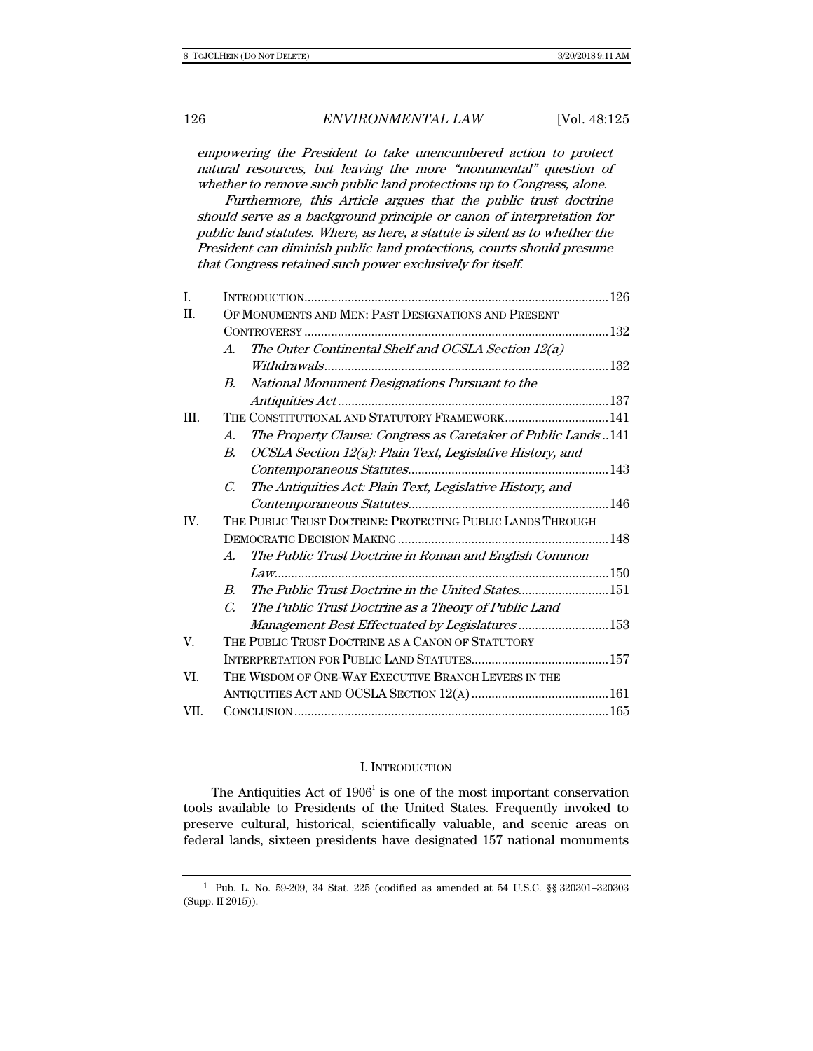*empowering the President to take unencumbered action to protect natural resources, but leaving the more "monumental" question of whether to remove such public land protections up to Congress, alone.*

*Furthermore, this Article argues that the public trust doctrine should serve as a background principle or canon of interpretation for public land statutes. Where, as here, a statute is silent as to whether the President can diminish public land protections, courts should presume that Congress retained such power exclusively for itself.*

| | | |
|---|---|---|
| I. | INTRODUCTION | 126 |
| II. | OF MONUMENTS AND MEN: PAST DESIGNATIONS AND PRESENT CONTROVERSY | 132 |
| | *A. The Outer Continental Shelf and OCSLA Section 12(a) Withdrawals* | 132 |
| | *B. National Monument Designations Pursuant to the Antiquities Act* | 137 |
| III. | THE CONSTITUTIONAL AND STATUTORY FRAMEWORK | 141 |
| | *A. The Property Clause: Congress as Caretaker of Public Lands* | 141 |
| | *B. OCSLA Section 12(a): Plain Text, Legislative History, and Contemporaneous Statutes* | 143 |
| | *C. The Antiquities Act: Plain Text, Legislative History, and Contemporaneous Statutes* | 146 |
| IV. | THE PUBLIC TRUST DOCTRINE: PROTECTING PUBLIC LANDS THROUGH DEMOCRATIC DECISION MAKING | 148 |
| | *A. The Public Trust Doctrine in Roman and English Common Law* | 150 |
| | *B. The Public Trust Doctrine in the United States* | 151 |
| | *C. The Public Trust Doctrine as a Theory of Public Land Management Best Effectuated by Legislatures* | 153 |
| V. | THE PUBLIC TRUST DOCTRINE AS A CANON OF STATUTORY INTERPRETATION FOR PUBLIC LAND STATUTES | 157 |
| VI. | THE WISDOM OF ONE-WAY EXECUTIVE BRANCH LEVERS IN THE ANTIQUITIES ACT AND OCSLA SECTION 12(A) | 161 |
| VII. | CONCLUSION | 165 |

## I. INTRODUCTION

The Antiquities Act of 1906[1] is one of the most important conservation tools available to Presidents of the United States. Frequently invoked to preserve cultural, historical, scientifically valuable, and scenic areas on federal lands, sixteen presidents have designated 157 national monuments

[1] Pub. L. No. 59-209, 34 Stat. 225 (codified as amended at 54 U.S.C. §§ 320301–320303 (Supp. II 2015)).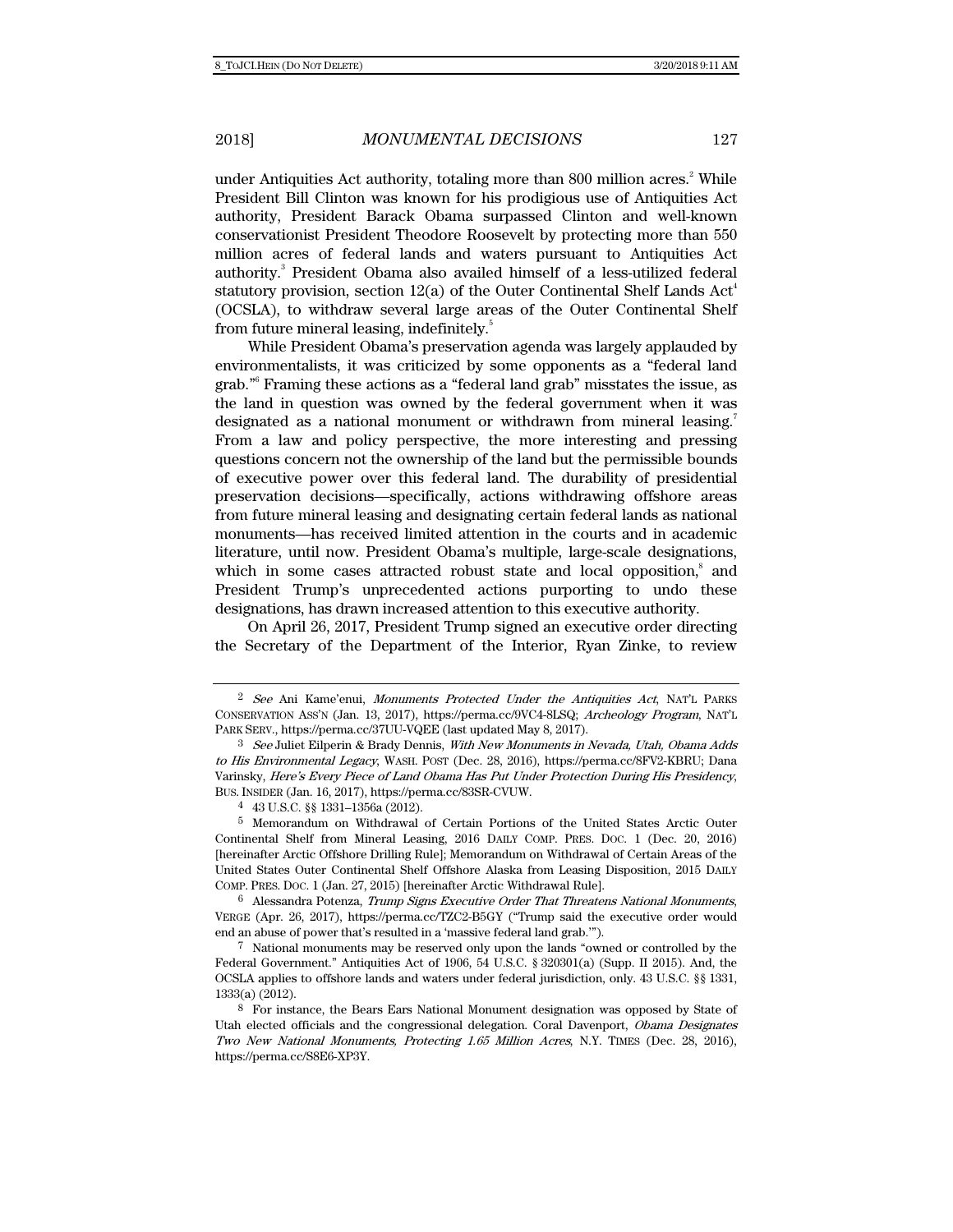under Antiquities Act authority, totaling more than 800 million acres.[2] While President Bill Clinton was known for his prodigious use of Antiquities Act authority, President Barack Obama surpassed Clinton and well-known conservationist President Theodore Roosevelt by protecting more than 550 million acres of federal lands and waters pursuant to Antiquities Act authority.[3] President Obama also availed himself of a less-utilized federal statutory provision, section 12(a) of the Outer Continental Shelf Lands Act[4] (OCSLA), to withdraw several large areas of the Outer Continental Shelf from future mineral leasing, indefinitely.[5]

While President Obama's preservation agenda was largely applauded by environmentalists, it was criticized by some opponents as a "federal land grab."[6] Framing these actions as a "federal land grab" misstates the issue, as the land in question was owned by the federal government when it was designated as a national monument or withdrawn from mineral leasing.[7] From a law and policy perspective, the more interesting and pressing questions concern not the ownership of the land but the permissible bounds of executive power over this federal land. The durability of presidential preservation decisions—specifically, actions withdrawing offshore areas from future mineral leasing and designating certain federal lands as national monuments—has received limited attention in the courts and in academic literature, until now. President Obama's multiple, large-scale designations, which in some cases attracted robust state and local opposition,[8] and President Trump's unprecedented actions purporting to undo these designations, has drawn increased attention to this executive authority.

On April 26, 2017, President Trump signed an executive order directing the Secretary of the Department of the Interior, Ryan Zinke, to review

---

[2] *See* Ani Kame'enui, *Monuments Protected Under the Antiquities Act*, NAT'L PARKS CONSERVATION ASS'N (Jan. 13, 2017), https://perma.cc/9VC4-8LSQ; *Archeology Program*, NAT'L PARK SERV., https://perma.cc/37UU-VQEE (last updated May 8, 2017).

[3] *See* Juliet Eilperin & Brady Dennis, *With New Monuments in Nevada, Utah, Obama Adds to His Environmental Legacy*, WASH. POST (Dec. 28, 2016), https://perma.cc/8FV2-KBRU; Dana Varinsky, *Here's Every Piece of Land Obama Has Put Under Protection During His Presidency*, BUS. INSIDER (Jan. 16, 2017), https://perma.cc/83SR-CVUW.

[4] 43 U.S.C. §§ 1331–1356a (2012).

[5] Memorandum on Withdrawal of Certain Portions of the United States Arctic Outer Continental Shelf from Mineral Leasing, 2016 DAILY COMP. PRES. DOC. 1 (Dec. 20, 2016) [hereinafter Arctic Offshore Drilling Rule]; Memorandum on Withdrawal of Certain Areas of the United States Outer Continental Shelf Offshore Alaska from Leasing Disposition, 2015 DAILY COMP. PRES. DOC. 1 (Jan. 27, 2015) [hereinafter Arctic Withdrawal Rule].

[6] Alessandra Potenza, *Trump Signs Executive Order That Threatens National Monuments*, VERGE (Apr. 26, 2017), https://perma.cc/TZC2-B5GY ("Trump said the executive order would end an abuse of power that's resulted in a 'massive federal land grab.'").

[7] National monuments may be reserved only upon the lands "owned or controlled by the Federal Government." Antiquities Act of 1906, 54 U.S.C. § 320301(a) (Supp. II 2015). And, the OCSLA applies to offshore lands and waters under federal jurisdiction, only. 43 U.S.C. §§ 1331, 1333(a) (2012).

[8] For instance, the Bears Ears National Monument designation was opposed by State of Utah elected officials and the congressional delegation. Coral Davenport, *Obama Designates Two New National Monuments, Protecting 1.65 Million Acres*, N.Y. TIMES (Dec. 28, 2016), https://perma.cc/S8E6-XP3Y.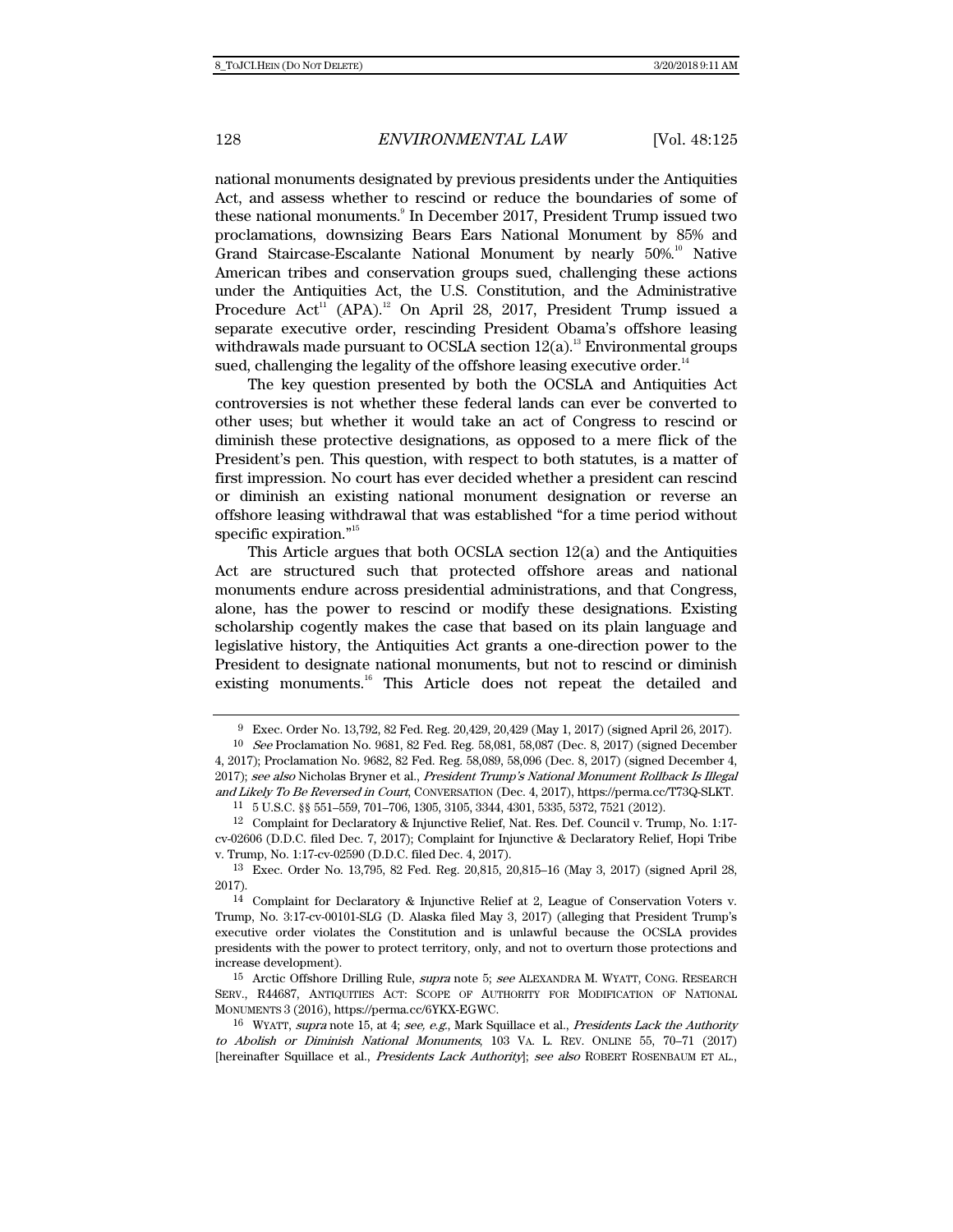national monuments designated by previous presidents under the Antiquities Act, and assess whether to rescind or reduce the boundaries of some of these national monuments.[9] In December 2017, President Trump issued two proclamations, downsizing Bears Ears National Monument by 85% and Grand Staircase-Escalante National Monument by nearly 50%.[10] Native American tribes and conservation groups sued, challenging these actions under the Antiquities Act, the U.S. Constitution, and the Administrative Procedure Act[11] (APA).[12] On April 28, 2017, President Trump issued a separate executive order, rescinding President Obama's offshore leasing withdrawals made pursuant to OCSLA section 12(a).[13] Environmental groups sued, challenging the legality of the offshore leasing executive order.[14]

The key question presented by both the OCSLA and Antiquities Act controversies is not whether these federal lands can ever be converted to other uses; but whether it would take an act of Congress to rescind or diminish these protective designations, as opposed to a mere flick of the President's pen. This question, with respect to both statutes, is a matter of first impression. No court has ever decided whether a president can rescind or diminish an existing national monument designation or reverse an offshore leasing withdrawal that was established "for a time period without specific expiration."[15]

This Article argues that both OCSLA section 12(a) and the Antiquities Act are structured such that protected offshore areas and national monuments endure across presidential administrations, and that Congress, alone, has the power to rescind or modify these designations. Existing scholarship cogently makes the case that based on its plain language and legislative history, the Antiquities Act grants a one-direction power to the President to designate national monuments, but not to rescind or diminish existing monuments.[16] This Article does not repeat the detailed and

---

9 Exec. Order No. 13,792, 82 Fed. Reg. 20,429, 20,429 (May 1, 2017) (signed April 26, 2017).

10 *See* Proclamation No. 9681, 82 Fed. Reg. 58,081, 58,087 (Dec. 8, 2017) (signed December 4, 2017); Proclamation No. 9682, 82 Fed. Reg. 58,089, 58,096 (Dec. 8, 2017) (signed December 4, 2017); *see also* Nicholas Bryner et al., *President Trump's National Monument Rollback Is Illegal and Likely To Be Reversed in Court*, CONVERSATION (Dec. 4, 2017), https://perma.cc/T73Q-SLKT.

11 5 U.S.C. §§ 551–559, 701–706, 1305, 3105, 3344, 4301, 5335, 5372, 7521 (2012).

12 Complaint for Declaratory & Injunctive Relief, Nat. Res. Def. Council v. Trump, No. 1:17-cv-02606 (D.D.C. filed Dec. 7, 2017); Complaint for Injunctive & Declaratory Relief, Hopi Tribe v. Trump, No. 1:17-cv-02590 (D.D.C. filed Dec. 4, 2017).

13 Exec. Order No. 13,795, 82 Fed. Reg. 20,815, 20,815–16 (May 3, 2017) (signed April 28, 2017).

14 Complaint for Declaratory & Injunctive Relief at 2, League of Conservation Voters v. Trump, No. 3:17-cv-00101-SLG (D. Alaska filed May 3, 2017) (alleging that President Trump's executive order violates the Constitution and is unlawful because the OCSLA provides presidents with the power to protect territory, only, and not to overturn those protections and increase development).

15 Arctic Offshore Drilling Rule, *supra* note 5; *see* ALEXANDRA M. WYATT, CONG. RESEARCH SERV., R44687, ANTIQUITIES ACT: SCOPE OF AUTHORITY FOR MODIFICATION OF NATIONAL MONUMENTS 3 (2016), https://perma.cc/6YKX-EGWC.

16 WYATT, *supra* note 15, at 4; *see, e.g.*, Mark Squillace et al., *Presidents Lack the Authority to Abolish or Diminish National Monuments*, 103 VA. L. REV. ONLINE 55, 70–71 (2017) [hereinafter Squillace et al., *Presidents Lack Authority*]; *see also* ROBERT ROSENBAUM ET AL.,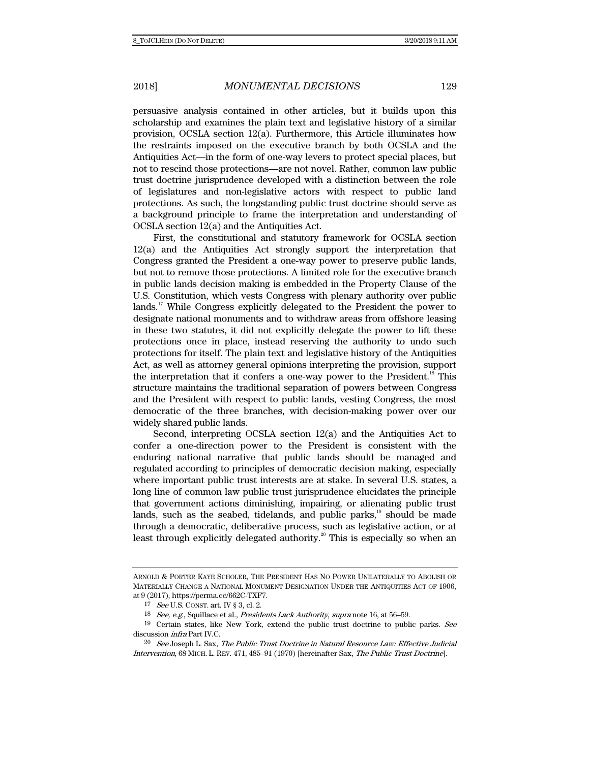persuasive analysis contained in other articles, but it builds upon this scholarship and examines the plain text and legislative history of a similar provision, OCSLA section 12(a). Furthermore, this Article illuminates how the restraints imposed on the executive branch by both OCSLA and the Antiquities Act—in the form of one-way levers to protect special places, but not to rescind those protections—are not novel. Rather, common law public trust doctrine jurisprudence developed with a distinction between the role of legislatures and non-legislative actors with respect to public land protections. As such, the longstanding public trust doctrine should serve as a background principle to frame the interpretation and understanding of OCSLA section 12(a) and the Antiquities Act.

First, the constitutional and statutory framework for OCSLA section 12(a) and the Antiquities Act strongly support the interpretation that Congress granted the President a one-way power to preserve public lands, but not to remove those protections. A limited role for the executive branch in public lands decision making is embedded in the Property Clause of the U.S. Constitution, which vests Congress with plenary authority over public lands.[17] While Congress explicitly delegated to the President the power to designate national monuments and to withdraw areas from offshore leasing in these two statutes, it did not explicitly delegate the power to lift these protections once in place, instead reserving the authority to undo such protections for itself. The plain text and legislative history of the Antiquities Act, as well as attorney general opinions interpreting the provision, support the interpretation that it confers a one-way power to the President.[18] This structure maintains the traditional separation of powers between Congress and the President with respect to public lands, vesting Congress, the most democratic of the three branches, with decision-making power over our widely shared public lands.

Second, interpreting OCSLA section 12(a) and the Antiquities Act to confer a one-direction power to the President is consistent with the enduring national narrative that public lands should be managed and regulated according to principles of democratic decision making, especially where important public trust interests are at stake. In several U.S. states, a long line of common law public trust jurisprudence elucidates the principle that government actions diminishing, impairing, or alienating public trust lands, such as the seabed, tidelands, and public parks,[19] should be made through a democratic, deliberative process, such as legislative action, or at least through explicitly delegated authority.[20] This is especially so when an

---

ARNOLD & PORTER KAYE SCHOLER, THE PRESIDENT HAS NO POWER UNILATERALLY TO ABOLISH OR MATERIALLY CHANGE A NATIONAL MONUMENT DESIGNATION UNDER THE ANTIQUITIES ACT OF 1906, at 9 (2017), https://perma.cc/662C-TXF7.

17 *See* U.S. CONST. art. IV § 3, cl. 2.

18 *See, e.g.*, Squillace et al., *Presidents Lack Authority*, *supra* note 16, at 56–59.

19 Certain states, like New York, extend the public trust doctrine to public parks. *See* discussion *infra* Part IV.C.

20 *See* Joseph L. Sax, *The Public Trust Doctrine in Natural Resource Law: Effective Judicial Intervention*, 68 MICH. L. REV. 471, 485–91 (1970) [hereinafter Sax, *The Public Trust Doctrine*].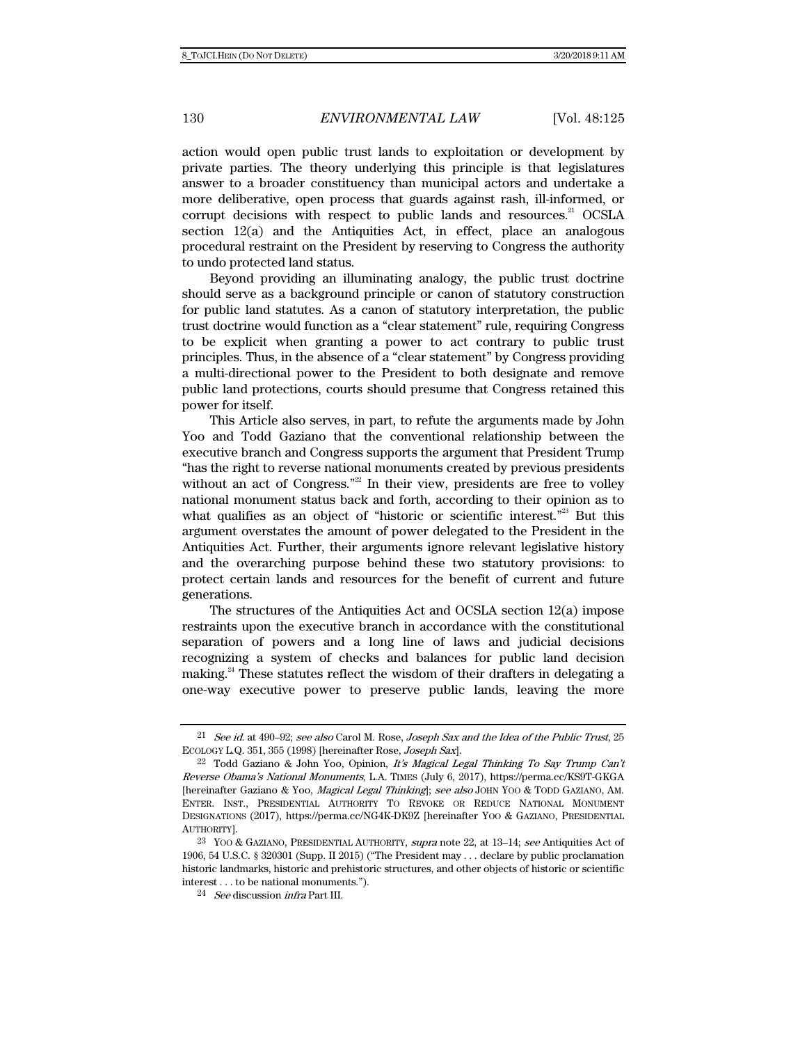action would open public trust lands to exploitation or development by private parties. The theory underlying this principle is that legislatures answer to a broader constituency than municipal actors and undertake a more deliberative, open process that guards against rash, ill-informed, or corrupt decisions with respect to public lands and resources.[21] OCSLA section 12(a) and the Antiquities Act, in effect, place an analogous procedural restraint on the President by reserving to Congress the authority to undo protected land status.

Beyond providing an illuminating analogy, the public trust doctrine should serve as a background principle or canon of statutory construction for public land statutes. As a canon of statutory interpretation, the public trust doctrine would function as a "clear statement" rule, requiring Congress to be explicit when granting a power to act contrary to public trust principles. Thus, in the absence of a "clear statement" by Congress providing a multi-directional power to the President to both designate and remove public land protections, courts should presume that Congress retained this power for itself.

This Article also serves, in part, to refute the arguments made by John Yoo and Todd Gaziano that the conventional relationship between the executive branch and Congress supports the argument that President Trump "has the right to reverse national monuments created by previous presidents without an act of Congress."[22] In their view, presidents are free to volley national monument status back and forth, according to their opinion as to what qualifies as an object of "historic or scientific interest."[23] But this argument overstates the amount of power delegated to the President in the Antiquities Act. Further, their arguments ignore relevant legislative history and the overarching purpose behind these two statutory provisions: to protect certain lands and resources for the benefit of current and future generations.

The structures of the Antiquities Act and OCSLA section 12(a) impose restraints upon the executive branch in accordance with the constitutional separation of powers and a long line of laws and judicial decisions recognizing a system of checks and balances for public land decision making.[24] These statutes reflect the wisdom of their drafters in delegating a one-way executive power to preserve public lands, leaving the more

---

[21] *See id.* at 490–92; *see also* Carol M. Rose, *Joseph Sax and the Idea of the Public Trust*, 25 ECOLOGY L.Q. 351, 355 (1998) [hereinafter Rose, *Joseph Sax*].

[22] Todd Gaziano & John Yoo, Opinion, *It's Magical Legal Thinking To Say Trump Can't Reverse Obama's National Monuments*, L.A. TIMES (July 6, 2017), https://perma.cc/KS9T-GKGA [hereinafter Gaziano & Yoo, *Magical Legal Thinking*]; *see also* JOHN YOO & TODD GAZIANO, AM. ENTER. INST., PRESIDENTIAL AUTHORITY TO REVOKE OR REDUCE NATIONAL MONUMENT DESIGNATIONS (2017), https://perma.cc/NG4K-DK9Z [hereinafter YOO & GAZIANO, PRESIDENTIAL AUTHORITY].

[23] YOO & GAZIANO, PRESIDENTIAL AUTHORITY, *supra* note 22, at 13–14; *see* Antiquities Act of 1906, 54 U.S.C. § 320301 (Supp. II 2015) ("The President may . . . declare by public proclamation historic landmarks, historic and prehistoric structures, and other objects of historic or scientific interest . . . to be national monuments.").

[24] *See* discussion *infra* Part III.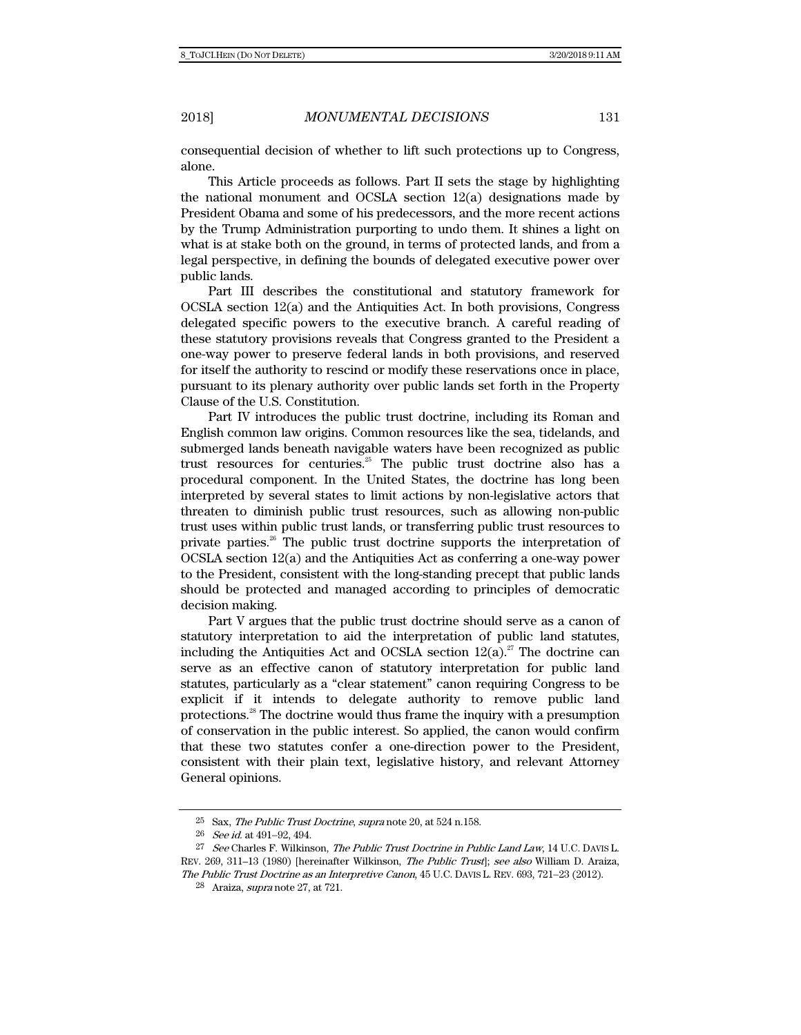consequential decision of whether to lift such protections up to Congress, alone.

This Article proceeds as follows. Part II sets the stage by highlighting the national monument and OCSLA section 12(a) designations made by President Obama and some of his predecessors, and the more recent actions by the Trump Administration purporting to undo them. It shines a light on what is at stake both on the ground, in terms of protected lands, and from a legal perspective, in defining the bounds of delegated executive power over public lands.

Part III describes the constitutional and statutory framework for OCSLA section 12(a) and the Antiquities Act. In both provisions, Congress delegated specific powers to the executive branch. A careful reading of these statutory provisions reveals that Congress granted to the President a one-way power to preserve federal lands in both provisions, and reserved for itself the authority to rescind or modify these reservations once in place, pursuant to its plenary authority over public lands set forth in the Property Clause of the U.S. Constitution.

Part IV introduces the public trust doctrine, including its Roman and English common law origins. Common resources like the sea, tidelands, and submerged lands beneath navigable waters have been recognized as public trust resources for centuries.[25] The public trust doctrine also has a procedural component. In the United States, the doctrine has long been interpreted by several states to limit actions by non-legislative actors that threaten to diminish public trust resources, such as allowing non-public trust uses within public trust lands, or transferring public trust resources to private parties.[26] The public trust doctrine supports the interpretation of OCSLA section 12(a) and the Antiquities Act as conferring a one-way power to the President, consistent with the long-standing precept that public lands should be protected and managed according to principles of democratic decision making.

Part V argues that the public trust doctrine should serve as a canon of statutory interpretation to aid the interpretation of public land statutes, including the Antiquities Act and OCSLA section 12(a).[27] The doctrine can serve as an effective canon of statutory interpretation for public land statutes, particularly as a "clear statement" canon requiring Congress to be explicit if it intends to delegate authority to remove public land protections.[28] The doctrine would thus frame the inquiry with a presumption of conservation in the public interest. So applied, the canon would confirm that these two statutes confer a one-direction power to the President, consistent with their plain text, legislative history, and relevant Attorney General opinions.

---

25 Sax, *The Public Trust Doctrine*, *supra* note 20, at 524 n.158.

26 *See id.* at 491–92, 494.

27 *See* Charles F. Wilkinson, *The Public Trust Doctrine in Public Land Law*, 14 U.C. DAVIS L. REV. 269, 311–13 (1980) [hereinafter Wilkinson, *The Public Trust*]; *see also* William D. Araiza, *The Public Trust Doctrine as an Interpretive Canon*, 45 U.C. DAVIS L. REV. 693, 721–23 (2012).

28 Araiza, *supra* note 27, at 721.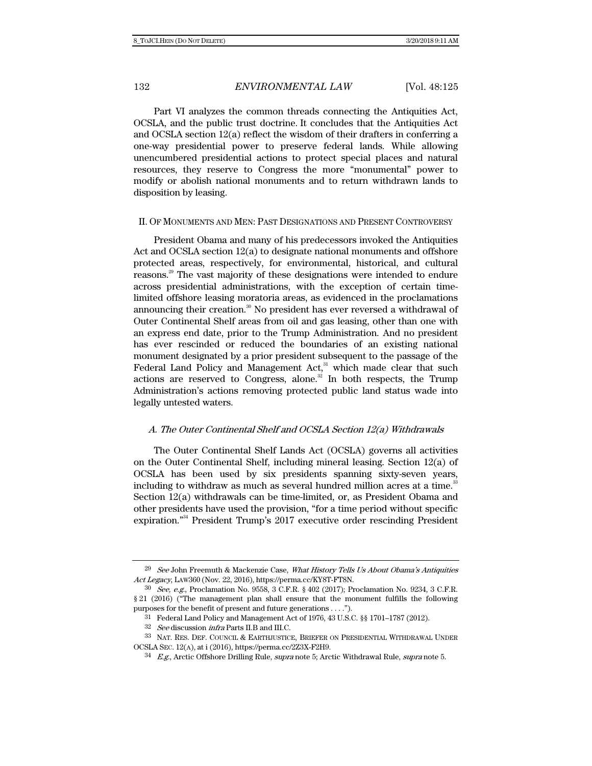Part VI analyzes the common threads connecting the Antiquities Act, OCSLA, and the public trust doctrine. It concludes that the Antiquities Act and OCSLA section 12(a) reflect the wisdom of their drafters in conferring a one-way presidential power to preserve federal lands. While allowing unencumbered presidential actions to protect special places and natural resources, they reserve to Congress the more "monumental" power to modify or abolish national monuments and to return withdrawn lands to disposition by leasing.

## II. OF MONUMENTS AND MEN: PAST DESIGNATIONS AND PRESENT CONTROVERSY

President Obama and many of his predecessors invoked the Antiquities Act and OCSLA section 12(a) to designate national monuments and offshore protected areas, respectively, for environmental, historical, and cultural reasons.[29] The vast majority of these designations were intended to endure across presidential administrations, with the exception of certain time-limited offshore leasing moratoria areas, as evidenced in the proclamations announcing their creation.[30] No president has ever reversed a withdrawal of Outer Continental Shelf areas from oil and gas leasing, other than one with an express end date, prior to the Trump Administration. And no president has ever rescinded or reduced the boundaries of an existing national monument designated by a prior president subsequent to the passage of the Federal Land Policy and Management Act,[31] which made clear that such actions are reserved to Congress, alone.[32] In both respects, the Trump Administration's actions removing protected public land status wade into legally untested waters.

### *A. The Outer Continental Shelf and OCSLA Section 12(a) Withdrawals*

The Outer Continental Shelf Lands Act (OCSLA) governs all activities on the Outer Continental Shelf, including mineral leasing. Section 12(a) of OCSLA has been used by six presidents spanning sixty-seven years, including to withdraw as much as several hundred million acres at a time.[33] Section 12(a) withdrawals can be time-limited, or, as President Obama and other presidents have used the provision, "for a time period without specific expiration."[34] President Trump's 2017 executive order rescinding President

---

[29] *See* John Freemuth & Mackenzie Case, *What History Tells Us About Obama's Antiquities Act Legacy*, LAW360 (Nov. 22, 2016), https://perma.cc/KY8T-FT8N.

[30] *See, e.g.*, Proclamation No. 9558, 3 C.F.R. § 402 (2017); Proclamation No. 9234, 3 C.F.R. § 21 (2016) ("The management plan shall ensure that the monument fulfills the following purposes for the benefit of present and future generations . . . .").

[31] Federal Land Policy and Management Act of 1976, 43 U.S.C. §§ 1701–1787 (2012).

[32] *See* discussion *infra* Parts II.B and III.C.

[33] NAT. RES. DEF. COUNCIL & EARTHJUSTICE, BRIEFER ON PRESIDENTIAL WITHDRAWAL UNDER OCSLA SEC. 12(A), at i (2016), https://perma.cc/2Z3X-F2H9.

[34] *E.g.*, Arctic Offshore Drilling Rule, *supra* note 5; Arctic Withdrawal Rule, *supra* note 5.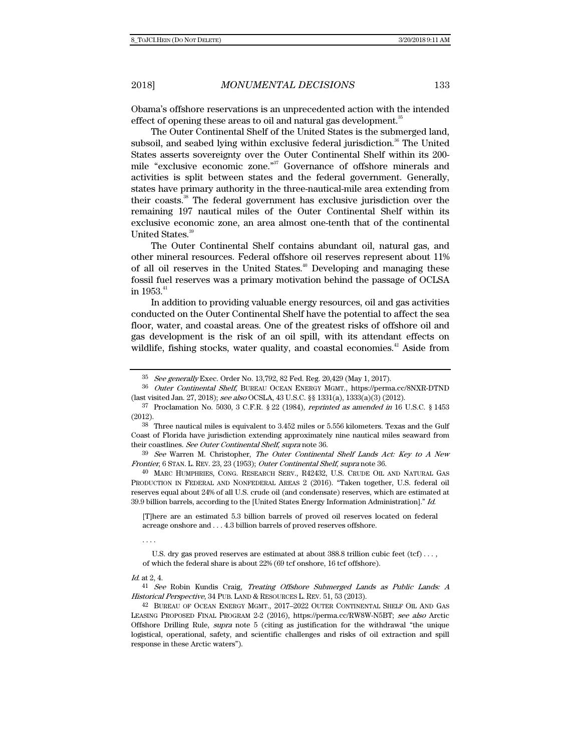Obama's offshore reservations is an unprecedented action with the intended effect of opening these areas to oil and natural gas development.[35]

The Outer Continental Shelf of the United States is the submerged land, subsoil, and seabed lying within exclusive federal jurisdiction.[36] The United States asserts sovereignty over the Outer Continental Shelf within its 200-mile "exclusive economic zone."[37] Governance of offshore minerals and activities is split between states and the federal government. Generally, states have primary authority in the three-nautical-mile area extending from their coasts.[38] The federal government has exclusive jurisdiction over the remaining 197 nautical miles of the Outer Continental Shelf within its exclusive economic zone, an area almost one-tenth that of the continental United States.[39]

The Outer Continental Shelf contains abundant oil, natural gas, and other mineral resources. Federal offshore oil reserves represent about 11% of all oil reserves in the United States.[40] Developing and managing these fossil fuel reserves was a primary motivation behind the passage of OCLSA in 1953.[41]

In addition to providing valuable energy resources, oil and gas activities conducted on the Outer Continental Shelf have the potential to affect the sea floor, water, and coastal areas. One of the greatest risks of offshore oil and gas development is the risk of an oil spill, with its attendant effects on wildlife, fishing stocks, water quality, and coastal economies.[42] Aside from

---

35 *See generally* Exec. Order No. 13,792, 82 Fed. Reg. 20,429 (May 1, 2017).

36 *Outer Continental Shelf*, BUREAU OCEAN ENERGY MGMT., https://perma.cc/8NXR-DTND (last visited Jan. 27, 2018); *see also* OCSLA, 43 U.S.C. §§ 1331(a), 1333(a)(3) (2012).

37 Proclamation No. 5030, 3 C.F.R. § 22 (1984), *reprinted as amended in* 16 U.S.C. § 1453 (2012).

38 Three nautical miles is equivalent to 3.452 miles or 5.556 kilometers. Texas and the Gulf Coast of Florida have jurisdiction extending approximately nine nautical miles seaward from their coastlines. *See Outer Continental Shelf*, *supra* note 36.

39 *See* Warren M. Christopher, *The Outer Continental Shelf Lands Act: Key to A New Frontier*, 6 STAN. L. REV. 23, 23 (1953); *Outer Continental Shelf*, *supra* note 36.

40 MARC HUMPHRIES, CONG. RESEARCH SERV., R42432, U.S. CRUDE OIL AND NATURAL GAS PRODUCTION IN FEDERAL AND NONFEDERAL AREAS 2 (2016). "Taken together, U.S. federal oil reserves equal about 24% of all U.S. crude oil (and condensate) reserves, which are estimated at 39.9 billion barrels, according to the [United States Energy Information Administration]." *Id.*

> [T]here are an estimated 5.3 billion barrels of proved oil reserves located on federal acreage onshore and . . . 4.3 billion barrels of proved reserves offshore.
>
> . . . .
>
> U.S. dry gas proved reserves are estimated at about 388.8 trillion cubic feet (tcf) . . . , of which the federal share is about 22% (69 tcf onshore, 16 tcf offshore).

*Id.* at 2, 4.

41 *See* Robin Kundis Craig, *Treating Offshore Submerged Lands as Public Lands: A Historical Perspective*, 34 PUB. LAND & RESOURCES L. REV. 51, 53 (2013).

42 BUREAU OF OCEAN ENERGY MGMT., 2017–2022 OUTER CONTINENTAL SHELF OIL AND GAS LEASING PROPOSED FINAL PROGRAM 2-2 (2016), https://perma.cc/RW8W-N5BT; *see also* Arctic Offshore Drilling Rule, *supra* note 5 (citing as justification for the withdrawal "the unique logistical, operational, safety, and scientific challenges and risks of oil extraction and spill response in these Arctic waters").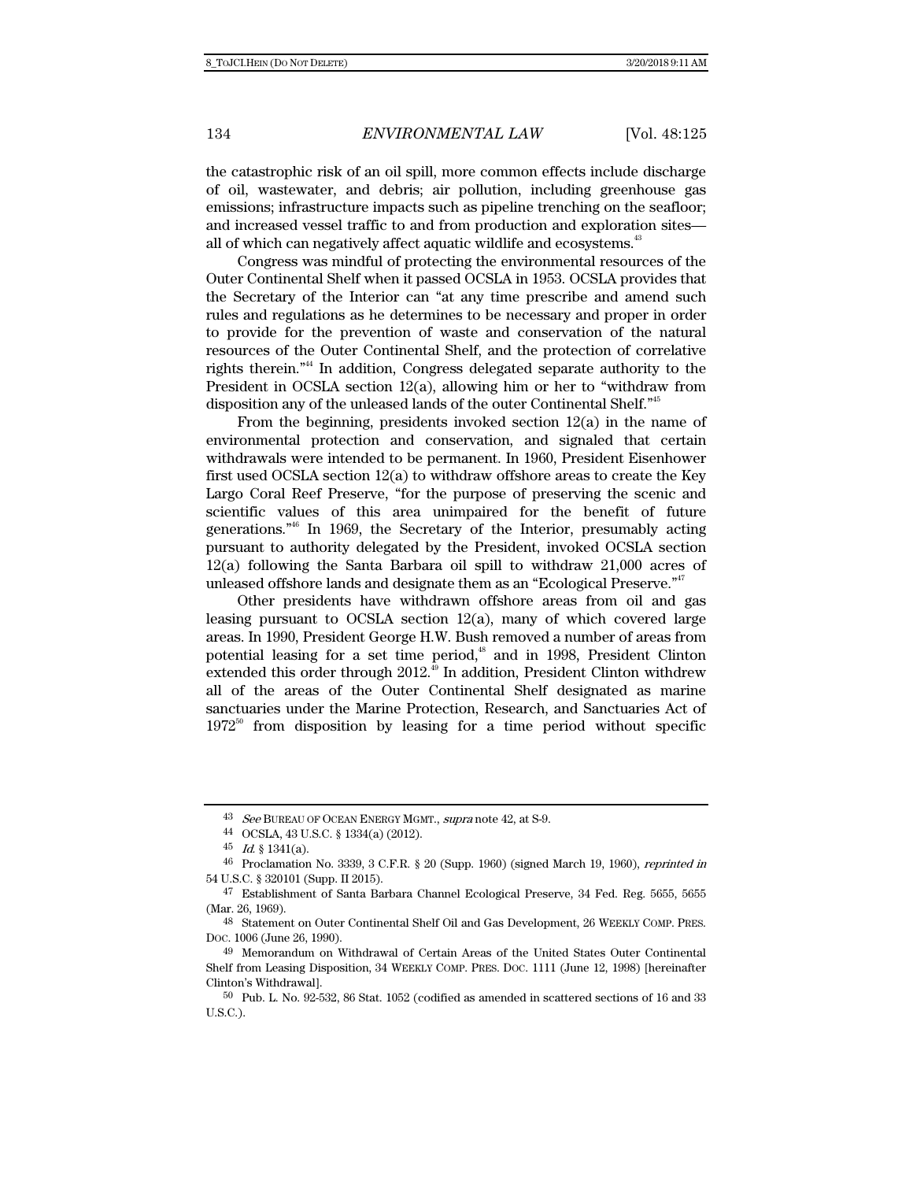the catastrophic risk of an oil spill, more common effects include discharge of oil, wastewater, and debris; air pollution, including greenhouse gas emissions; infrastructure impacts such as pipeline trenching on the seafloor; and increased vessel traffic to and from production and exploration sites—all of which can negatively affect aquatic wildlife and ecosystems.[43]

Congress was mindful of protecting the environmental resources of the Outer Continental Shelf when it passed OCSLA in 1953. OCSLA provides that the Secretary of the Interior can "at any time prescribe and amend such rules and regulations as he determines to be necessary and proper in order to provide for the prevention of waste and conservation of the natural resources of the Outer Continental Shelf, and the protection of correlative rights therein."[44] In addition, Congress delegated separate authority to the President in OCSLA section 12(a), allowing him or her to "withdraw from disposition any of the unleased lands of the outer Continental Shelf."[45]

From the beginning, presidents invoked section 12(a) in the name of environmental protection and conservation, and signaled that certain withdrawals were intended to be permanent. In 1960, President Eisenhower first used OCSLA section 12(a) to withdraw offshore areas to create the Key Largo Coral Reef Preserve, "for the purpose of preserving the scenic and scientific values of this area unimpaired for the benefit of future generations."[46] In 1969, the Secretary of the Interior, presumably acting pursuant to authority delegated by the President, invoked OCSLA section 12(a) following the Santa Barbara oil spill to withdraw 21,000 acres of unleased offshore lands and designate them as an "Ecological Preserve."[47]

Other presidents have withdrawn offshore areas from oil and gas leasing pursuant to OCSLA section 12(a), many of which covered large areas. In 1990, President George H.W. Bush removed a number of areas from potential leasing for a set time period,[48] and in 1998, President Clinton extended this order through 2012.[49] In addition, President Clinton withdrew all of the areas of the Outer Continental Shelf designated as marine sanctuaries under the Marine Protection, Research, and Sanctuaries Act of 1972[50] from disposition by leasing for a time period without specific

---

[43] *See* BUREAU OF OCEAN ENERGY MGMT., *supra* note 42, at S-9.

[44] OCSLA, 43 U.S.C. § 1334(a) (2012).

[45] *Id.* § 1341(a).

[46] Proclamation No. 3339, 3 C.F.R. § 20 (Supp. 1960) (signed March 19, 1960), *reprinted in* 54 U.S.C. § 320101 (Supp. II 2015).

[47] Establishment of Santa Barbara Channel Ecological Preserve, 34 Fed. Reg. 5655, 5655 (Mar. 26, 1969).

[48] Statement on Outer Continental Shelf Oil and Gas Development, 26 WEEKLY COMP. PRES. DOC. 1006 (June 26, 1990).

[49] Memorandum on Withdrawal of Certain Areas of the United States Outer Continental Shelf from Leasing Disposition, 34 WEEKLY COMP. PRES. DOC. 1111 (June 12, 1998) [hereinafter Clinton's Withdrawal].

[50] Pub. L. No. 92-532, 86 Stat. 1052 (codified as amended in scattered sections of 16 and 33 U.S.C.).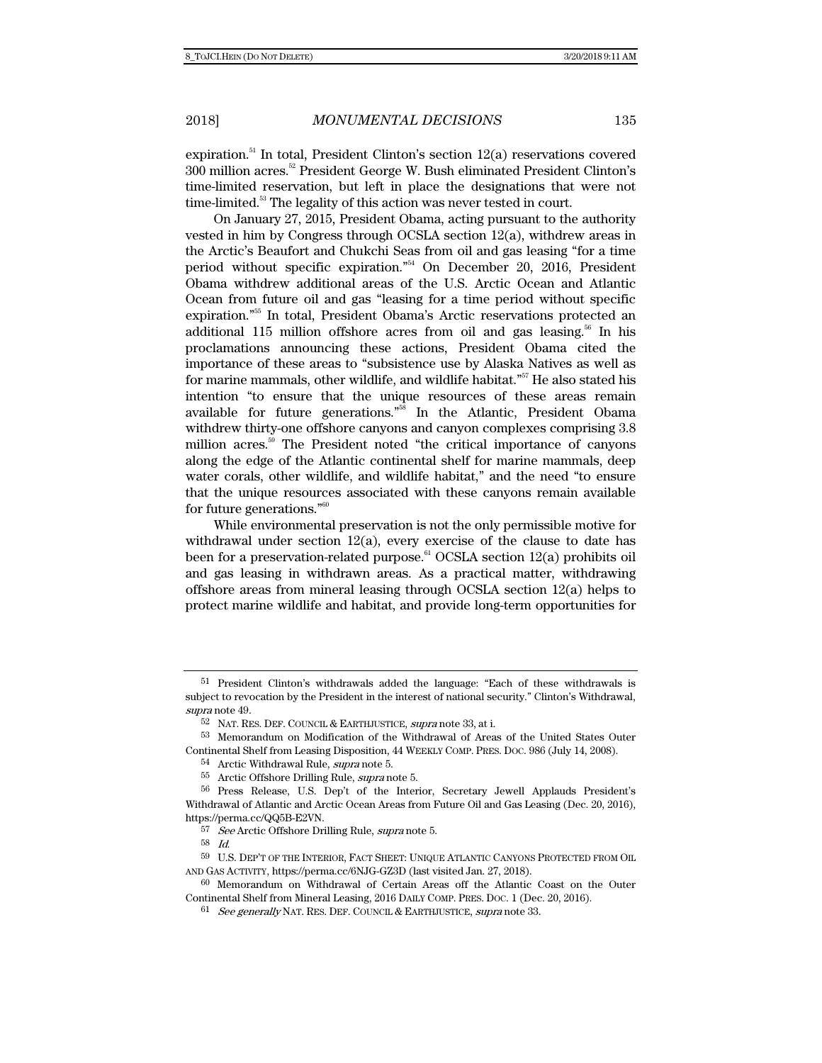expiration.[51] In total, President Clinton's section 12(a) reservations covered 300 million acres.[52] President George W. Bush eliminated President Clinton's time-limited reservation, but left in place the designations that were not time-limited.[53] The legality of this action was never tested in court.

On January 27, 2015, President Obama, acting pursuant to the authority vested in him by Congress through OCSLA section 12(a), withdrew areas in the Arctic's Beaufort and Chukchi Seas from oil and gas leasing "for a time period without specific expiration."[54] On December 20, 2016, President Obama withdrew additional areas of the U.S. Arctic Ocean and Atlantic Ocean from future oil and gas "leasing for a time period without specific expiration."[55] In total, President Obama's Arctic reservations protected an additional 115 million offshore acres from oil and gas leasing.[56] In his proclamations announcing these actions, President Obama cited the importance of these areas to "subsistence use by Alaska Natives as well as for marine mammals, other wildlife, and wildlife habitat."[57] He also stated his intention "to ensure that the unique resources of these areas remain available for future generations."[58] In the Atlantic, President Obama withdrew thirty-one offshore canyons and canyon complexes comprising 3.8 million acres.[59] The President noted "the critical importance of canyons along the edge of the Atlantic continental shelf for marine mammals, deep water corals, other wildlife, and wildlife habitat," and the need "to ensure that the unique resources associated with these canyons remain available for future generations."[60]

While environmental preservation is not the only permissible motive for withdrawal under section 12(a), every exercise of the clause to date has been for a preservation-related purpose.[61] OCSLA section 12(a) prohibits oil and gas leasing in withdrawn areas. As a practical matter, withdrawing offshore areas from mineral leasing through OCSLA section 12(a) helps to protect marine wildlife and habitat, and provide long-term opportunities for

---

51 President Clinton's withdrawals added the language: "Each of these withdrawals is subject to revocation by the President in the interest of national security." Clinton's Withdrawal, *supra* note 49.

52 NAT. RES. DEF. COUNCIL & EARTHJUSTICE, *supra* note 33, at i.

53 Memorandum on Modification of the Withdrawal of Areas of the United States Outer Continental Shelf from Leasing Disposition, 44 WEEKLY COMP. PRES. DOC. 986 (July 14, 2008).

54 Arctic Withdrawal Rule, *supra* note 5.

55 Arctic Offshore Drilling Rule, *supra* note 5.

56 Press Release, U.S. Dep't of the Interior, Secretary Jewell Applauds President's Withdrawal of Atlantic and Arctic Ocean Areas from Future Oil and Gas Leasing (Dec. 20, 2016), https://perma.cc/QQ5B-E2VN.

57 *See* Arctic Offshore Drilling Rule, *supra* note 5.

58 *Id.*

59 U.S. DEP'T OF THE INTERIOR, FACT SHEET: UNIQUE ATLANTIC CANYONS PROTECTED FROM OIL AND GAS ACTIVITY, https://perma.cc/6NJG-GZ3D (last visited Jan. 27, 2018).

60 Memorandum on Withdrawal of Certain Areas off the Atlantic Coast on the Outer Continental Shelf from Mineral Leasing, 2016 DAILY COMP. PRES. DOC. 1 (Dec. 20, 2016).

61 *See generally* NAT. RES. DEF. COUNCIL & EARTHJUSTICE, *supra* note 33.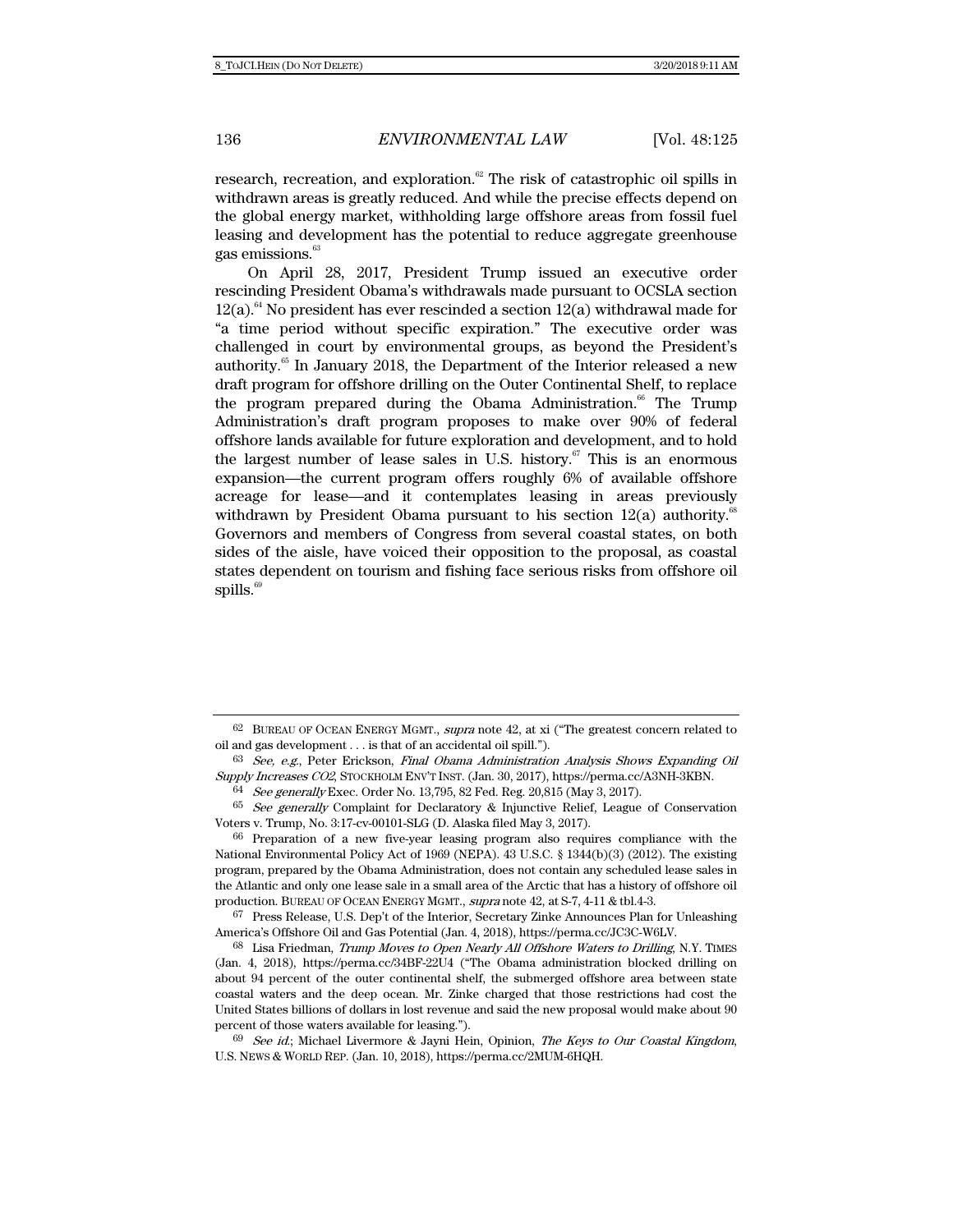research, recreation, and exploration.[62] The risk of catastrophic oil spills in withdrawn areas is greatly reduced. And while the precise effects depend on the global energy market, withholding large offshore areas from fossil fuel leasing and development has the potential to reduce aggregate greenhouse gas emissions.[63]

On April 28, 2017, President Trump issued an executive order rescinding President Obama's withdrawals made pursuant to OCSLA section 12(a).[64] No president has ever rescinded a section 12(a) withdrawal made for "a time period without specific expiration." The executive order was challenged in court by environmental groups, as beyond the President's authority.[65] In January 2018, the Department of the Interior released a new draft program for offshore drilling on the Outer Continental Shelf, to replace the program prepared during the Obama Administration.[66] The Trump Administration's draft program proposes to make over 90% of federal offshore lands available for future exploration and development, and to hold the largest number of lease sales in U.S. history.[67] This is an enormous expansion—the current program offers roughly 6% of available offshore acreage for lease—and it contemplates leasing in areas previously withdrawn by President Obama pursuant to his section 12(a) authority.[68] Governors and members of Congress from several coastal states, on both sides of the aisle, have voiced their opposition to the proposal, as coastal states dependent on tourism and fishing face serious risks from offshore oil spills.[69]

---

[62] BUREAU OF OCEAN ENERGY MGMT., *supra* note 42, at xi ("The greatest concern related to oil and gas development . . . is that of an accidental oil spill.").

[63] *See, e.g.*, Peter Erickson, *Final Obama Administration Analysis Shows Expanding Oil Supply Increases CO2*, STOCKHOLM ENV'T INST. (Jan. 30, 2017), https://perma.cc/A3NH-3KBN.

[64] *See generally* Exec. Order No. 13,795, 82 Fed. Reg. 20,815 (May 3, 2017).

[65] *See generally* Complaint for Declaratory & Injunctive Relief, League of Conservation Voters v. Trump, No. 3:17-cv-00101-SLG (D. Alaska filed May 3, 2017).

[66] Preparation of a new five-year leasing program also requires compliance with the National Environmental Policy Act of 1969 (NEPA). 43 U.S.C. § 1344(b)(3) (2012). The existing program, prepared by the Obama Administration, does not contain any scheduled lease sales in the Atlantic and only one lease sale in a small area of the Arctic that has a history of offshore oil production. BUREAU OF OCEAN ENERGY MGMT., *supra* note 42, at S-7, 4-11 & tbl.4-3.

[67] Press Release, U.S. Dep't of the Interior, Secretary Zinke Announces Plan for Unleashing America's Offshore Oil and Gas Potential (Jan. 4, 2018), https://perma.cc/JC3C-W6LV.

[68] Lisa Friedman, *Trump Moves to Open Nearly All Offshore Waters to Drilling*, N.Y. TIMES (Jan. 4, 2018), https://perma.cc/34BF-22U4 ("The Obama administration blocked drilling on about 94 percent of the outer continental shelf, the submerged offshore area between state coastal waters and the deep ocean. Mr. Zinke charged that those restrictions had cost the United States billions of dollars in lost revenue and said the new proposal would make about 90 percent of those waters available for leasing.").

[69] *See id.*; Michael Livermore & Jayni Hein, Opinion, *The Keys to Our Coastal Kingdom*, U.S. NEWS & WORLD REP. (Jan. 10, 2018), https://perma.cc/2MUM-6HQH.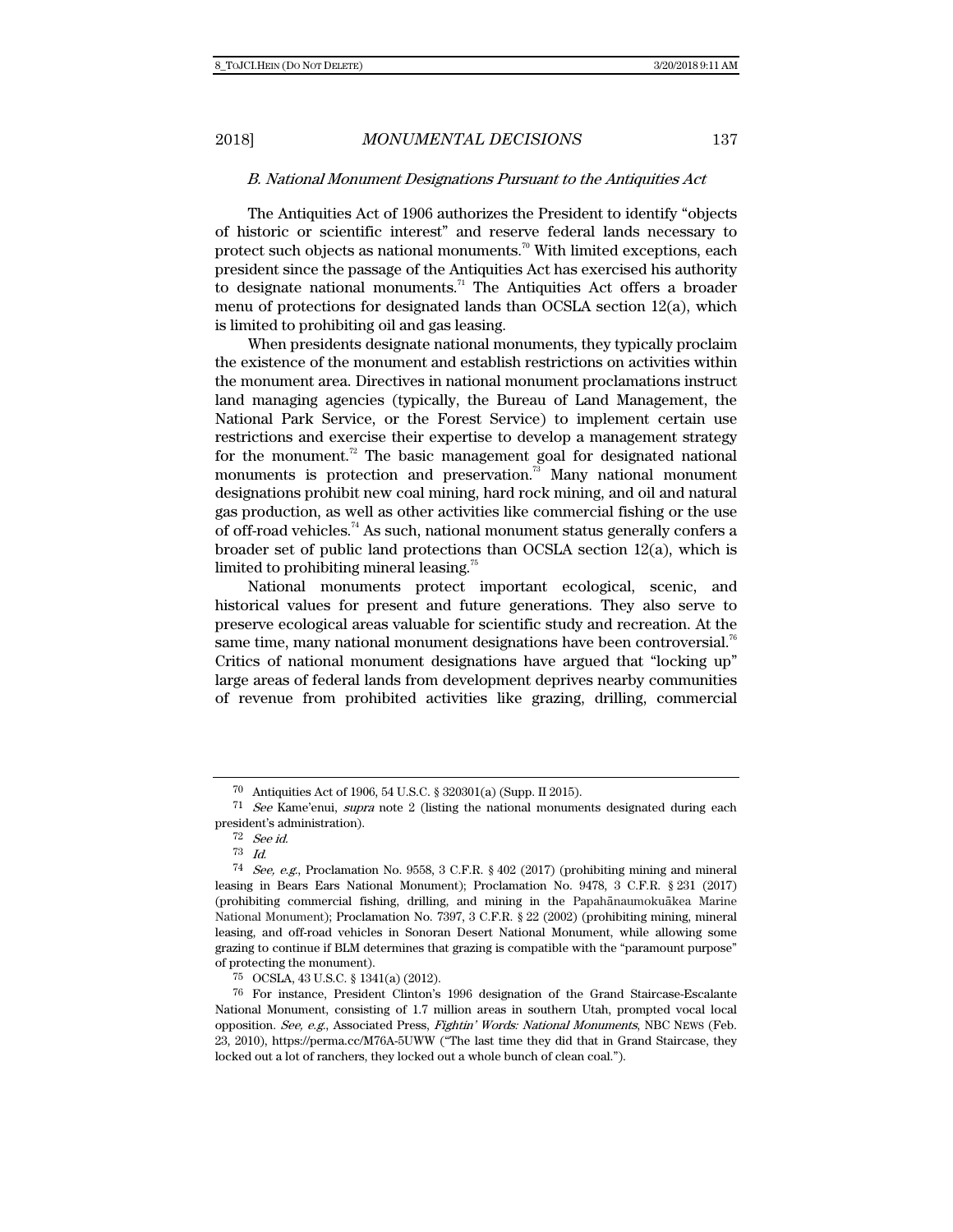### *B. National Monument Designations Pursuant to the Antiquities Act*

The Antiquities Act of 1906 authorizes the President to identify "objects of historic or scientific interest" and reserve federal lands necessary to protect such objects as national monuments.[70] With limited exceptions, each president since the passage of the Antiquities Act has exercised his authority to designate national monuments.[71] The Antiquities Act offers a broader menu of protections for designated lands than OCSLA section 12(a), which is limited to prohibiting oil and gas leasing.

When presidents designate national monuments, they typically proclaim the existence of the monument and establish restrictions on activities within the monument area. Directives in national monument proclamations instruct land managing agencies (typically, the Bureau of Land Management, the National Park Service, or the Forest Service) to implement certain use restrictions and exercise their expertise to develop a management strategy for the monument.[72] The basic management goal for designated national monuments is protection and preservation.[73] Many national monument designations prohibit new coal mining, hard rock mining, and oil and natural gas production, as well as other activities like commercial fishing or the use of off-road vehicles.[74] As such, national monument status generally confers a broader set of public land protections than OCSLA section 12(a), which is limited to prohibiting mineral leasing.[75]

National monuments protect important ecological, scenic, and historical values for present and future generations. They also serve to preserve ecological areas valuable for scientific study and recreation. At the same time, many national monument designations have been controversial.[76] Critics of national monument designations have argued that "locking up" large areas of federal lands from development deprives nearby communities of revenue from prohibited activities like grazing, drilling, commercial

---

70 Antiquities Act of 1906, 54 U.S.C. § 320301(a) (Supp. II 2015).

71 *See* Kame'enui, *supra* note 2 (listing the national monuments designated during each president's administration).

72 *See id.*

73 *Id.*

74 *See, e.g.*, Proclamation No. 9558, 3 C.F.R. § 402 (2017) (prohibiting mining and mineral leasing in Bears Ears National Monument); Proclamation No. 9478, 3 C.F.R. § 231 (2017) (prohibiting commercial fishing, drilling, and mining in the Papahānaumokuākea Marine National Monument); Proclamation No. 7397, 3 C.F.R. § 22 (2002) (prohibiting mining, mineral leasing, and off-road vehicles in Sonoran Desert National Monument, while allowing some grazing to continue if BLM determines that grazing is compatible with the "paramount purpose" of protecting the monument).

75 OCSLA, 43 U.S.C. § 1341(a) (2012).

76 For instance, President Clinton's 1996 designation of the Grand Staircase-Escalante National Monument, consisting of 1.7 million areas in southern Utah, prompted vocal local opposition. *See, e.g.*, Associated Press, *Fightin' Words: National Monuments*, NBC NEWS (Feb. 23, 2010), https://perma.cc/M76A-5UWW ("The last time they did that in Grand Staircase, they locked out a lot of ranchers, they locked out a whole bunch of clean coal.").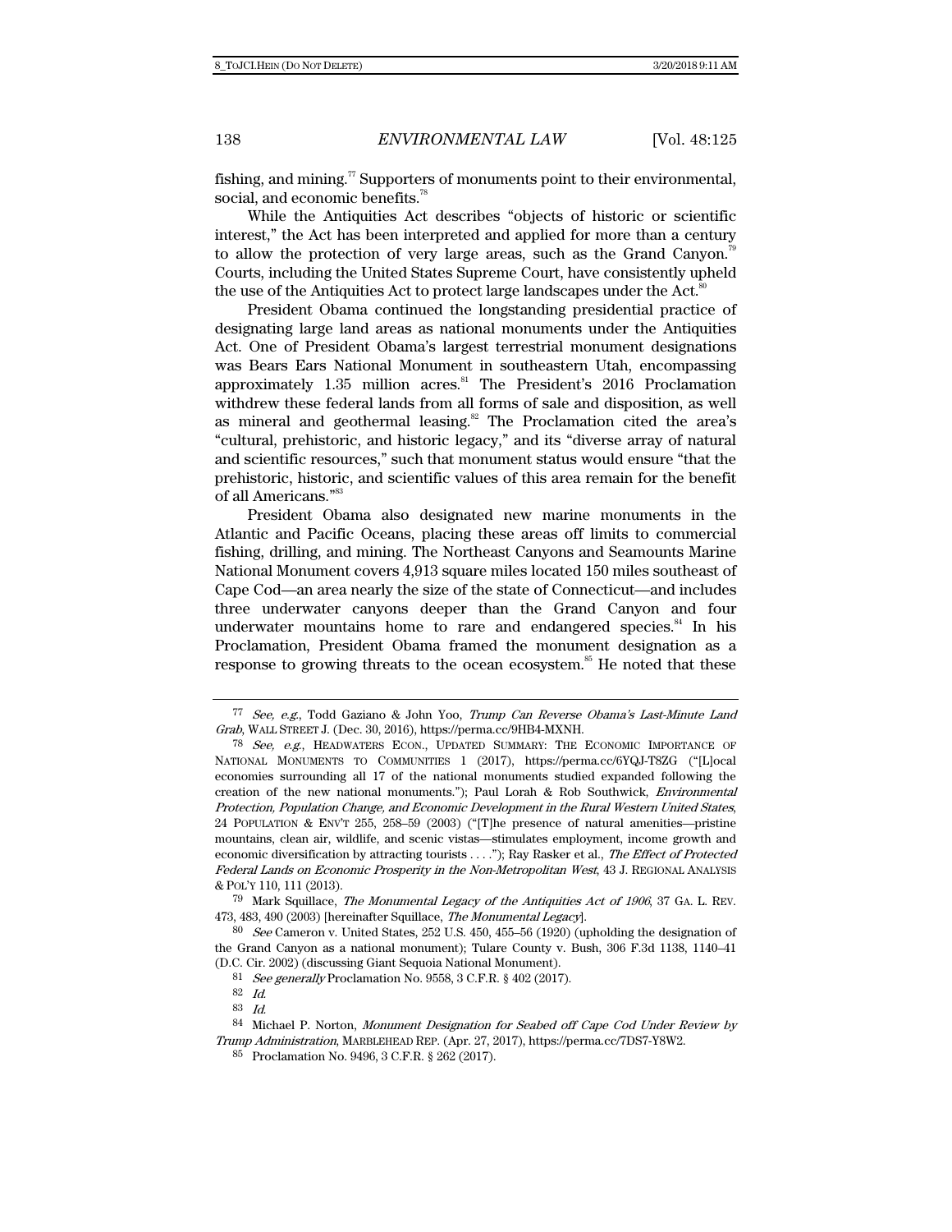fishing, and mining.[77] Supporters of monuments point to their environmental, social, and economic benefits.[78]

While the Antiquities Act describes "objects of historic or scientific interest," the Act has been interpreted and applied for more than a century to allow the protection of very large areas, such as the Grand Canyon.[79] Courts, including the United States Supreme Court, have consistently upheld the use of the Antiquities Act to protect large landscapes under the Act.[80]

President Obama continued the longstanding presidential practice of designating large land areas as national monuments under the Antiquities Act. One of President Obama's largest terrestrial monument designations was Bears Ears National Monument in southeastern Utah, encompassing approximately 1.35 million acres.[81] The President's 2016 Proclamation withdrew these federal lands from all forms of sale and disposition, as well as mineral and geothermal leasing.[82] The Proclamation cited the area's "cultural, prehistoric, and historic legacy," and its "diverse array of natural and scientific resources," such that monument status would ensure "that the prehistoric, historic, and scientific values of this area remain for the benefit of all Americans."[83]

President Obama also designated new marine monuments in the Atlantic and Pacific Oceans, placing these areas off limits to commercial fishing, drilling, and mining. The Northeast Canyons and Seamounts Marine National Monument covers 4,913 square miles located 150 miles southeast of Cape Cod—an area nearly the size of the state of Connecticut—and includes three underwater canyons deeper than the Grand Canyon and four underwater mountains home to rare and endangered species.[84] In his Proclamation, President Obama framed the monument designation as a response to growing threats to the ocean ecosystem.[85] He noted that these

---

[77] *See, e.g.*, Todd Gaziano & John Yoo, *Trump Can Reverse Obama's Last-Minute Land Grab*, WALL STREET J. (Dec. 30, 2016), https://perma.cc/9HB4-MXNH.

[78] *See, e.g.*, HEADWATERS ECON., UPDATED SUMMARY: THE ECONOMIC IMPORTANCE OF NATIONAL MONUMENTS TO COMMUNITIES 1 (2017), https://perma.cc/6YQJ-T8ZG ("[L]ocal economies surrounding all 17 of the national monuments studied expanded following the creation of the new national monuments."); Paul Lorah & Rob Southwick, *Environmental Protection, Population Change, and Economic Development in the Rural Western United States*, 24 POPULATION & ENV'T 255, 258–59 (2003) ("[T]he presence of natural amenities—pristine mountains, clean air, wildlife, and scenic vistas—stimulates employment, income growth and economic diversification by attracting tourists . . . ."); Ray Rasker et al., *The Effect of Protected Federal Lands on Economic Prosperity in the Non-Metropolitan West*, 43 J. REGIONAL ANALYSIS & POL'Y 110, 111 (2013).

[79] Mark Squillace, *The Monumental Legacy of the Antiquities Act of 1906*, 37 GA. L. REV. 473, 483, 490 (2003) [hereinafter Squillace, *The Monumental Legacy*].

[80] *See* Cameron v. United States, 252 U.S. 450, 455–56 (1920) (upholding the designation of the Grand Canyon as a national monument); Tulare County v. Bush, 306 F.3d 1138, 1140–41 (D.C. Cir. 2002) (discussing Giant Sequoia National Monument).

[81] *See generally* Proclamation No. 9558, 3 C.F.R. § 402 (2017).

[82] *Id.*

[83] *Id.*

[84] Michael P. Norton, *Monument Designation for Seabed off Cape Cod Under Review by Trump Administration*, MARBLEHEAD REP. (Apr. 27, 2017), https://perma.cc/7DS7-Y8W2.

[85] Proclamation No. 9496, 3 C.F.R. § 262 (2017).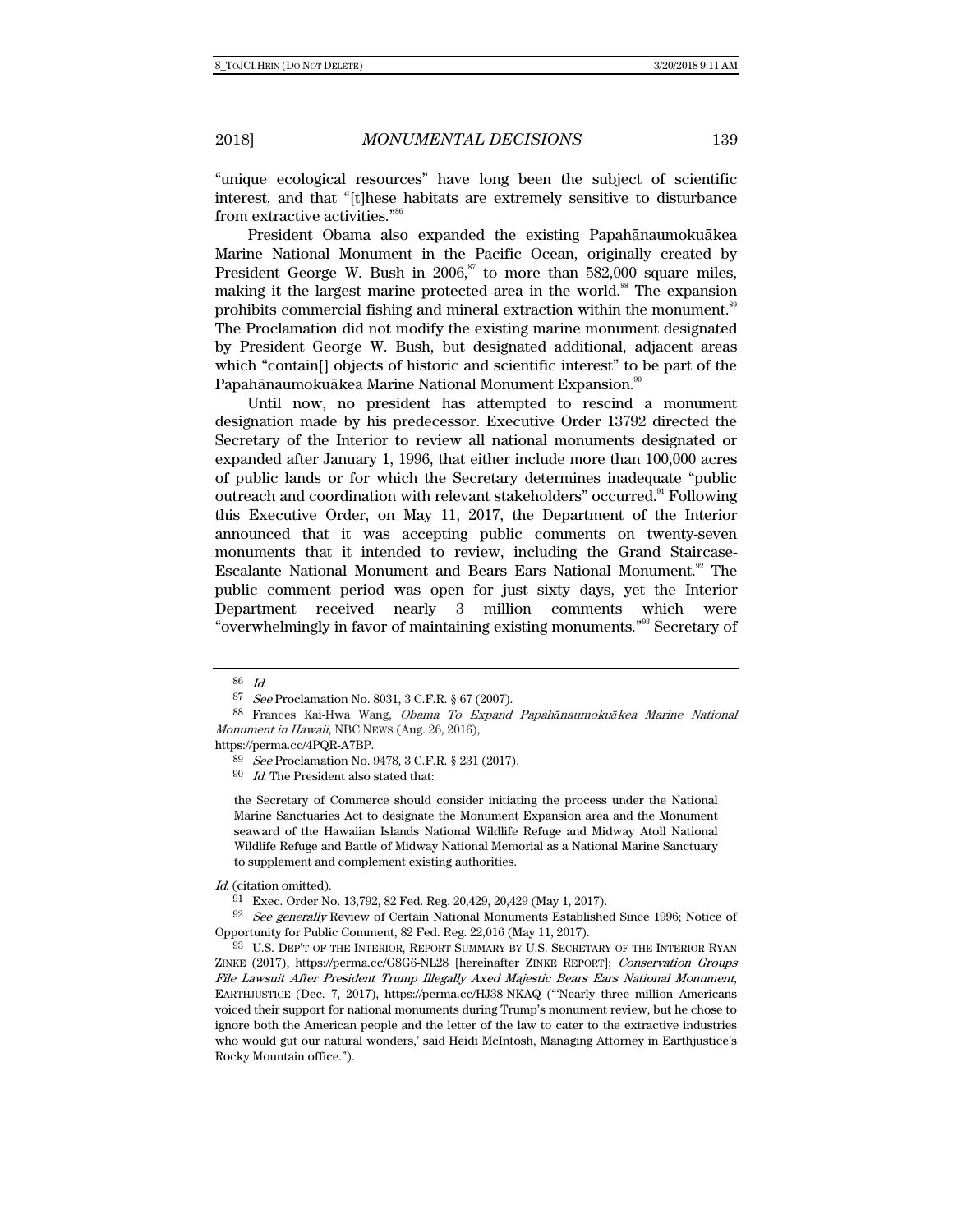"unique ecological resources" have long been the subject of scientific interest, and that "[t]hese habitats are extremely sensitive to disturbance from extractive activities."[86]

President Obama also expanded the existing Papahānaumokuākea Marine National Monument in the Pacific Ocean, originally created by President George W. Bush in 2006,[87] to more than 582,000 square miles, making it the largest marine protected area in the world.[88] The expansion prohibits commercial fishing and mineral extraction within the monument.[89] The Proclamation did not modify the existing marine monument designated by President George W. Bush, but designated additional, adjacent areas which "contain[] objects of historic and scientific interest" to be part of the Papahānaumokuākea Marine National Monument Expansion.[90]

Until now, no president has attempted to rescind a monument designation made by his predecessor. Executive Order 13792 directed the Secretary of the Interior to review all national monuments designated or expanded after January 1, 1996, that either include more than 100,000 acres of public lands or for which the Secretary determines inadequate "public outreach and coordination with relevant stakeholders" occurred.[91] Following this Executive Order, on May 11, 2017, the Department of the Interior announced that it was accepting public comments on twenty-seven monuments that it intended to review, including the Grand Staircase-Escalante National Monument and Bears Ears National Monument.[92] The public comment period was open for just sixty days, yet the Interior Department received nearly 3 million comments which were "overwhelmingly in favor of maintaining existing monuments."[93] Secretary of

---

86 *Id.*

87 *See* Proclamation No. 8031, 3 C.F.R. § 67 (2007).

88 Frances Kai-Hwa Wang, *Obama To Expand Papahānaumokuākea Marine National Monument in Hawaii*, NBC NEWS (Aug. 26, 2016), https://perma.cc/4PQR-A7BP.

89 *See* Proclamation No. 9478, 3 C.F.R. § 231 (2017).

90 *Id.* The President also stated that:

> the Secretary of Commerce should consider initiating the process under the National Marine Sanctuaries Act to designate the Monument Expansion area and the Monument seaward of the Hawaiian Islands National Wildlife Refuge and Midway Atoll National Wildlife Refuge and Battle of Midway National Memorial as a National Marine Sanctuary to supplement and complement existing authorities.

*Id.* (citation omitted).

91 Exec. Order No. 13,792, 82 Fed. Reg. 20,429, 20,429 (May 1, 2017).

92 *See generally* Review of Certain National Monuments Established Since 1996; Notice of Opportunity for Public Comment, 82 Fed. Reg. 22,016 (May 11, 2017).

93 U.S. DEP'T OF THE INTERIOR, REPORT SUMMARY BY U.S. SECRETARY OF THE INTERIOR RYAN ZINKE (2017), https://perma.cc/G8G6-NL28 [hereinafter ZINKE REPORT]; *Conservation Groups File Lawsuit After President Trump Illegally Axed Majestic Bears Ears National Monument*, EARTHJUSTICE (Dec. 7, 2017), https://perma.cc/HJ38-NKAQ ("'Nearly three million Americans voiced their support for national monuments during Trump's monument review, but he chose to ignore both the American people and the letter of the law to cater to the extractive industries who would gut our natural wonders,' said Heidi McIntosh, Managing Attorney in Earthjustice's Rocky Mountain office.").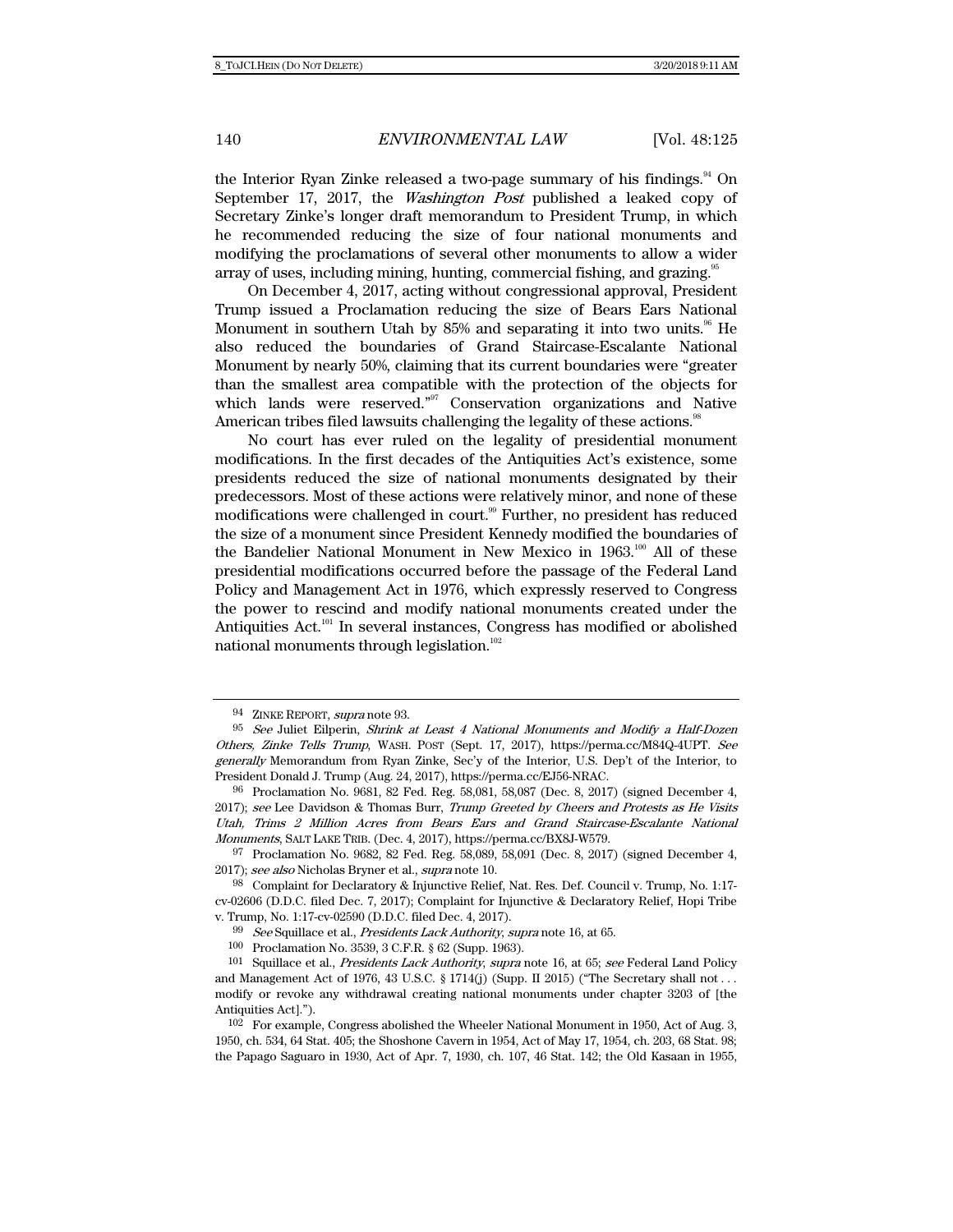the Interior Ryan Zinke released a two-page summary of his findings.[94] On September 17, 2017, the *Washington Post* published a leaked copy of Secretary Zinke's longer draft memorandum to President Trump, in which he recommended reducing the size of four national monuments and modifying the proclamations of several other monuments to allow a wider array of uses, including mining, hunting, commercial fishing, and grazing.[95]

On December 4, 2017, acting without congressional approval, President Trump issued a Proclamation reducing the size of Bears Ears National Monument in southern Utah by 85% and separating it into two units.[96] He also reduced the boundaries of Grand Staircase-Escalante National Monument by nearly 50%, claiming that its current boundaries were "greater than the smallest area compatible with the protection of the objects for which lands were reserved."[97] Conservation organizations and Native American tribes filed lawsuits challenging the legality of these actions.[98]

No court has ever ruled on the legality of presidential monument modifications. In the first decades of the Antiquities Act's existence, some presidents reduced the size of national monuments designated by their predecessors. Most of these actions were relatively minor, and none of these modifications were challenged in court.[99] Further, no president has reduced the size of a monument since President Kennedy modified the boundaries of the Bandelier National Monument in New Mexico in 1963.[100] All of these presidential modifications occurred before the passage of the Federal Land Policy and Management Act in 1976, which expressly reserved to Congress the power to rescind and modify national monuments created under the Antiquities Act.[101] In several instances, Congress has modified or abolished national monuments through legislation.[102]

---

94 ZINKE REPORT, *supra* note 93.

95 *See* Juliet Eilperin, *Shrink at Least 4 National Monuments and Modify a Half-Dozen Others, Zinke Tells Trump*, WASH. POST (Sept. 17, 2017), https://perma.cc/M84Q-4UPT. *See generally* Memorandum from Ryan Zinke, Sec'y of the Interior, U.S. Dep't of the Interior, to President Donald J. Trump (Aug. 24, 2017), https://perma.cc/EJ56-NRAC.

96 Proclamation No. 9681, 82 Fed. Reg. 58,081, 58,087 (Dec. 8, 2017) (signed December 4, 2017); *see* Lee Davidson & Thomas Burr, *Trump Greeted by Cheers and Protests as He Visits Utah, Trims 2 Million Acres from Bears Ears and Grand Staircase-Escalante National Monuments*, SALT LAKE TRIB. (Dec. 4, 2017), https://perma.cc/BX8J-W579.

97 Proclamation No. 9682, 82 Fed. Reg. 58,089, 58,091 (Dec. 8, 2017) (signed December 4, 2017); *see also* Nicholas Bryner et al., *supra* note 10.

98 Complaint for Declaratory & Injunctive Relief, Nat. Res. Def. Council v. Trump, No. 1:17-cv-02606 (D.D.C. filed Dec. 7, 2017); Complaint for Injunctive & Declaratory Relief, Hopi Tribe v. Trump, No. 1:17-cv-02590 (D.D.C. filed Dec. 4, 2017).

99 *See* Squillace et al., *Presidents Lack Authority*, *supra* note 16, at 65.

100 Proclamation No. 3539, 3 C.F.R. § 62 (Supp. 1963).

101 Squillace et al., *Presidents Lack Authority*, *supra* note 16, at 65; *see* Federal Land Policy and Management Act of 1976, 43 U.S.C. § 1714(j) (Supp. II 2015) ("The Secretary shall not . . . modify or revoke any withdrawal creating national monuments under chapter 3203 of [the Antiquities Act].").

102 For example, Congress abolished the Wheeler National Monument in 1950, Act of Aug. 3, 1950, ch. 534, 64 Stat. 405; the Shoshone Cavern in 1954, Act of May 17, 1954, ch. 203, 68 Stat. 98; the Papago Saguaro in 1930, Act of Apr. 7, 1930, ch. 107, 46 Stat. 142; the Old Kasaan in 1955,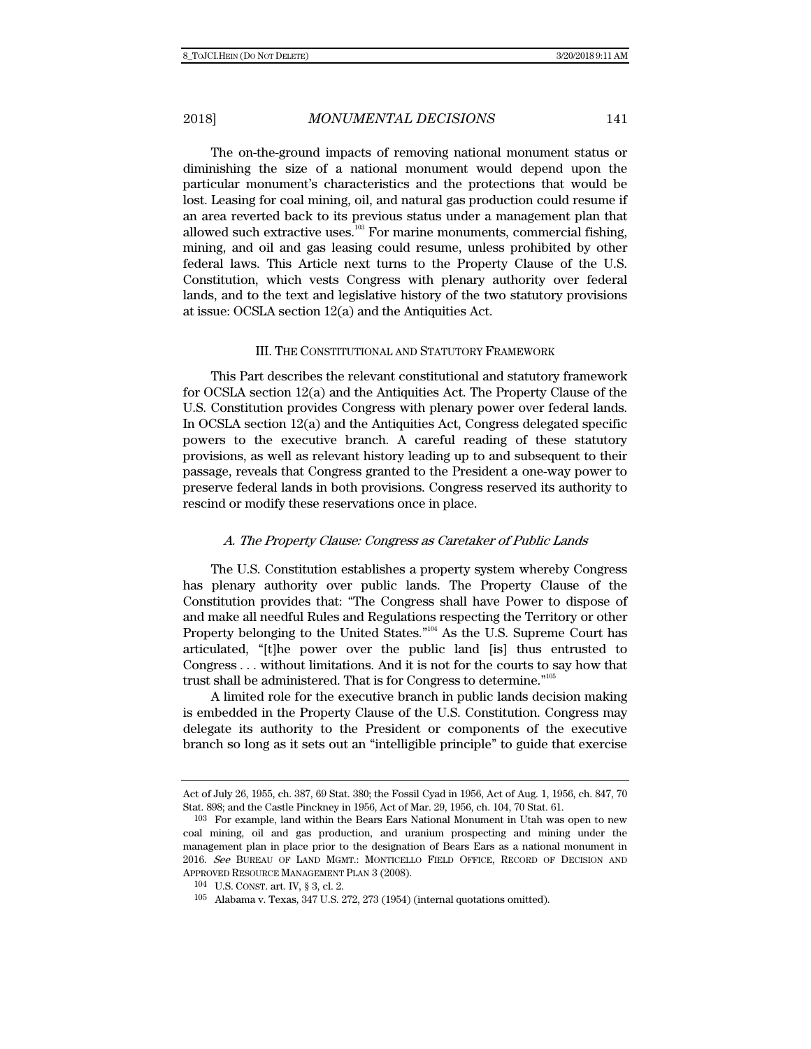The on-the-ground impacts of removing national monument status or diminishing the size of a national monument would depend upon the particular monument's characteristics and the protections that would be lost. Leasing for coal mining, oil, and natural gas production could resume if an area reverted back to its previous status under a management plan that allowed such extractive uses.[103] For marine monuments, commercial fishing, mining, and oil and gas leasing could resume, unless prohibited by other federal laws. This Article next turns to the Property Clause of the U.S. Constitution, which vests Congress with plenary authority over federal lands, and to the text and legislative history of the two statutory provisions at issue: OCSLA section 12(a) and the Antiquities Act.

## III. THE CONSTITUTIONAL AND STATUTORY FRAMEWORK

This Part describes the relevant constitutional and statutory framework for OCSLA section 12(a) and the Antiquities Act. The Property Clause of the U.S. Constitution provides Congress with plenary power over federal lands. In OCSLA section 12(a) and the Antiquities Act, Congress delegated specific powers to the executive branch. A careful reading of these statutory provisions, as well as relevant history leading up to and subsequent to their passage, reveals that Congress granted to the President a one-way power to preserve federal lands in both provisions. Congress reserved its authority to rescind or modify these reservations once in place.

### *A. The Property Clause: Congress as Caretaker of Public Lands*

The U.S. Constitution establishes a property system whereby Congress has plenary authority over public lands. The Property Clause of the Constitution provides that: "The Congress shall have Power to dispose of and make all needful Rules and Regulations respecting the Territory or other Property belonging to the United States."[104] As the U.S. Supreme Court has articulated, "[t]he power over the public land [is] thus entrusted to Congress . . . without limitations. And it is not for the courts to say how that trust shall be administered. That is for Congress to determine."[105]

A limited role for the executive branch in public lands decision making is embedded in the Property Clause of the U.S. Constitution. Congress may delegate its authority to the President or components of the executive branch so long as it sets out an "intelligible principle" to guide that exercise

---

Act of July 26, 1955, ch. 387, 69 Stat. 380; the Fossil Cyad in 1956, Act of Aug. 1, 1956, ch. 847, 70 Stat. 898; and the Castle Pinckney in 1956, Act of Mar. 29, 1956, ch. 104, 70 Stat. 61.

103 For example, land within the Bears Ears National Monument in Utah was open to new coal mining, oil and gas production, and uranium prospecting and mining under the management plan in place prior to the designation of Bears Ears as a national monument in 2016. *See* BUREAU OF LAND MGMT.: MONTICELLO FIELD OFFICE, RECORD OF DECISION AND APPROVED RESOURCE MANAGEMENT PLAN 3 (2008).

104 U.S. CONST. art. IV, § 3, cl. 2.

105 Alabama v. Texas, 347 U.S. 272, 273 (1954) (internal quotations omitted).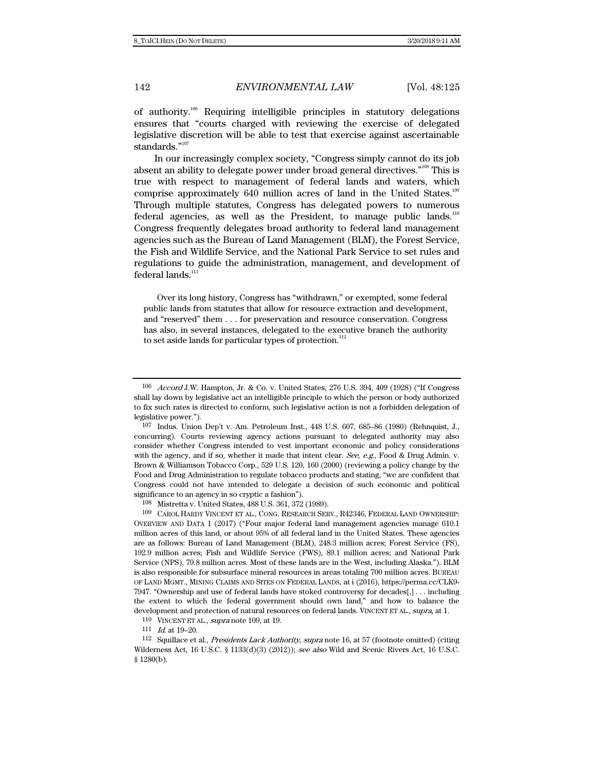of authority.[106] Requiring intelligible principles in statutory delegations ensures that "courts charged with reviewing the exercise of delegated legislative discretion will be able to test that exercise against ascertainable standards."[107]

In our increasingly complex society, "Congress simply cannot do its job absent an ability to delegate power under broad general directives."[108] This is true with respect to management of federal lands and waters, which comprise approximately 640 million acres of land in the United States.[109] Through multiple statutes, Congress has delegated powers to numerous federal agencies, as well as the President, to manage public lands.[110] Congress frequently delegates broad authority to federal land management agencies such as the Bureau of Land Management (BLM), the Forest Service, the Fish and Wildlife Service, and the National Park Service to set rules and regulations to guide the administration, management, and development of federal lands.[111]

> Over its long history, Congress has "withdrawn," or exempted, some federal public lands from statutes that allow for resource extraction and development, and "reserved" them . . . for preservation and resource conservation. Congress has also, in several instances, delegated to the executive branch the authority to set aside lands for particular types of protection.[112]

---

106 *Accord* J.W. Hampton, Jr. & Co. v. United States, 276 U.S. 394, 409 (1928) ("If Congress shall lay down by legislative act an intelligible principle to which the person or body authorized to fix such rates is directed to conform, such legislative action is not a forbidden delegation of legislative power.").

107 Indus. Union Dep't v. Am. Petroleum Inst., 448 U.S. 607, 685–86 (1980) (Rehnquist, J., concurring). Courts reviewing agency actions pursuant to delegated authority may also consider whether Congress intended to vest important economic and policy considerations with the agency, and if so, whether it made that intent clear. *See, e.g.*, Food & Drug Admin. v. Brown & Williamson Tobacco Corp., 529 U.S. 120, 160 (2000) (reviewing a policy change by the Food and Drug Administration to regulate tobacco products and stating, "we are confident that Congress could not have intended to delegate a decision of such economic and political significance to an agency in so cryptic a fashion").

108 Mistretta v. United States, 488 U.S. 361, 372 (1989).

109 CAROL HARDY VINCENT ET AL., CONG. RESEARCH SERV., R42346, FEDERAL LAND OWNERSHIP: OVERVIEW AND DATA 1 (2017) ("Four major federal land management agencies manage 610.1 million acres of this land, or about 95% of all federal land in the United States. These agencies are as follows: Bureau of Land Management (BLM), 248.3 million acres; Forest Service (FS), 192.9 million acres; Fish and Wildlife Service (FWS), 89.1 million acres; and National Park Service (NPS), 79.8 million acres. Most of these lands are in the West, including Alaska."). BLM is also responsible for subsurface mineral resources in areas totaling 700 million acres. BUREAU OF LAND MGMT., MINING CLAIMS AND SITES ON FEDERAL LANDS, at i (2016), https://perma.cc/CLK9-7947. "Ownership and use of federal lands have stoked controversy for decades[,] . . . including the extent to which the federal government should own land," and how to balance the development and protection of natural resources on federal lands. VINCENT ET AL., *supra*, at 1.

110 VINCENT ET AL., *supra* note 109, at 19.

111 *Id.* at 19–20.

112 Squillace et al., *Presidents Lack Authority*, *supra* note 16, at 57 (footnote omitted) (citing Wilderness Act, 16 U.S.C. § 1133(d)(3) (2012)); *see also* Wild and Scenic Rivers Act, 16 U.S.C. § 1280(b).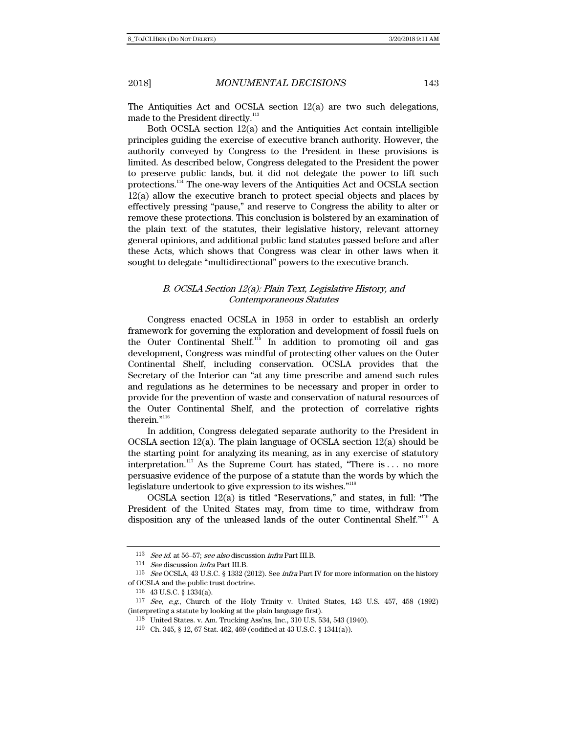The Antiquities Act and OCSLA section 12(a) are two such delegations, made to the President directly.[113]

Both OCSLA section 12(a) and the Antiquities Act contain intelligible principles guiding the exercise of executive branch authority. However, the authority conveyed by Congress to the President in these provisions is limited. As described below, Congress delegated to the President the power to preserve public lands, but it did not delegate the power to lift such protections.[114] The one-way levers of the Antiquities Act and OCSLA section 12(a) allow the executive branch to protect special objects and places by effectively pressing "pause," and reserve to Congress the ability to alter or remove these protections. This conclusion is bolstered by an examination of the plain text of the statutes, their legislative history, relevant attorney general opinions, and additional public land statutes passed before and after these Acts, which shows that Congress was clear in other laws when it sought to delegate "multidirectional" powers to the executive branch.

### *B. OCSLA Section 12(a): Plain Text, Legislative History, and Contemporaneous Statutes*

Congress enacted OCSLA in 1953 in order to establish an orderly framework for governing the exploration and development of fossil fuels on the Outer Continental Shelf.[115] In addition to promoting oil and gas development, Congress was mindful of protecting other values on the Outer Continental Shelf, including conservation. OCSLA provides that the Secretary of the Interior can "at any time prescribe and amend such rules and regulations as he determines to be necessary and proper in order to provide for the prevention of waste and conservation of natural resources of the Outer Continental Shelf, and the protection of correlative rights therein."[116]

In addition, Congress delegated separate authority to the President in OCSLA section 12(a). The plain language of OCSLA section 12(a) should be the starting point for analyzing its meaning, as in any exercise of statutory interpretation.[117] As the Supreme Court has stated, "There is . . . no more persuasive evidence of the purpose of a statute than the words by which the legislature undertook to give expression to its wishes."[118]

OCSLA section 12(a) is titled "Reservations," and states, in full: "The President of the United States may, from time to time, withdraw from disposition any of the unleased lands of the outer Continental Shelf."[119] A

---

113 *See id.* at 56–57; *see also* discussion *infra* Part III.B.

114 *See* discussion *infra* Part III.B.

115 *See* OCSLA, 43 U.S.C. § 1332 (2012). See *infra* Part IV for more information on the history of OCSLA and the public trust doctrine.

116 43 U.S.C. § 1334(a).

117 *See, e.g.*, Church of the Holy Trinity v. United States, 143 U.S. 457, 458 (1892) (interpreting a statute by looking at the plain language first).

118 United States. v. Am. Trucking Ass'ns, Inc., 310 U.S. 534, 543 (1940).

119 Ch. 345, § 12, 67 Stat. 462, 469 (codified at 43 U.S.C. § 1341(a)).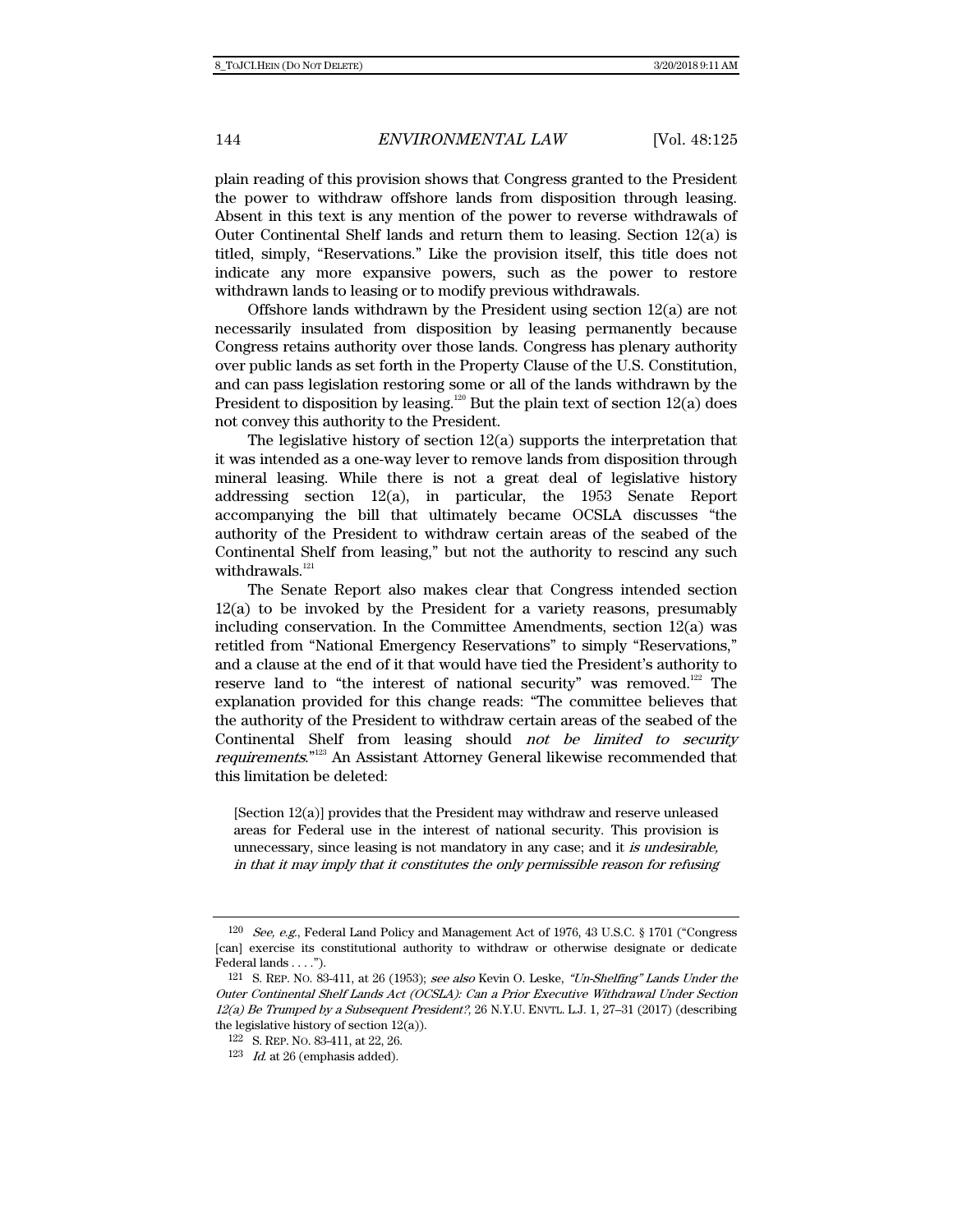plain reading of this provision shows that Congress granted to the President the power to withdraw offshore lands from disposition through leasing. Absent in this text is any mention of the power to reverse withdrawals of Outer Continental Shelf lands and return them to leasing. Section 12(a) is titled, simply, "Reservations." Like the provision itself, this title does not indicate any more expansive powers, such as the power to restore withdrawn lands to leasing or to modify previous withdrawals.

Offshore lands withdrawn by the President using section 12(a) are not necessarily insulated from disposition by leasing permanently because Congress retains authority over those lands. Congress has plenary authority over public lands as set forth in the Property Clause of the U.S. Constitution, and can pass legislation restoring some or all of the lands withdrawn by the President to disposition by leasing.[120] But the plain text of section 12(a) does not convey this authority to the President.

The legislative history of section 12(a) supports the interpretation that it was intended as a one-way lever to remove lands from disposition through mineral leasing. While there is not a great deal of legislative history addressing section 12(a), in particular, the 1953 Senate Report accompanying the bill that ultimately became OCSLA discusses "the authority of the President to withdraw certain areas of the seabed of the Continental Shelf from leasing," but not the authority to rescind any such withdrawals.[121]

The Senate Report also makes clear that Congress intended section 12(a) to be invoked by the President for a variety reasons, presumably including conservation. In the Committee Amendments, section 12(a) was retitled from "National Emergency Reservations" to simply "Reservations," and a clause at the end of it that would have tied the President's authority to reserve land to "the interest of national security" was removed.[122] The explanation provided for this change reads: "The committee believes that the authority of the President to withdraw certain areas of the seabed of the Continental Shelf from leasing should *not be limited to security requirements*."[123] An Assistant Attorney General likewise recommended that this limitation be deleted:

> [Section 12(a)] provides that the President may withdraw and reserve unleased areas for Federal use in the interest of national security. This provision is unnecessary, since leasing is not mandatory in any case; and it *is undesirable, in that it may imply that it constitutes the only permissible reason for refusing*

---

[120] *See, e.g.*, Federal Land Policy and Management Act of 1976, 43 U.S.C. § 1701 ("Congress [can] exercise its constitutional authority to withdraw or otherwise designate or dedicate Federal lands . . . .").

[121] S. REP. NO. 83-411, at 26 (1953); *see also* Kevin O. Leske, *"Un-Shelfing" Lands Under the Outer Continental Shelf Lands Act (OCSLA): Can a Prior Executive Withdrawal Under Section 12(a) Be Trumped by a Subsequent President?*, 26 N.Y.U. ENVTL. L.J. 1, 27–31 (2017) (describing the legislative history of section 12(a)).

[122] S. REP. NO. 83-411, at 22, 26.

[123] *Id.* at 26 (emphasis added).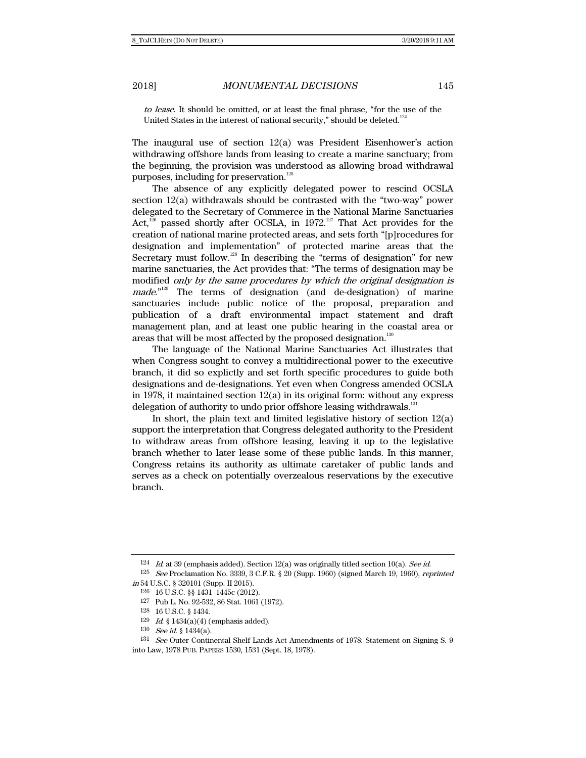*to lease*. It should be omitted, or at least the final phrase, "for the use of the United States in the interest of national security," should be deleted.[124]

The inaugural use of section 12(a) was President Eisenhower's action withdrawing offshore lands from leasing to create a marine sanctuary; from the beginning, the provision was understood as allowing broad withdrawal purposes, including for preservation.[125]

The absence of any explicitly delegated power to rescind OCSLA section 12(a) withdrawals should be contrasted with the "two-way" power delegated to the Secretary of Commerce in the National Marine Sanctuaries Act,[126] passed shortly after OCSLA, in 1972.[127] That Act provides for the creation of national marine protected areas, and sets forth "[p]rocedures for designation and implementation" of protected marine areas that the Secretary must follow.[128] In describing the "terms of designation" for new marine sanctuaries, the Act provides that: "The terms of designation may be modified *only by the same procedures by which the original designation is made*."[129] The terms of designation (and de-designation) of marine sanctuaries include public notice of the proposal, preparation and publication of a draft environmental impact statement and draft management plan, and at least one public hearing in the coastal area or areas that will be most affected by the proposed designation.[130]

The language of the National Marine Sanctuaries Act illustrates that when Congress sought to convey a multidirectional power to the executive branch, it did so explictly and set forth specific procedures to guide both designations and de-designations. Yet even when Congress amended OCSLA in 1978, it maintained section 12(a) in its original form: without any express delegation of authority to undo prior offshore leasing withdrawals.[131]

In short, the plain text and limited legislative history of section 12(a) support the interpretation that Congress delegated authority to the President to withdraw areas from offshore leasing, leaving it up to the legislative branch whether to later lease some of these public lands. In this manner, Congress retains its authority as ultimate caretaker of public lands and serves as a check on potentially overzealous reservations by the executive branch.

---

124 *Id.* at 39 (emphasis added). Section 12(a) was originally titled section 10(a). *See id.*

125 *See* Proclamation No. 3339, 3 C.F.R. § 20 (Supp. 1960) (signed March 19, 1960), *reprinted in* 54 U.S.C. § 320101 (Supp. II 2015).

126 16 U.S.C. §§ 1431–1445c (2012).

127 Pub L. No. 92-532, 86 Stat. 1061 (1972).

128 16 U.S.C. § 1434.

129 *Id.* § 1434(a)(4) (emphasis added).

130 *See id.* § 1434(a).

131 *See* Outer Continental Shelf Lands Act Amendments of 1978: Statement on Signing S. 9 into Law, 1978 PUB. PAPERS 1530, 1531 (Sept. 18, 1978).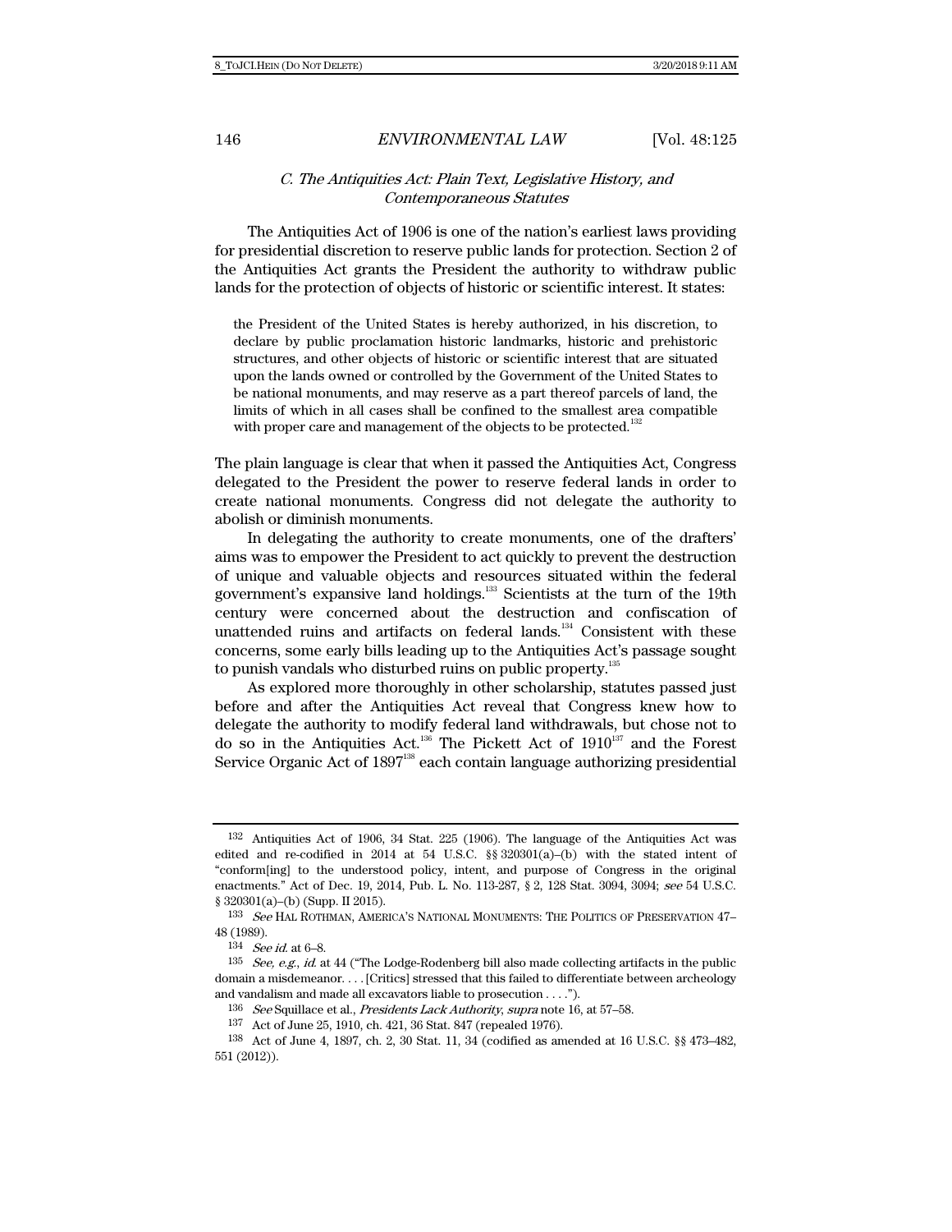### *C. The Antiquities Act: Plain Text, Legislative History, and Contemporaneous Statutes*

The Antiquities Act of 1906 is one of the nation's earliest laws providing for presidential discretion to reserve public lands for protection. Section 2 of the Antiquities Act grants the President the authority to withdraw public lands for the protection of objects of historic or scientific interest. It states:

> the President of the United States is hereby authorized, in his discretion, to declare by public proclamation historic landmarks, historic and prehistoric structures, and other objects of historic or scientific interest that are situated upon the lands owned or controlled by the Government of the United States to be national monuments, and may reserve as a part thereof parcels of land, the limits of which in all cases shall be confined to the smallest area compatible with proper care and management of the objects to be protected.[132]

The plain language is clear that when it passed the Antiquities Act, Congress delegated to the President the power to reserve federal lands in order to create national monuments. Congress did not delegate the authority to abolish or diminish monuments.

In delegating the authority to create monuments, one of the drafters' aims was to empower the President to act quickly to prevent the destruction of unique and valuable objects and resources situated within the federal government's expansive land holdings.[133] Scientists at the turn of the 19th century were concerned about the destruction and confiscation of unattended ruins and artifacts on federal lands.[134] Consistent with these concerns, some early bills leading up to the Antiquities Act's passage sought to punish vandals who disturbed ruins on public property.[135]

As explored more thoroughly in other scholarship, statutes passed just before and after the Antiquities Act reveal that Congress knew how to delegate the authority to modify federal land withdrawals, but chose not to do so in the Antiquities Act.[136] The Pickett Act of 1910[137] and the Forest Service Organic Act of 1897[138] each contain language authorizing presidential

---

132 Antiquities Act of 1906, 34 Stat. 225 (1906). The language of the Antiquities Act was edited and re-codified in 2014 at 54 U.S.C. §§ 320301(a)–(b) with the stated intent of "conform[ing] to the understood policy, intent, and purpose of Congress in the original enactments." Act of Dec. 19, 2014, Pub. L. No. 113-287, § 2, 128 Stat. 3094, 3094; *see* 54 U.S.C. § 320301(a)–(b) (Supp. II 2015).

133 *See* HAL ROTHMAN, AMERICA'S NATIONAL MONUMENTS: THE POLITICS OF PRESERVATION 47–48 (1989).

134 *See id.* at 6–8.

135 *See, e.g.*, *id.* at 44 ("The Lodge-Rodenberg bill also made collecting artifacts in the public domain a misdemeanor. . . . [Critics] stressed that this failed to differentiate between archeology and vandalism and made all excavators liable to prosecution . . . .").

136 *See* Squillace et al., *Presidents Lack Authority*, *supra* note 16, at 57–58.

137 Act of June 25, 1910, ch. 421, 36 Stat. 847 (repealed 1976).

138 Act of June 4, 1897, ch. 2, 30 Stat. 11, 34 (codified as amended at 16 U.S.C. §§ 473–482, 551 (2012)).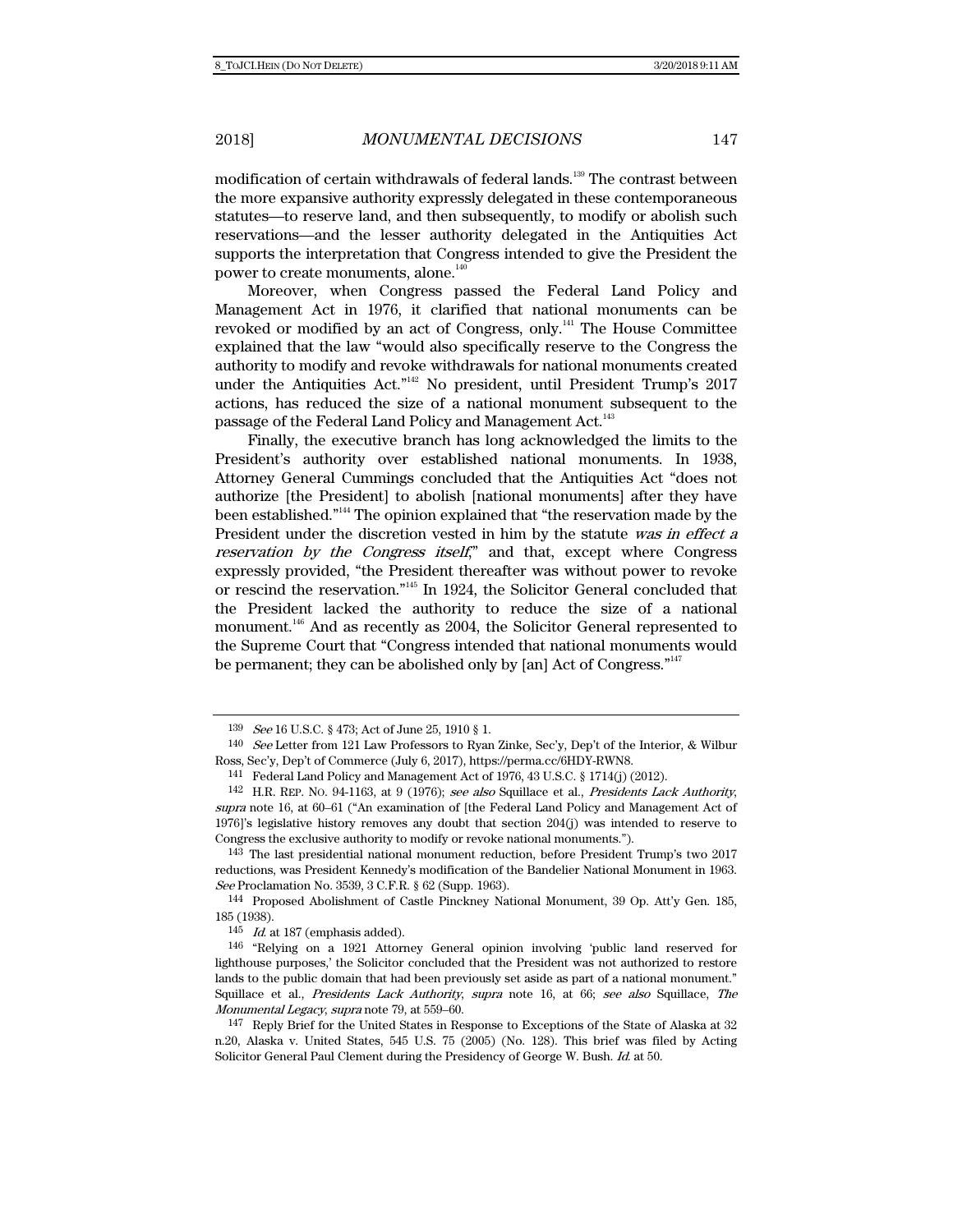modification of certain withdrawals of federal lands.[139] The contrast between the more expansive authority expressly delegated in these contemporaneous statutes—to reserve land, and then subsequently, to modify or abolish such reservations—and the lesser authority delegated in the Antiquities Act supports the interpretation that Congress intended to give the President the power to create monuments, alone.[140]

Moreover, when Congress passed the Federal Land Policy and Management Act in 1976, it clarified that national monuments can be revoked or modified by an act of Congress, only.[141] The House Committee explained that the law "would also specifically reserve to the Congress the authority to modify and revoke withdrawals for national monuments created under the Antiquities Act."[142] No president, until President Trump's 2017 actions, has reduced the size of a national monument subsequent to the passage of the Federal Land Policy and Management Act.[143]

Finally, the executive branch has long acknowledged the limits to the President's authority over established national monuments. In 1938, Attorney General Cummings concluded that the Antiquities Act "does not authorize [the President] to abolish [national monuments] after they have been established."[144] The opinion explained that "the reservation made by the President under the discretion vested in him by the statute *was in effect a reservation by the Congress itself*," and that, except where Congress expressly provided, "the President thereafter was without power to revoke or rescind the reservation."[145] In 1924, the Solicitor General concluded that the President lacked the authority to reduce the size of a national monument.[146] And as recently as 2004, the Solicitor General represented to the Supreme Court that "Congress intended that national monuments would be permanent; they can be abolished only by [an] Act of Congress."[147]

---

139 *See* 16 U.S.C. § 473; Act of June 25, 1910 § 1.

140 *See* Letter from 121 Law Professors to Ryan Zinke, Sec'y, Dep't of the Interior, & Wilbur Ross, Sec'y, Dep't of Commerce (July 6, 2017), https://perma.cc/6HDY-RWN8.

141 Federal Land Policy and Management Act of 1976, 43 U.S.C. § 1714(j) (2012).

142 H.R. REP. NO. 94-1163, at 9 (1976); *see also* Squillace et al., *Presidents Lack Authority*, *supra* note 16, at 60–61 ("An examination of [the Federal Land Policy and Management Act of 1976]'s legislative history removes any doubt that section 204(j) was intended to reserve to Congress the exclusive authority to modify or revoke national monuments.").

143 The last presidential national monument reduction, before President Trump's two 2017 reductions, was President Kennedy's modification of the Bandelier National Monument in 1963. *See* Proclamation No. 3539, 3 C.F.R. § 62 (Supp. 1963).

144 Proposed Abolishment of Castle Pinckney National Monument, 39 Op. Att'y Gen. 185, 185 (1938).

145 *Id.* at 187 (emphasis added).

146 "Relying on a 1921 Attorney General opinion involving 'public land reserved for lighthouse purposes,' the Solicitor concluded that the President was not authorized to restore lands to the public domain that had been previously set aside as part of a national monument." Squillace et al., *Presidents Lack Authority*, *supra* note 16, at 66; *see also* Squillace, *The Monumental Legacy*, *supra* note 79, at 559–60.

147 Reply Brief for the United States in Response to Exceptions of the State of Alaska at 32 n.20, Alaska v. United States, 545 U.S. 75 (2005) (No. 128). This brief was filed by Acting Solicitor General Paul Clement during the Presidency of George W. Bush. *Id.* at 50.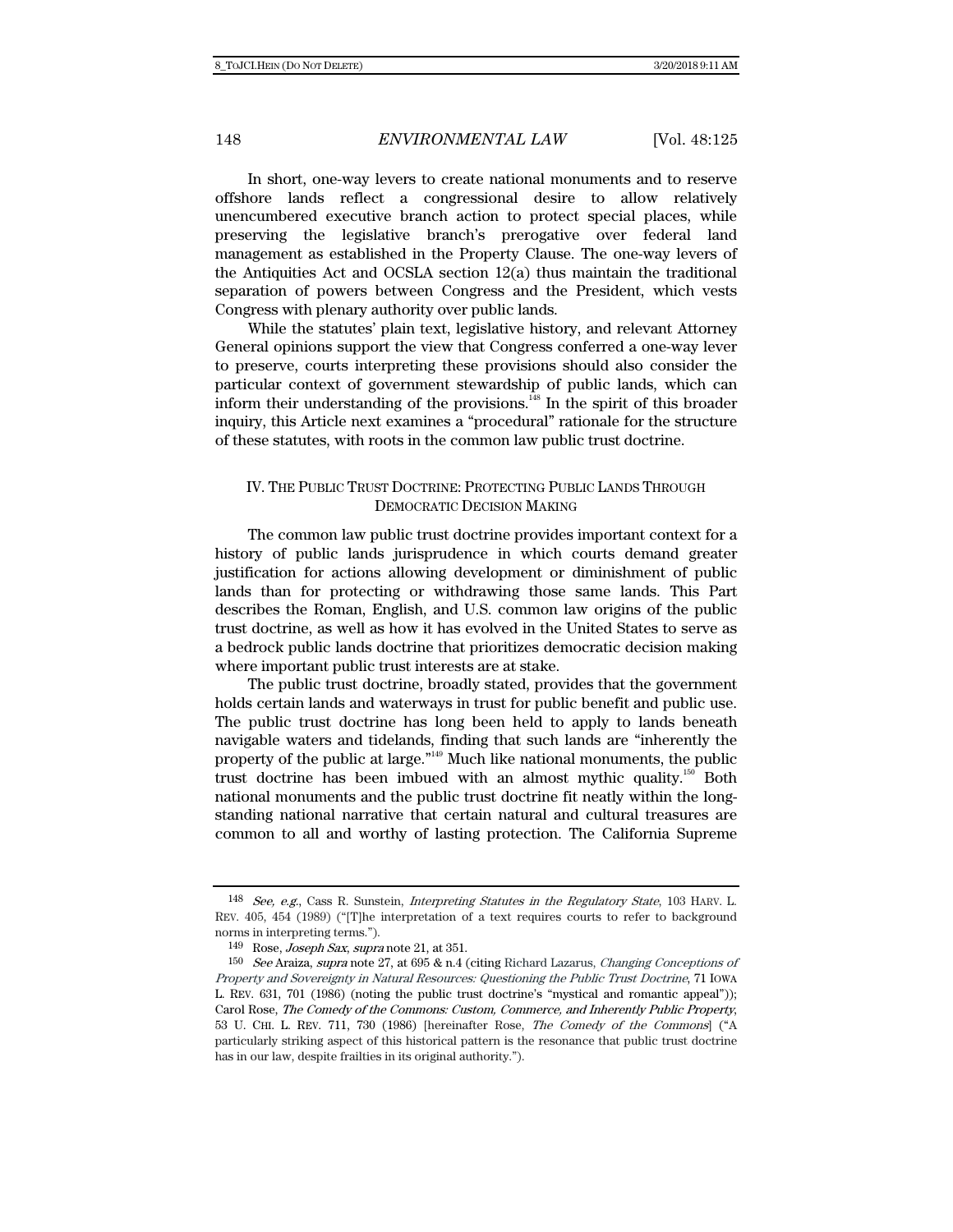In short, one-way levers to create national monuments and to reserve offshore lands reflect a congressional desire to allow relatively unencumbered executive branch action to protect special places, while preserving the legislative branch's prerogative over federal land management as established in the Property Clause. The one-way levers of the Antiquities Act and OCSLA section 12(a) thus maintain the traditional separation of powers between Congress and the President, which vests Congress with plenary authority over public lands.

While the statutes' plain text, legislative history, and relevant Attorney General opinions support the view that Congress conferred a one-way lever to preserve, courts interpreting these provisions should also consider the particular context of government stewardship of public lands, which can inform their understanding of the provisions.[148] In the spirit of this broader inquiry, this Article next examines a "procedural" rationale for the structure of these statutes, with roots in the common law public trust doctrine.

## IV. THE PUBLIC TRUST DOCTRINE: PROTECTING PUBLIC LANDS THROUGH DEMOCRATIC DECISION MAKING

The common law public trust doctrine provides important context for a history of public lands jurisprudence in which courts demand greater justification for actions allowing development or diminishment of public lands than for protecting or withdrawing those same lands. This Part describes the Roman, English, and U.S. common law origins of the public trust doctrine, as well as how it has evolved in the United States to serve as a bedrock public lands doctrine that prioritizes democratic decision making where important public trust interests are at stake.

The public trust doctrine, broadly stated, provides that the government holds certain lands and waterways in trust for public benefit and public use. The public trust doctrine has long been held to apply to lands beneath navigable waters and tidelands, finding that such lands are "inherently the property of the public at large."[149] Much like national monuments, the public trust doctrine has been imbued with an almost mythic quality.[150] Both national monuments and the public trust doctrine fit neatly within the long-standing national narrative that certain natural and cultural treasures are common to all and worthy of lasting protection. The California Supreme

---

148 *See, e.g.*, Cass R. Sunstein, *Interpreting Statutes in the Regulatory State*, 103 HARV. L. REV. 405, 454 (1989) ("[T]he interpretation of a text requires courts to refer to background norms in interpreting terms.").

149 Rose, *Joseph Sax*, *supra* note 21, at 351.

150 *See* Araiza, *supra* note 27, at 695 & n.4 (citing Richard Lazarus, *Changing Conceptions of Property and Sovereignty in Natural Resources: Questioning the Public Trust Doctrine*, 71 IOWA L. REV. 631, 701 (1986) (noting the public trust doctrine's "mystical and romantic appeal")); Carol Rose, *The Comedy of the Commons: Custom, Commerce, and Inherently Public Property*, 53 U. CHI. L. REV. 711, 730 (1986) [hereinafter Rose, *The Comedy of the Commons*] ("A particularly striking aspect of this historical pattern is the resonance that public trust doctrine has in our law, despite frailties in its original authority.").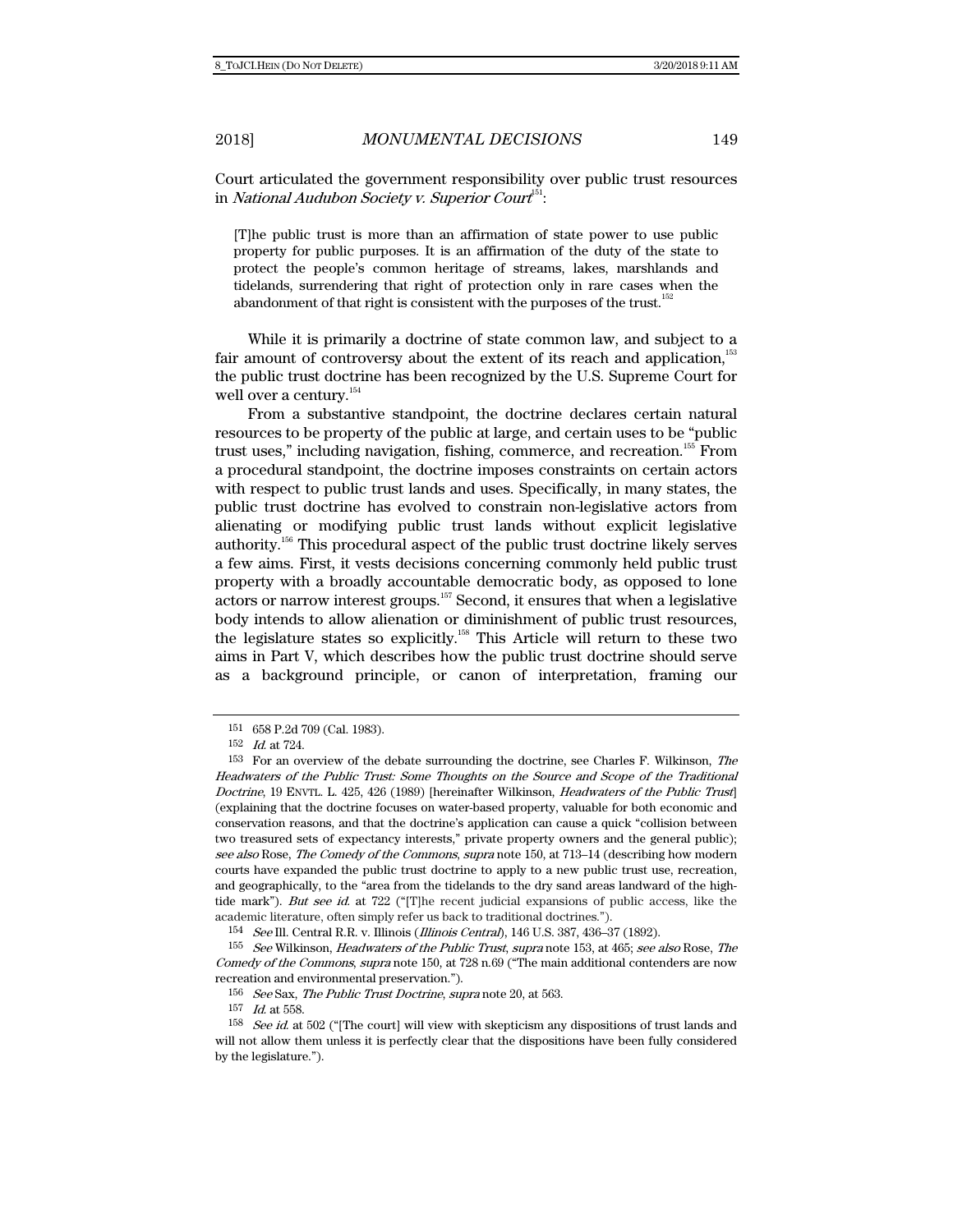Court articulated the government responsibility over public trust resources in *National Audubon Society v. Superior Court*[151]:

> [T]he public trust is more than an affirmation of state power to use public property for public purposes. It is an affirmation of the duty of the state to protect the people's common heritage of streams, lakes, marshlands and tidelands, surrendering that right of protection only in rare cases when the abandonment of that right is consistent with the purposes of the trust.[152]

While it is primarily a doctrine of state common law, and subject to a fair amount of controversy about the extent of its reach and application,[153] the public trust doctrine has been recognized by the U.S. Supreme Court for well over a century.[154]

From a substantive standpoint, the doctrine declares certain natural resources to be property of the public at large, and certain uses to be "public trust uses," including navigation, fishing, commerce, and recreation.[155] From a procedural standpoint, the doctrine imposes constraints on certain actors with respect to public trust lands and uses. Specifically, in many states, the public trust doctrine has evolved to constrain non-legislative actors from alienating or modifying public trust lands without explicit legislative authority.[156] This procedural aspect of the public trust doctrine likely serves a few aims. First, it vests decisions concerning commonly held public trust property with a broadly accountable democratic body, as opposed to lone actors or narrow interest groups.[157] Second, it ensures that when a legislative body intends to allow alienation or diminishment of public trust resources, the legislature states so explicitly.[158] This Article will return to these two aims in Part V, which describes how the public trust doctrine should serve as a background principle, or canon of interpretation, framing our

---

151 658 P.2d 709 (Cal. 1983).

152 *Id.* at 724.

153 For an overview of the debate surrounding the doctrine, see Charles F. Wilkinson, *The Headwaters of the Public Trust: Some Thoughts on the Source and Scope of the Traditional Doctrine*, 19 ENVTL. L. 425, 426 (1989) [hereinafter Wilkinson, *Headwaters of the Public Trust*] (explaining that the doctrine focuses on water-based property, valuable for both economic and conservation reasons, and that the doctrine's application can cause a quick "collision between two treasured sets of expectancy interests," private property owners and the general public); *see also* Rose, *The Comedy of the Commons*, *supra* note 150, at 713–14 (describing how modern courts have expanded the public trust doctrine to apply to a new public trust use, recreation, and geographically, to the "area from the tidelands to the dry sand areas landward of the high-tide mark"). *But see id.* at 722 ("[T]he recent judicial expansions of public access, like the academic literature, often simply refer us back to traditional doctrines.").

154 *See* Ill. Central R.R. v. Illinois (*Illinois Central*), 146 U.S. 387, 436–37 (1892).

155 *See* Wilkinson, *Headwaters of the Public Trust*, *supra* note 153, at 465; *see also* Rose, *The Comedy of the Commons*, *supra* note 150, at 728 n.69 ("The main additional contenders are now recreation and environmental preservation.").

156 *See* Sax, *The Public Trust Doctrine*, *supra* note 20, at 563.

157 *Id.* at 558.

158 *See id.* at 502 ("[The court] will view with skepticism any dispositions of trust lands and will not allow them unless it is perfectly clear that the dispositions have been fully considered by the legislature.").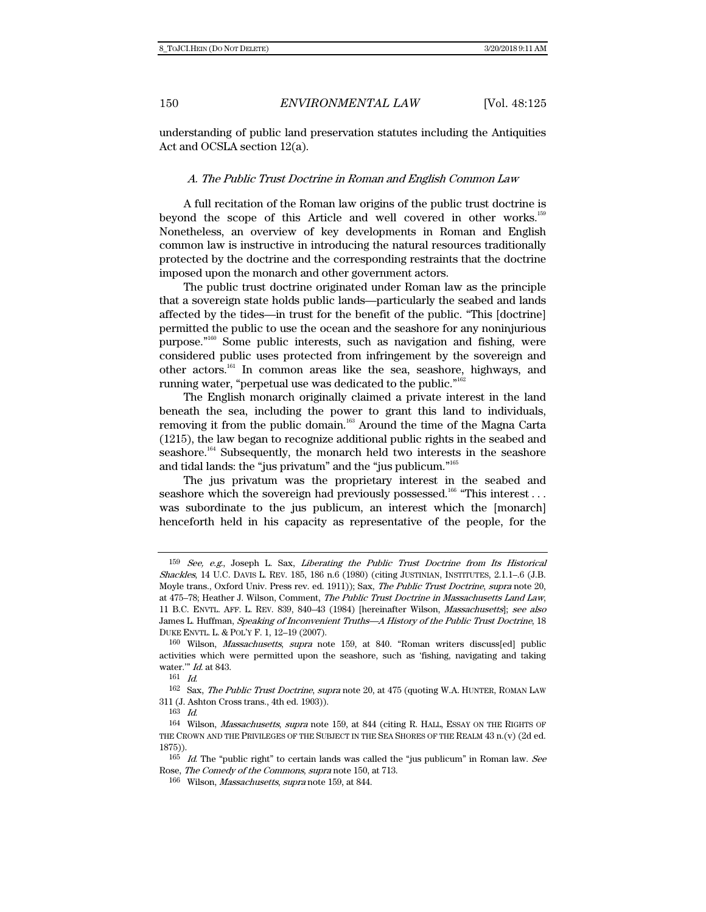understanding of public land preservation statutes including the Antiquities Act and OCSLA section 12(a).

### *A. The Public Trust Doctrine in Roman and English Common Law*

A full recitation of the Roman law origins of the public trust doctrine is beyond the scope of this Article and well covered in other works.[159] Nonetheless, an overview of key developments in Roman and English common law is instructive in introducing the natural resources traditionally protected by the doctrine and the corresponding restraints that the doctrine imposed upon the monarch and other government actors.

The public trust doctrine originated under Roman law as the principle that a sovereign state holds public lands—particularly the seabed and lands affected by the tides—in trust for the benefit of the public. "This [doctrine] permitted the public to use the ocean and the seashore for any noninjurious purpose."[160] Some public interests, such as navigation and fishing, were considered public uses protected from infringement by the sovereign and other actors.[161] In common areas like the sea, seashore, highways, and running water, "perpetual use was dedicated to the public."[162]

The English monarch originally claimed a private interest in the land beneath the sea, including the power to grant this land to individuals, removing it from the public domain.[163] Around the time of the Magna Carta (1215), the law began to recognize additional public rights in the seabed and seashore.[164] Subsequently, the monarch held two interests in the seashore and tidal lands: the "jus privatum" and the "jus publicum."[165]

The jus privatum was the proprietary interest in the seabed and seashore which the sovereign had previously possessed.[166] "This interest . . . was subordinate to the jus publicum, an interest which the [monarch] henceforth held in his capacity as representative of the people, for the

---

159 *See, e.g.*, Joseph L. Sax, *Liberating the Public Trust Doctrine from Its Historical Shackles*, 14 U.C. DAVIS L. REV. 185, 186 n.6 (1980) (citing JUSTINIAN, INSTITUTES, 2.1.1–.6 (J.B. Moyle trans., Oxford Univ. Press rev. ed. 1911)); Sax, *The Public Trust Doctrine*, *supra* note 20, at 475–78; Heather J. Wilson, Comment, *The Public Trust Doctrine in Massachusetts Land Law*, 11 B.C. ENVTL. AFF. L. REV. 839, 840–43 (1984) [hereinafter Wilson, *Massachusetts*]; *see also* James L. Huffman, *Speaking of Inconvenient Truths—A History of the Public Trust Doctrine*, 18 DUKE ENVTL. L. & POL'Y F. 1, 12–19 (2007).

160 Wilson, *Massachusetts*, *supra* note 159, at 840. "Roman writers discuss[ed] public activities which were permitted upon the seashore, such as 'fishing, navigating and taking water.'" *Id.* at 843.

161 *Id.*

162 Sax, *The Public Trust Doctrine*, *supra* note 20, at 475 (quoting W.A. HUNTER, ROMAN LAW 311 (J. Ashton Cross trans., 4th ed. 1903)).

163 *Id.*

164 Wilson, *Massachusetts*, *supra* note 159, at 844 (citing R. HALL, ESSAY ON THE RIGHTS OF THE CROWN AND THE PRIVILEGES OF THE SUBJECT IN THE SEA SHORES OF THE REALM 43 n.(v) (2d ed. 1875)).

165 *Id.* The "public right" to certain lands was called the "jus publicum" in Roman law. *See* Rose, *The Comedy of the Commons*, *supra* note 150, at 713.

166 Wilson, *Massachusetts*, *supra* note 159, at 844.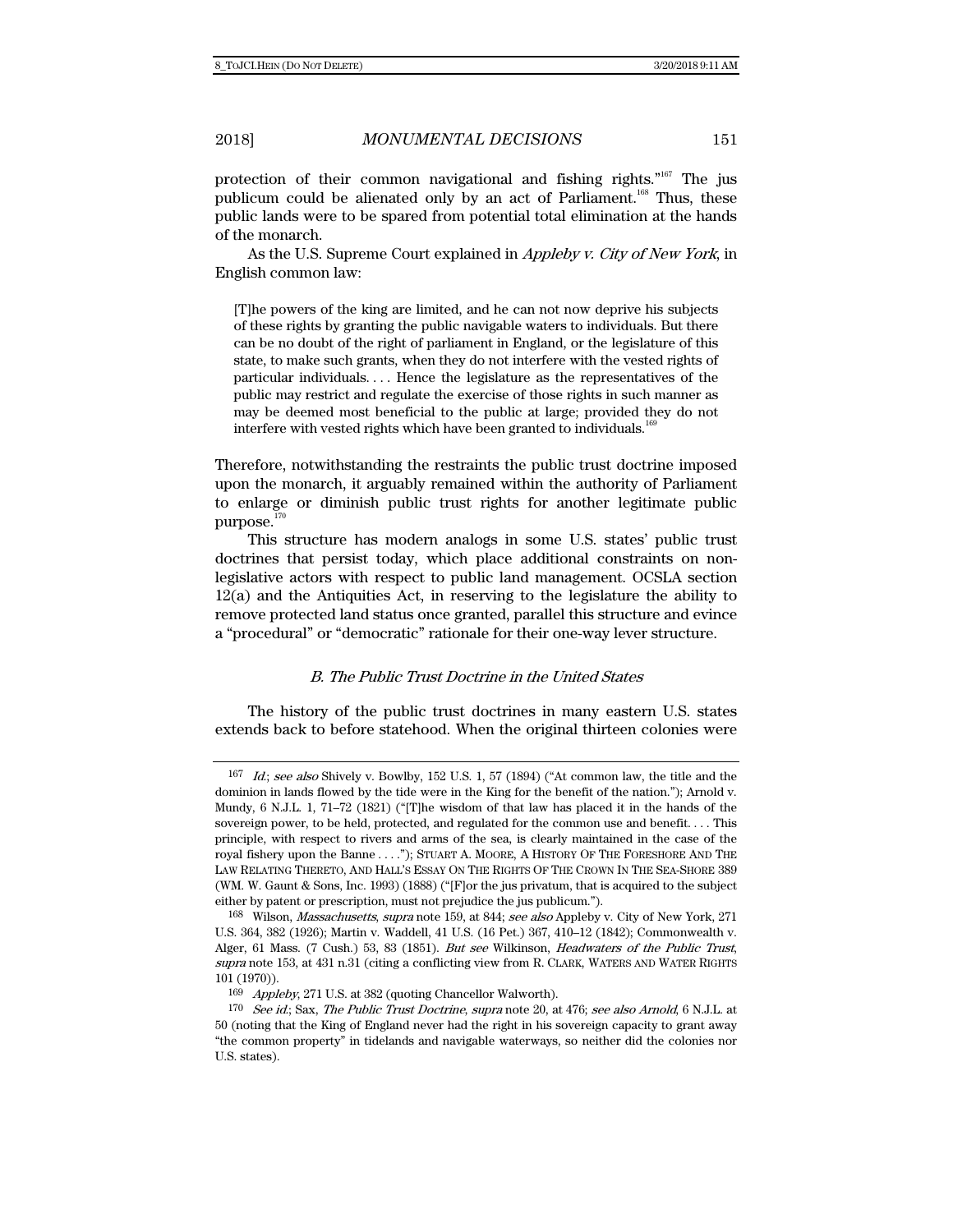protection of their common navigational and fishing rights."[167] The jus publicum could be alienated only by an act of Parliament.[168] Thus, these public lands were to be spared from potential total elimination at the hands of the monarch.

As the U.S. Supreme Court explained in *Appleby v. City of New York*, in English common law:

> [T]he powers of the king are limited, and he can not now deprive his subjects of these rights by granting the public navigable waters to individuals. But there can be no doubt of the right of parliament in England, or the legislature of this state, to make such grants, when they do not interfere with the vested rights of particular individuals. . . . Hence the legislature as the representatives of the public may restrict and regulate the exercise of those rights in such manner as may be deemed most beneficial to the public at large; provided they do not interfere with vested rights which have been granted to individuals.[169]

Therefore, notwithstanding the restraints the public trust doctrine imposed upon the monarch, it arguably remained within the authority of Parliament to enlarge or diminish public trust rights for another legitimate public purpose.[170]

This structure has modern analogs in some U.S. states' public trust doctrines that persist today, which place additional constraints on non-legislative actors with respect to public land management. OCSLA section 12(a) and the Antiquities Act, in reserving to the legislature the ability to remove protected land status once granted, parallel this structure and evince a "procedural" or "democratic" rationale for their one-way lever structure.

### *B. The Public Trust Doctrine in the United States*

The history of the public trust doctrines in many eastern U.S. states extends back to before statehood. When the original thirteen colonies were

---

167 *Id.*; *see also* Shively v. Bowlby, 152 U.S. 1, 57 (1894) ("At common law, the title and the dominion in lands flowed by the tide were in the King for the benefit of the nation."); Arnold v. Mundy, 6 N.J.L. 1, 71–72 (1821) ("[T]he wisdom of that law has placed it in the hands of the sovereign power, to be held, protected, and regulated for the common use and benefit. . . . This principle, with respect to rivers and arms of the sea, is clearly maintained in the case of the royal fishery upon the Banne . . . ."); STUART A. MOORE, A HISTORY OF THE FORESHORE AND THE LAW RELATING THERETO, AND HALL'S ESSAY ON THE RIGHTS OF THE CROWN IN THE SEA-SHORE 389 (WM. W. Gaunt & Sons, Inc. 1993) (1888) ("[F]or the jus privatum, that is acquired to the subject either by patent or prescription, must not prejudice the jus publicum.").

168 Wilson, *Massachusetts*, *supra* note 159, at 844; *see also* Appleby v. City of New York, 271 U.S. 364, 382 (1926); Martin v. Waddell, 41 U.S. (16 Pet.) 367, 410–12 (1842); Commonwealth v. Alger, 61 Mass. (7 Cush.) 53, 83 (1851). *But see* Wilkinson, *Headwaters of the Public Trust*, *supra* note 153, at 431 n.31 (citing a conflicting view from R. CLARK, WATERS AND WATER RIGHTS 101 (1970)).

169 *Appleby*, 271 U.S. at 382 (quoting Chancellor Walworth).

170 *See id.*; Sax, *The Public Trust Doctrine*, *supra* note 20, at 476; *see also Arnold*, 6 N.J.L. at 50 (noting that the King of England never had the right in his sovereign capacity to grant away "the common property" in tidelands and navigable waterways, so neither did the colonies nor U.S. states).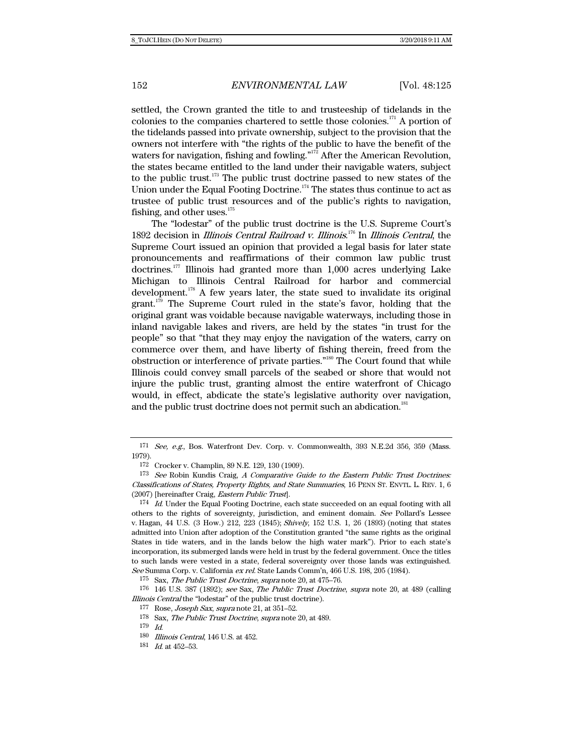settled, the Crown granted the title to and trusteeship of tidelands in the colonies to the companies chartered to settle those colonies.[171] A portion of the tidelands passed into private ownership, subject to the provision that the owners not interfere with "the rights of the public to have the benefit of the waters for navigation, fishing and fowling."[172] After the American Revolution, the states became entitled to the land under their navigable waters, subject to the public trust.[173] The public trust doctrine passed to new states of the Union under the Equal Footing Doctrine.[174] The states thus continue to act as trustee of public trust resources and of the public's rights to navigation, fishing, and other uses.[175]

The "lodestar" of the public trust doctrine is the U.S. Supreme Court's 1892 decision in *Illinois Central Railroad v. Illinois*.[176] In *Illinois Central*, the Supreme Court issued an opinion that provided a legal basis for later state pronouncements and reaffirmations of their common law public trust doctrines.[177] Illinois had granted more than 1,000 acres underlying Lake Michigan to Illinois Central Railroad for harbor and commercial development.[178] A few years later, the state sued to invalidate its original grant.[179] The Supreme Court ruled in the state's favor, holding that the original grant was voidable because navigable waterways, including those in inland navigable lakes and rivers, are held by the states "in trust for the people" so that "that they may enjoy the navigation of the waters, carry on commerce over them, and have liberty of fishing therein, freed from the obstruction or interference of private parties."[180] The Court found that while Illinois could convey small parcels of the seabed or shore that would not injure the public trust, granting almost the entire waterfront of Chicago would, in effect, abdicate the state's legislative authority over navigation, and the public trust doctrine does not permit such an abdication.[181]

---

171 *See, e.g.*, Bos. Waterfront Dev. Corp. v. Commonwealth, 393 N.E.2d 356, 359 (Mass. 1979).

172 Crocker v. Champlin, 89 N.E. 129, 130 (1909).

173 *See* Robin Kundis Craig, *A Comparative Guide to the Eastern Public Trust Doctrines: Classifications of States, Property Rights, and State Summaries*, 16 PENN ST. ENVTL. L. REV. 1, 6 (2007) [hereinafter Craig, *Eastern Public Trust*].

174 *Id.* Under the Equal Footing Doctrine, each state succeeded on an equal footing with all others to the rights of sovereignty, jurisdiction, and eminent domain. *See* Pollard's Lessee v. Hagan, 44 U.S. (3 How.) 212, 223 (1845); *Shively*, 152 U.S. 1, 26 (1893) (noting that states admitted into Union after adoption of the Constitution granted "the same rights as the original States in tide waters, and in the lands below the high water mark"). Prior to each state's incorporation, its submerged lands were held in trust by the federal government. Once the titles to such lands were vested in a state, federal sovereignty over those lands was extinguished. *See* Summa Corp. v. California *ex rel.* State Lands Comm'n, 466 U.S. 198, 205 (1984).

175 Sax, *The Public Trust Doctrine*, *supra* note 20, at 475–76.

176 146 U.S. 387 (1892); *see* Sax, *The Public Trust Doctrine*, *supra* note 20, at 489 (calling *Illinois Central* the "lodestar" of the public trust doctrine).

177 Rose, *Joseph Sax*, *supra* note 21, at 351–52.

178 Sax, *The Public Trust Doctrine*, *supra* note 20, at 489.

179 *Id.*

180 *Illinois Central*, 146 U.S. at 452.

181 *Id.* at 452–53.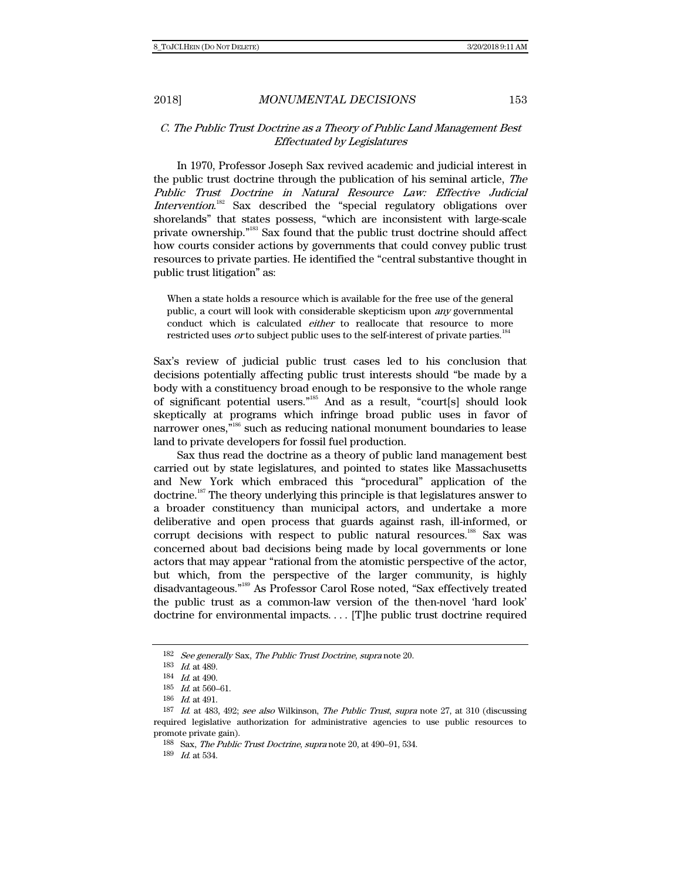### *C. The Public Trust Doctrine as a Theory of Public Land Management Best Effectuated by Legislatures*

In 1970, Professor Joseph Sax revived academic and judicial interest in the public trust doctrine through the publication of his seminal article, *The Public Trust Doctrine in Natural Resource Law: Effective Judicial Intervention*.[182] Sax described the "special regulatory obligations over shorelands" that states possess, "which are inconsistent with large-scale private ownership."[183] Sax found that the public trust doctrine should affect how courts consider actions by governments that could convey public trust resources to private parties. He identified the "central substantive thought in public trust litigation" as:

> When a state holds a resource which is available for the free use of the general public, a court will look with considerable skepticism upon *any* governmental conduct which is calculated *either* to reallocate that resource to more restricted uses *or* to subject public uses to the self-interest of private parties.[184]

Sax's review of judicial public trust cases led to his conclusion that decisions potentially affecting public trust interests should "be made by a body with a constituency broad enough to be responsive to the whole range of significant potential users."[185] And as a result, "court[s] should look skeptically at programs which infringe broad public uses in favor of narrower ones,"[186] such as reducing national monument boundaries to lease land to private developers for fossil fuel production.

Sax thus read the doctrine as a theory of public land management best carried out by state legislatures, and pointed to states like Massachusetts and New York which embraced this "procedural" application of the doctrine.[187] The theory underlying this principle is that legislatures answer to a broader constituency than municipal actors, and undertake a more deliberative and open process that guards against rash, ill-informed, or corrupt decisions with respect to public natural resources.[188] Sax was concerned about bad decisions being made by local governments or lone actors that may appear "rational from the atomistic perspective of the actor, but which, from the perspective of the larger community, is highly disadvantageous."[189] As Professor Carol Rose noted, "Sax effectively treated the public trust as a common-law version of the then-novel 'hard look' doctrine for environmental impacts. . . . [T]he public trust doctrine required

---

182 *See generally* Sax, *The Public Trust Doctrine*, *supra* note 20.

183 *Id.* at 489.

184 *Id.* at 490.

185 *Id.* at 560–61.

186 *Id.* at 491.

187 *Id.* at 483, 492; *see also* Wilkinson, *The Public Trust*, *supra* note 27, at 310 (discussing required legislative authorization for administrative agencies to use public resources to promote private gain).

188 Sax, *The Public Trust Doctrine*, *supra* note 20, at 490–91, 534.

189 *Id.* at 534.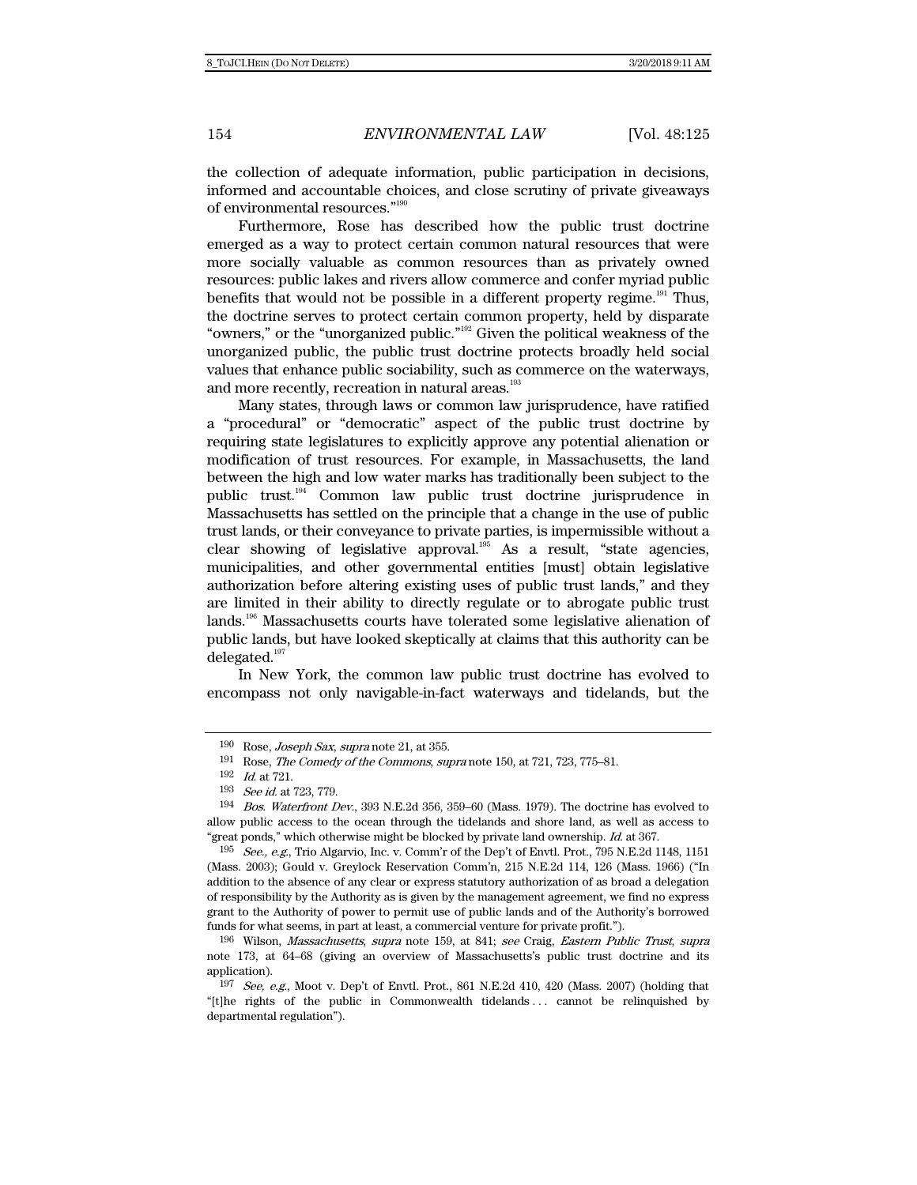the collection of adequate information, public participation in decisions, informed and accountable choices, and close scrutiny of private giveaways of environmental resources."[190]

Furthermore, Rose has described how the public trust doctrine emerged as a way to protect certain common natural resources that were more socially valuable as common resources than as privately owned resources: public lakes and rivers allow commerce and confer myriad public benefits that would not be possible in a different property regime.[191] Thus, the doctrine serves to protect certain common property, held by disparate "owners," or the "unorganized public."[192] Given the political weakness of the unorganized public, the public trust doctrine protects broadly held social values that enhance public sociability, such as commerce on the waterways, and more recently, recreation in natural areas.[193]

Many states, through laws or common law jurisprudence, have ratified a "procedural" or "democratic" aspect of the public trust doctrine by requiring state legislatures to explicitly approve any potential alienation or modification of trust resources. For example, in Massachusetts, the land between the high and low water marks has traditionally been subject to the public trust.[194] Common law public trust doctrine jurisprudence in Massachusetts has settled on the principle that a change in the use of public trust lands, or their conveyance to private parties, is impermissible without a clear showing of legislative approval.[195] As a result, "state agencies, municipalities, and other governmental entities [must] obtain legislative authorization before altering existing uses of public trust lands," and they are limited in their ability to directly regulate or to abrogate public trust lands.[196] Massachusetts courts have tolerated some legislative alienation of public lands, but have looked skeptically at claims that this authority can be delegated.[197]

In New York, the common law public trust doctrine has evolved to encompass not only navigable-in-fact waterways and tidelands, but the

---

190 Rose, *Joseph Sax*, *supra* note 21, at 355.

191 Rose, *The Comedy of the Commons*, *supra* note 150, at 721, 723, 775–81.

192 *Id.* at 721.

193 *See id.* at 723, 779.

194 *Bos. Waterfront Dev.*, 393 N.E.2d 356, 359–60 (Mass. 1979). The doctrine has evolved to allow public access to the ocean through the tidelands and shore land, as well as access to "great ponds," which otherwise might be blocked by private land ownership. *Id.* at 367.

195 *See, e.g.*, Trio Algarvio, Inc. v. Comm'r of the Dep't of Envtl. Prot., 795 N.E.2d 1148, 1151 (Mass. 2003); Gould v. Greylock Reservation Comm'n, 215 N.E.2d 114, 126 (Mass. 1966) ("In addition to the absence of any clear or express statutory authorization of as broad a delegation of responsibility by the Authority as is given by the management agreement, we find no express grant to the Authority of power to permit use of public lands and of the Authority's borrowed funds for what seems, in part at least, a commercial venture for private profit.").

196 Wilson, *Massachusetts*, *supra* note 159, at 841; *see* Craig, *Eastern Public Trust*, *supra* note 173, at 64–68 (giving an overview of Massachusetts's public trust doctrine and its application).

197 *See, e.g.*, Moot v. Dep't of Envtl. Prot., 861 N.E.2d 410, 420 (Mass. 2007) (holding that "[t]he rights of the public in Commonwealth tidelands . . . cannot be relinquished by departmental regulation").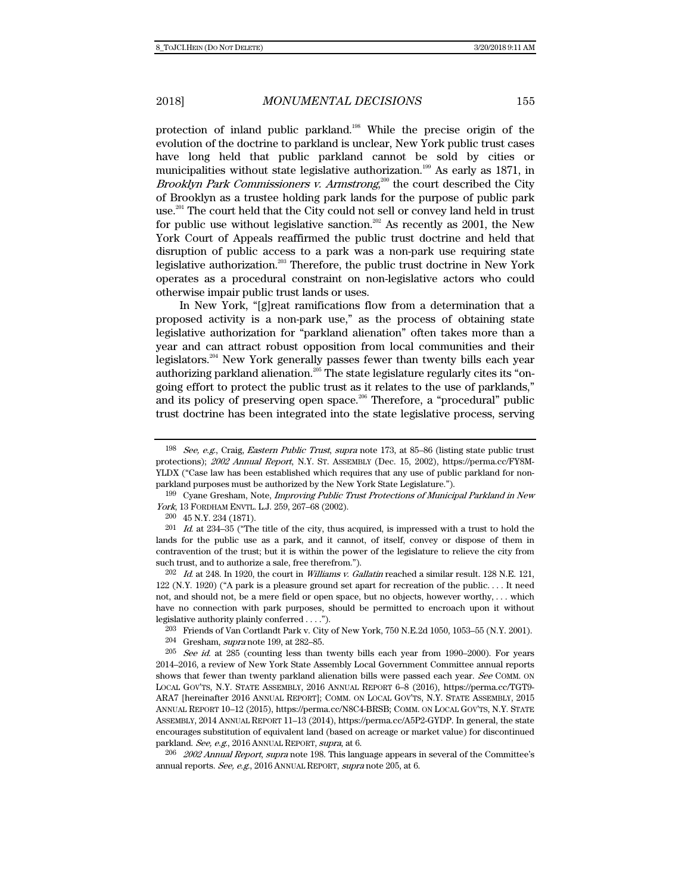protection of inland public parkland.[198] While the precise origin of the evolution of the doctrine to parkland is unclear, New York public trust cases have long held that public parkland cannot be sold by cities or municipalities without state legislative authorization.[199] As early as 1871, in *Brooklyn Park Commissioners v. Armstrong*,[200] the court described the City of Brooklyn as a trustee holding park lands for the purpose of public park use.[201] The court held that the City could not sell or convey land held in trust for public use without legislative sanction.[202] As recently as 2001, the New York Court of Appeals reaffirmed the public trust doctrine and held that disruption of public access to a park was a non-park use requiring state legislative authorization.[203] Therefore, the public trust doctrine in New York operates as a procedural constraint on non-legislative actors who could otherwise impair public trust lands or uses.

In New York, "[g]reat ramifications flow from a determination that a proposed activity is a non-park use," as the process of obtaining state legislative authorization for "parkland alienation" often takes more than a year and can attract robust opposition from local communities and their legislators.[204] New York generally passes fewer than twenty bills each year authorizing parkland alienation.[205] The state legislature regularly cites its "on-going effort to protect the public trust as it relates to the use of parklands," and its policy of preserving open space.[206] Therefore, a "procedural" public trust doctrine has been integrated into the state legislative process, serving

---

198 *See, e.g.*, Craig, *Eastern Public Trust*, *supra* note 173, at 85–86 (listing state public trust protections); *2002 Annual Report*, N.Y. ST. ASSEMBLY (Dec. 15, 2002), https://perma.cc/FY8M-YLDX ("Case law has been established which requires that any use of public parkland for non-parkland purposes must be authorized by the New York State Legislature.").

199 Cyane Gresham, Note, *Improving Public Trust Protections of Municipal Parkland in New York*, 13 FORDHAM ENVTL. L.J. 259, 267–68 (2002).

200 45 N.Y. 234 (1871).

201 *Id.* at 234–35 ("The title of the city, thus acquired, is impressed with a trust to hold the lands for the public use as a park, and it cannot, of itself, convey or dispose of them in contravention of the trust; but it is within the power of the legislature to relieve the city from such trust, and to authorize a sale, free therefrom.").

202 *Id.* at 248. In 1920, the court in *Williams v. Gallatin* reached a similar result. 128 N.E. 121, 122 (N.Y. 1920) ("A park is a pleasure ground set apart for recreation of the public. . . . It need not, and should not, be a mere field or open space, but no objects, however worthy, . . . which have no connection with park purposes, should be permitted to encroach upon it without legislative authority plainly conferred . . . .").

203 Friends of Van Cortlandt Park v. City of New York, 750 N.E.2d 1050, 1053–55 (N.Y. 2001).

204 Gresham, *supra* note 199, at 282–85.

205 *See id.* at 285 (counting less than twenty bills each year from 1990–2000). For years 2014–2016, a review of New York State Assembly Local Government Committee annual reports shows that fewer than twenty parkland alienation bills were passed each year. *See* COMM. ON LOCAL GOV'TS, N.Y. STATE ASSEMBLY, 2016 ANNUAL REPORT 6–8 (2016), https://perma.cc/TGT9-ARA7 [hereinafter 2016 ANNUAL REPORT]; COMM. ON LOCAL GOV'TS, N.Y. STATE ASSEMBLY, 2015 ANNUAL REPORT 10–12 (2015), https://perma.cc/N8C4-BRSB; COMM. ON LOCAL GOV'TS, N.Y. STATE ASSEMBLY, 2014 ANNUAL REPORT 11–13 (2014), https://perma.cc/A5P2-GYDP. In general, the state encourages substitution of equivalent land (based on acreage or market value) for discontinued parkland. *See, e.g.*, 2016 ANNUAL REPORT, *supra*, at 6.

206 *2002 Annual Report*, *supra* note 198. This language appears in several of the Committee's annual reports. *See, e.g.*, 2016 ANNUAL REPORT, *supra* note 205, at 6.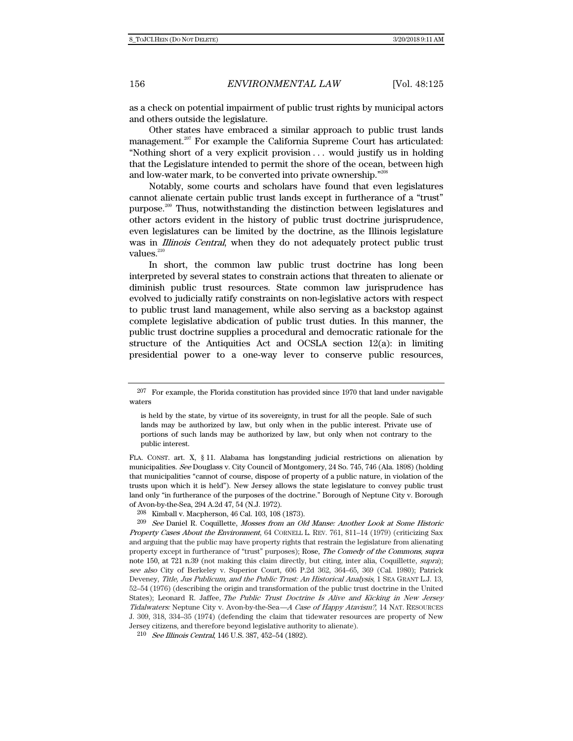as a check on potential impairment of public trust rights by municipal actors and others outside the legislature.

Other states have embraced a similar approach to public trust lands management.[207] For example the California Supreme Court has articulated: "Nothing short of a very explicit provision . . . would justify us in holding that the Legislature intended to permit the shore of the ocean, between high and low-water mark, to be converted into private ownership."[208]

Notably, some courts and scholars have found that even legislatures cannot alienate certain public trust lands except in furtherance of a "trust" purpose.[209] Thus, notwithstanding the distinction between legislatures and other actors evident in the history of public trust doctrine jurisprudence, even legislatures can be limited by the doctrine, as the Illinois legislature was in *Illinois Central*, when they do not adequately protect public trust values.[210]

In short, the common law public trust doctrine has long been interpreted by several states to constrain actions that threaten to alienate or diminish public trust resources. State common law jurisprudence has evolved to judicially ratify constraints on non-legislative actors with respect to public trust land management, while also serving as a backstop against complete legislative abdication of public trust duties. In this manner, the public trust doctrine supplies a procedural and democratic rationale for the structure of the Antiquities Act and OCSLA section 12(a): in limiting presidential power to a one-way lever to conserve public resources,

---

207 For example, the Florida constitution has provided since 1970 that land under navigable waters

> is held by the state, by virtue of its sovereignty, in trust for all the people. Sale of such lands may be authorized by law, but only when in the public interest. Private use of portions of such lands may be authorized by law, but only when not contrary to the public interest.

FLA. CONST. art. X, § 11. Alabama has longstanding judicial restrictions on alienation by municipalities. *See* Douglass v. City Council of Montgomery, 24 So. 745, 746 (Ala. 1898) (holding that municipalities "cannot of course, dispose of property of a public nature, in violation of the trusts upon which it is held"). New Jersey allows the state legislature to convey public trust land only "in furtherance of the purposes of the doctrine." Borough of Neptune City v. Borough of Avon-by-the-Sea, 294 A.2d 47, 54 (N.J. 1972).

208 Kimball v. Macpherson, 46 Cal. 103, 108 (1873).

209 *See* Daniel R. Coquillette, *Mosses from an Old Manse: Another Look at Some Historic Property Cases About the Environment*, 64 CORNELL L. REV. 761, 811–14 (1979) (criticizing Sax and arguing that the public may have property rights that restrain the legislature from alienating property except in furtherance of "trust" purposes); Rose, *The Comedy of the Commons*, *supra* note 150, at 721 n.39 (not making this claim directly, but citing, inter alia, Coquillette, *supra*); *see also* City of Berkeley v. Superior Court, 606 P.2d 362, 364–65, 369 (Cal. 1980); Patrick Deveney, *Title, Jus Publicum, and the Public Trust: An Historical Analysis*, 1 SEA GRANT L.J. 13, 52–54 (1976) (describing the origin and transformation of the public trust doctrine in the United States); Leonard R. Jaffee, *The Public Trust Doctrine Is Alive and Kicking in New Jersey Tidalwaters:* Neptune City v. Avon-by-the-Sea—*A Case of Happy Atavism?*, 14 NAT. RESOURCES J. 309, 318, 334–35 (1974) (defending the claim that tidewater resources are property of New Jersey citizens, and therefore beyond legislative authority to alienate).

210 *See Illinois Central*, 146 U.S. 387, 452–54 (1892).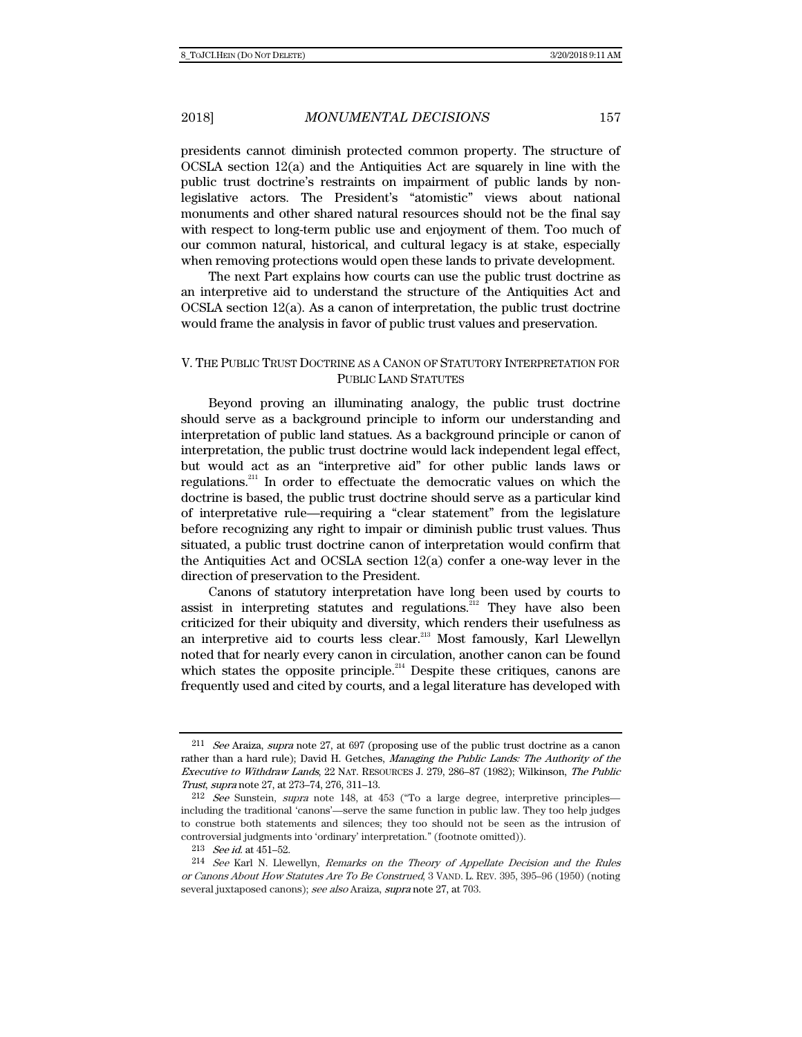presidents cannot diminish protected common property. The structure of OCSLA section 12(a) and the Antiquities Act are squarely in line with the public trust doctrine's restraints on impairment of public lands by non-legislative actors. The President's "atomistic" views about national monuments and other shared natural resources should not be the final say with respect to long-term public use and enjoyment of them. Too much of our common natural, historical, and cultural legacy is at stake, especially when removing protections would open these lands to private development.

The next Part explains how courts can use the public trust doctrine as an interpretive aid to understand the structure of the Antiquities Act and OCSLA section 12(a). As a canon of interpretation, the public trust doctrine would frame the analysis in favor of public trust values and preservation.

## V. THE PUBLIC TRUST DOCTRINE AS A CANON OF STATUTORY INTERPRETATION FOR PUBLIC LAND STATUTES

Beyond proving an illuminating analogy, the public trust doctrine should serve as a background principle to inform our understanding and interpretation of public land statues. As a background principle or canon of interpretation, the public trust doctrine would lack independent legal effect, but would act as an "interpretive aid" for other public lands laws or regulations.[211] In order to effectuate the democratic values on which the doctrine is based, the public trust doctrine should serve as a particular kind of interpretative rule—requiring a "clear statement" from the legislature before recognizing any right to impair or diminish public trust values. Thus situated, a public trust doctrine canon of interpretation would confirm that the Antiquities Act and OCSLA section 12(a) confer a one-way lever in the direction of preservation to the President.

Canons of statutory interpretation have long been used by courts to assist in interpreting statutes and regulations.[212] They have also been criticized for their ubiquity and diversity, which renders their usefulness as an interpretive aid to courts less clear.[213] Most famously, Karl Llewellyn noted that for nearly every canon in circulation, another canon can be found which states the opposite principle.[214] Despite these critiques, canons are frequently used and cited by courts, and a legal literature has developed with

---

211 *See* Araiza, *supra* note 27, at 697 (proposing use of the public trust doctrine as a canon rather than a hard rule); David H. Getches, *Managing the Public Lands: The Authority of the Executive to Withdraw Lands*, 22 NAT. RESOURCES J. 279, 286–87 (1982); Wilkinson, *The Public Trust*, *supra* note 27, at 273–74, 276, 311–13.

212 *See* Sunstein, *supra* note 148, at 453 ("To a large degree, interpretive principles—including the traditional 'canons'—serve the same function in public law. They too help judges to construe both statements and silences; they too should not be seen as the intrusion of controversial judgments into 'ordinary' interpretation." (footnote omitted)).

213 *See id.* at 451–52.

214 *See* Karl N. Llewellyn, *Remarks on the Theory of Appellate Decision and the Rules or Canons About How Statutes Are To Be Construed*, 3 VAND. L. REV. 395, 395–96 (1950) (noting several juxtaposed canons); *see also* Araiza, *supra* note 27, at 703.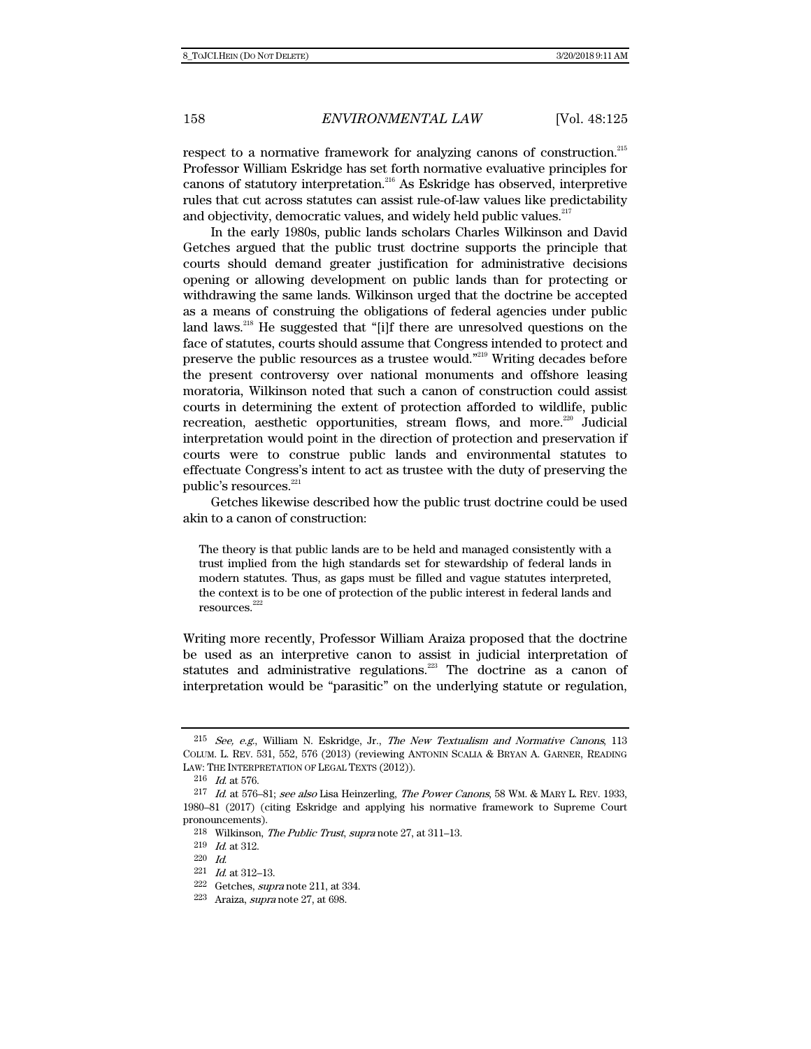respect to a normative framework for analyzing canons of construction.[215] Professor William Eskridge has set forth normative evaluative principles for canons of statutory interpretation.[216] As Eskridge has observed, interpretive rules that cut across statutes can assist rule-of-law values like predictability and objectivity, democratic values, and widely held public values.[217]

In the early 1980s, public lands scholars Charles Wilkinson and David Getches argued that the public trust doctrine supports the principle that courts should demand greater justification for administrative decisions opening or allowing development on public lands than for protecting or withdrawing the same lands. Wilkinson urged that the doctrine be accepted as a means of construing the obligations of federal agencies under public land laws.[218] He suggested that "[i]f there are unresolved questions on the face of statutes, courts should assume that Congress intended to protect and preserve the public resources as a trustee would."[219] Writing decades before the present controversy over national monuments and offshore leasing moratoria, Wilkinson noted that such a canon of construction could assist courts in determining the extent of protection afforded to wildlife, public recreation, aesthetic opportunities, stream flows, and more.[220] Judicial interpretation would point in the direction of protection and preservation if courts were to construe public lands and environmental statutes to effectuate Congress's intent to act as trustee with the duty of preserving the public's resources.[221]

Getches likewise described how the public trust doctrine could be used akin to a canon of construction:

> The theory is that public lands are to be held and managed consistently with a trust implied from the high standards set for stewardship of federal lands in modern statutes. Thus, as gaps must be filled and vague statutes interpreted, the context is to be one of protection of the public interest in federal lands and resources.[222]

Writing more recently, Professor William Araiza proposed that the doctrine be used as an interpretive canon to assist in judicial interpretation of statutes and administrative regulations.[223] The doctrine as a canon of interpretation would be "parasitic" on the underlying statute or regulation,

---

[215] *See, e.g.*, William N. Eskridge, Jr., *The New Textualism and Normative Canons*, 113 COLUM. L. REV. 531, 552, 576 (2013) (reviewing ANTONIN SCALIA & BRYAN A. GARNER, READING LAW: THE INTERPRETATION OF LEGAL TEXTS (2012)).

[216] *Id.* at 576.

[217] *Id.* at 576–81; *see also* Lisa Heinzerling, *The Power Canons*, 58 WM. & MARY L. REV. 1933, 1980–81 (2017) (citing Eskridge and applying his normative framework to Supreme Court pronouncements).

[218] Wilkinson, *The Public Trust*, *supra* note 27, at 311–13.

[219] *Id.* at 312.

[220] *Id.*

[221] *Id.* at 312–13.

[222] Getches, *supra* note 211, at 334.

[223] Araiza, *supra* note 27, at 698.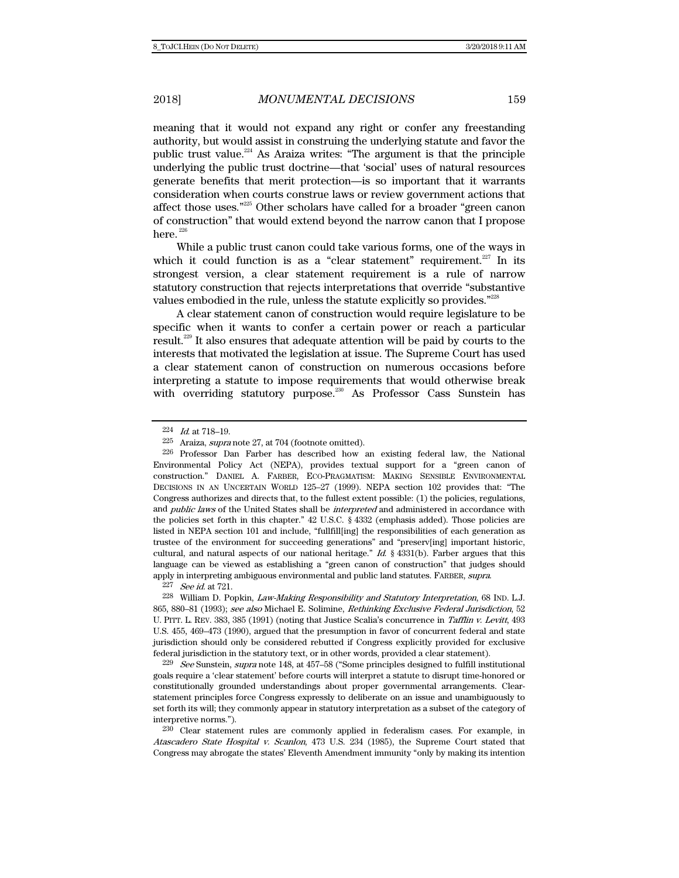meaning that it would not expand any right or confer any freestanding authority, but would assist in construing the underlying statute and favor the public trust value.[224] As Araiza writes: "The argument is that the principle underlying the public trust doctrine—that 'social' uses of natural resources generate benefits that merit protection—is so important that it warrants consideration when courts construe laws or review government actions that affect those uses."[225] Other scholars have called for a broader "green canon of construction" that would extend beyond the narrow canon that I propose here.[226]

While a public trust canon could take various forms, one of the ways in which it could function is as a "clear statement" requirement.[227] In its strongest version, a clear statement requirement is a rule of narrow statutory construction that rejects interpretations that override "substantive values embodied in the rule, unless the statute explicitly so provides."[228]

A clear statement canon of construction would require legislature to be specific when it wants to confer a certain power or reach a particular result.[229] It also ensures that adequate attention will be paid by courts to the interests that motivated the legislation at issue. The Supreme Court has used a clear statement canon of construction on numerous occasions before interpreting a statute to impose requirements that would otherwise break with overriding statutory purpose.[230] As Professor Cass Sunstein has

---

224 *Id.* at 718–19.

225 Araiza, *supra* note 27, at 704 (footnote omitted).

226 Professor Dan Farber has described how an existing federal law, the National Environmental Policy Act (NEPA), provides textual support for a "green canon of construction." DANIEL A. FARBER, ECO-PRAGMATISM: MAKING SENSIBLE ENVIRONMENTAL DECISIONS IN AN UNCERTAIN WORLD 125–27 (1999). NEPA section 102 provides that: "The Congress authorizes and directs that, to the fullest extent possible: (1) the policies, regulations, and *public laws* of the United States shall be *interpreted* and administered in accordance with the policies set forth in this chapter." 42 U.S.C. § 4332 (emphasis added). Those policies are listed in NEPA section 101 and include, "fullfill[ing] the responsibilities of each generation as trustee of the environment for succeeding generations" and "preserv[ing] important historic, cultural, and natural aspects of our national heritage." *Id.* § 4331(b). Farber argues that this language can be viewed as establishing a "green canon of construction" that judges should apply in interpreting ambiguous environmental and public land statutes. FARBER, *supra*.

227 *See id.* at 721.

228 William D. Popkin, *Law-Making Responsibility and Statutory Interpretation*, 68 IND. L.J. 865, 880–81 (1993); *see also* Michael E. Solimine, *Rethinking Exclusive Federal Jurisdiction*, 52 U. PITT. L. REV. 383, 385 (1991) (noting that Justice Scalia's concurrence in *Tafflin v. Levitt*, 493 U.S. 455, 469–473 (1990), argued that the presumption in favor of concurrent federal and state jurisdiction should only be considered rebutted if Congress explicitly provided for exclusive federal jurisdiction in the statutory text, or in other words, provided a clear statement).

229 *See* Sunstein, *supra* note 148, at 457–58 ("Some principles designed to fulfill institutional goals require a 'clear statement' before courts will interpret a statute to disrupt time-honored or constitutionally grounded understandings about proper governmental arrangements. Clear-statement principles force Congress expressly to deliberate on an issue and unambiguously to set forth its will; they commonly appear in statutory interpretation as a subset of the category of interpretive norms.").

230 Clear statement rules are commonly applied in federalism cases. For example, in *Atascadero State Hospital v. Scanlon*, 473 U.S. 234 (1985), the Supreme Court stated that Congress may abrogate the states' Eleventh Amendment immunity "only by making its intention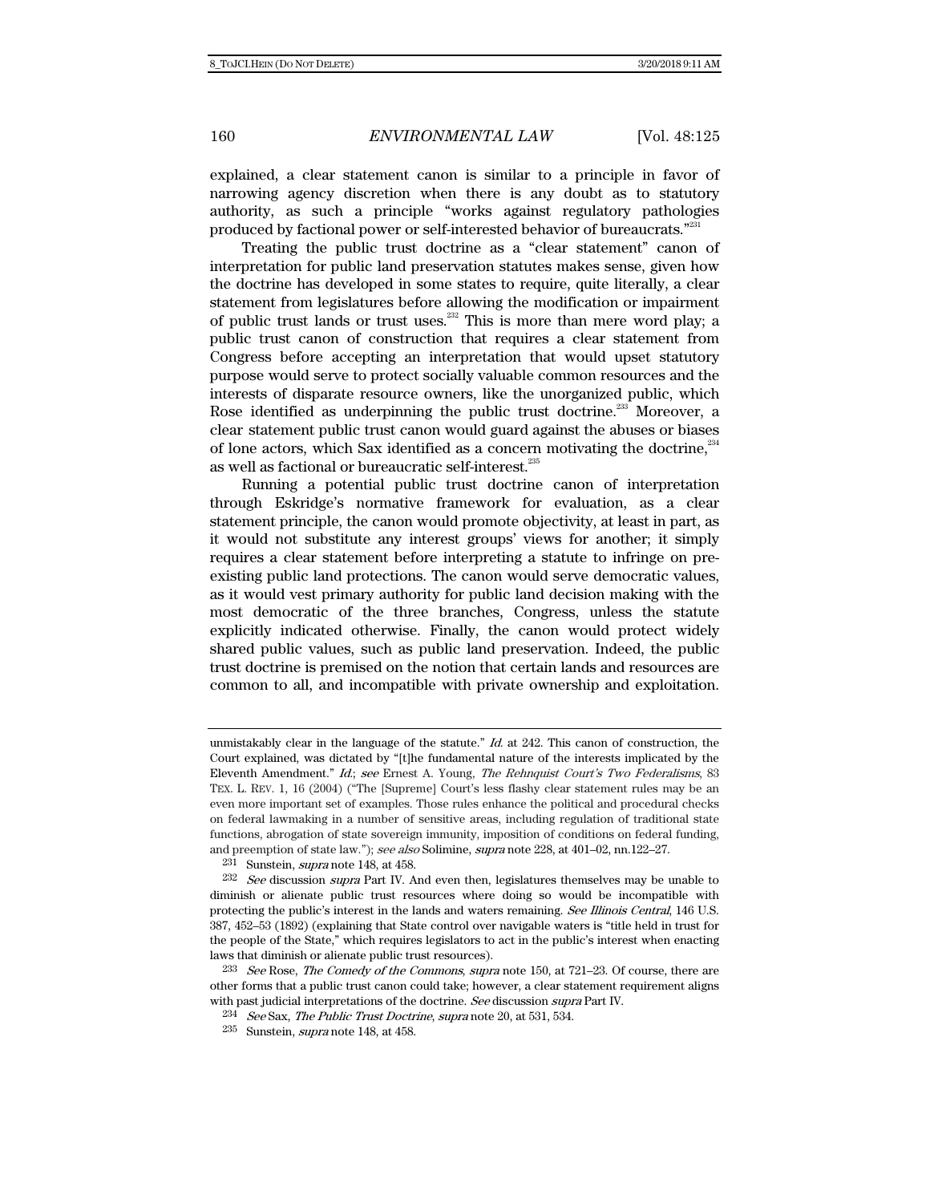explained, a clear statement canon is similar to a principle in favor of narrowing agency discretion when there is any doubt as to statutory authority, as such a principle "works against regulatory pathologies produced by factional power or self-interested behavior of bureaucrats."[231]

Treating the public trust doctrine as a "clear statement" canon of interpretation for public land preservation statutes makes sense, given how the doctrine has developed in some states to require, quite literally, a clear statement from legislatures before allowing the modification or impairment of public trust lands or trust uses.[232] This is more than mere word play; a public trust canon of construction that requires a clear statement from Congress before accepting an interpretation that would upset statutory purpose would serve to protect socially valuable common resources and the interests of disparate resource owners, like the unorganized public, which Rose identified as underpinning the public trust doctrine.[233] Moreover, a clear statement public trust canon would guard against the abuses or biases of lone actors, which Sax identified as a concern motivating the doctrine,[234] as well as factional or bureaucratic self-interest.[235]

Running a potential public trust doctrine canon of interpretation through Eskridge's normative framework for evaluation, as a clear statement principle, the canon would promote objectivity, at least in part, as it would not substitute any interest groups' views for another; it simply requires a clear statement before interpreting a statute to infringe on pre-existing public land protections. The canon would serve democratic values, as it would vest primary authority for public land decision making with the most democratic of the three branches, Congress, unless the statute explicitly indicated otherwise. Finally, the canon would protect widely shared public values, such as public land preservation. Indeed, the public trust doctrine is premised on the notion that certain lands and resources are common to all, and incompatible with private ownership and exploitation.

---

unmistakably clear in the language of the statute." *Id.* at 242. This canon of construction, the Court explained, was dictated by "[t]he fundamental nature of the interests implicated by the Eleventh Amendment." *Id.*; *see* Ernest A. Young, *The Rehnquist Court's Two Federalisms*, 83 TEX. L. REV. 1, 16 (2004) ("The [Supreme] Court's less flashy clear statement rules may be an even more important set of examples. Those rules enhance the political and procedural checks on federal lawmaking in a number of sensitive areas, including regulation of traditional state functions, abrogation of state sovereign immunity, imposition of conditions on federal funding, and preemption of state law."); *see also* Solimine, *supra* note 228, at 401–02, nn.122–27.

231 Sunstein, *supra* note 148, at 458.

232 *See* discussion *supra* Part IV. And even then, legislatures themselves may be unable to diminish or alienate public trust resources where doing so would be incompatible with protecting the public's interest in the lands and waters remaining. *See Illinois Central*, 146 U.S. 387, 452–53 (1892) (explaining that State control over navigable waters is "title held in trust for the people of the State," which requires legislators to act in the public's interest when enacting laws that diminish or alienate public trust resources).

233 *See* Rose, *The Comedy of the Commons*, *supra* note 150, at 721–23. Of course, there are other forms that a public trust canon could take; however, a clear statement requirement aligns with past judicial interpretations of the doctrine. *See* discussion *supra* Part IV.

234 *See* Sax, *The Public Trust Doctrine*, *supra* note 20, at 531, 534.

235 Sunstein, *supra* note 148, at 458.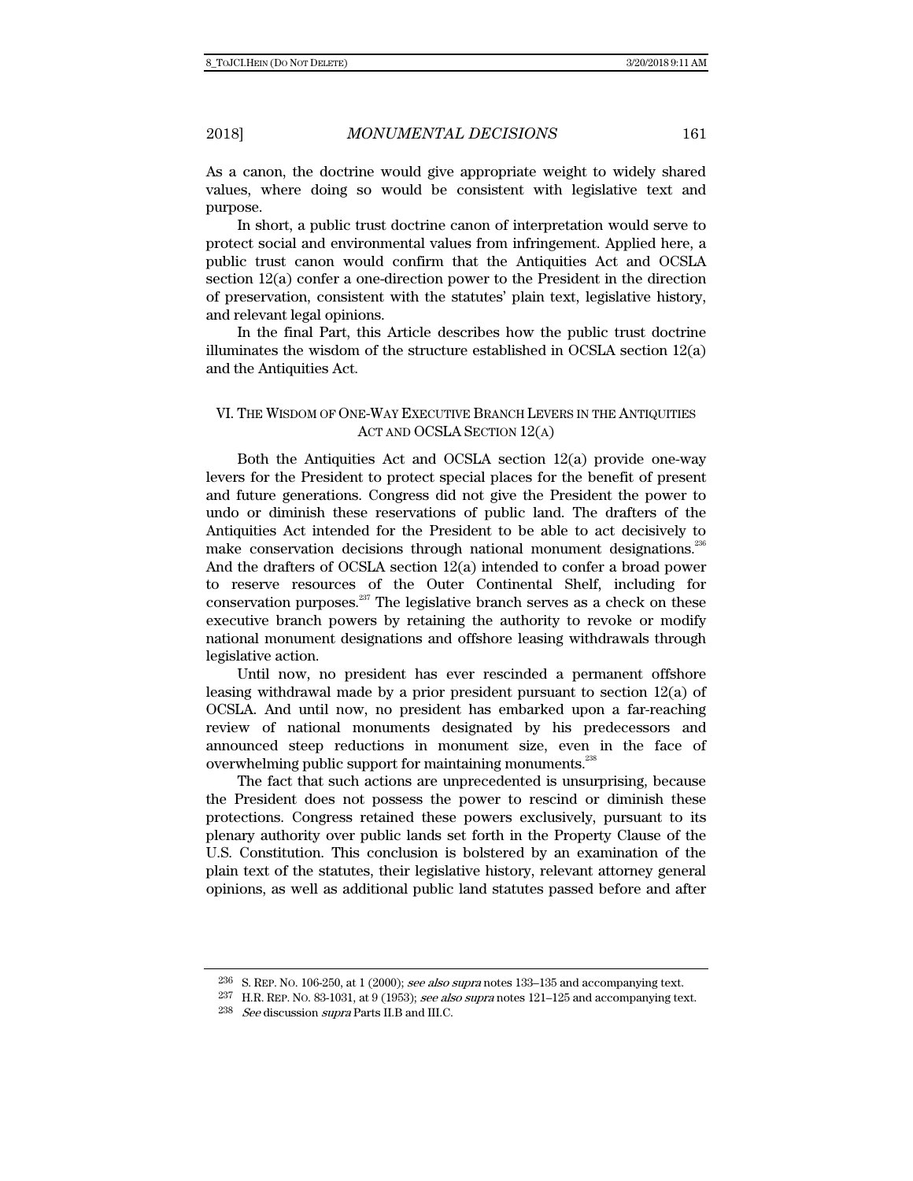As a canon, the doctrine would give appropriate weight to widely shared values, where doing so would be consistent with legislative text and purpose.

In short, a public trust doctrine canon of interpretation would serve to protect social and environmental values from infringement. Applied here, a public trust canon would confirm that the Antiquities Act and OCSLA section 12(a) confer a one-direction power to the President in the direction of preservation, consistent with the statutes' plain text, legislative history, and relevant legal opinions.

In the final Part, this Article describes how the public trust doctrine illuminates the wisdom of the structure established in OCSLA section 12(a) and the Antiquities Act.

## VI. The Wisdom of One-Way Executive Branch Levers in the Antiquities Act and OCSLA Section 12(a)

Both the Antiquities Act and OCSLA section 12(a) provide one-way levers for the President to protect special places for the benefit of present and future generations. Congress did not give the President the power to undo or diminish these reservations of public land. The drafters of the Antiquities Act intended for the President to be able to act decisively to make conservation decisions through national monument designations.[236] And the drafters of OCSLA section 12(a) intended to confer a broad power to reserve resources of the Outer Continental Shelf, including for conservation purposes.[237] The legislative branch serves as a check on these executive branch powers by retaining the authority to revoke or modify national monument designations and offshore leasing withdrawals through legislative action.

Until now, no president has ever rescinded a permanent offshore leasing withdrawal made by a prior president pursuant to section 12(a) of OCSLA. And until now, no president has embarked upon a far-reaching review of national monuments designated by his predecessors and announced steep reductions in monument size, even in the face of overwhelming public support for maintaining monuments.[238]

The fact that such actions are unprecedented is unsurprising, because the President does not possess the power to rescind or diminish these protections. Congress retained these powers exclusively, pursuant to its plenary authority over public lands set forth in the Property Clause of the U.S. Constitution. This conclusion is bolstered by an examination of the plain text of the statutes, their legislative history, relevant attorney general opinions, as well as additional public land statutes passed before and after

---

[236] S. Rep. No. 106-250, at 1 (2000); *see also supra* notes 133–135 and accompanying text.

[237] H.R. Rep. No. 83-1031, at 9 (1953); *see also supra* notes 121–125 and accompanying text.

[238] *See* discussion *supra* Parts II.B and III.C.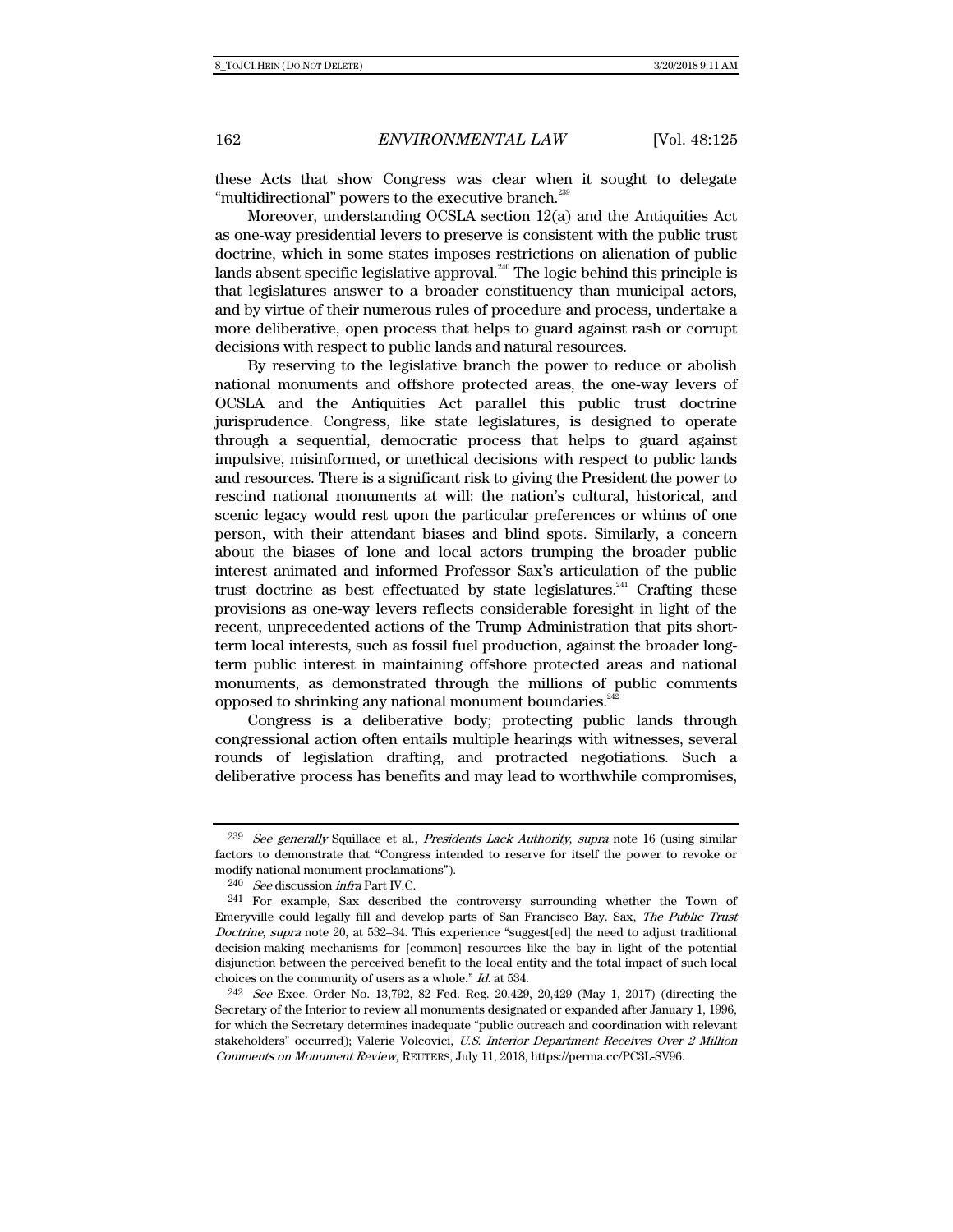these Acts that show Congress was clear when it sought to delegate "multidirectional" powers to the executive branch.[239]

Moreover, understanding OCSLA section 12(a) and the Antiquities Act as one-way presidential levers to preserve is consistent with the public trust doctrine, which in some states imposes restrictions on alienation of public lands absent specific legislative approval.[240] The logic behind this principle is that legislatures answer to a broader constituency than municipal actors, and by virtue of their numerous rules of procedure and process, undertake a more deliberative, open process that helps to guard against rash or corrupt decisions with respect to public lands and natural resources.

By reserving to the legislative branch the power to reduce or abolish national monuments and offshore protected areas, the one-way levers of OCSLA and the Antiquities Act parallel this public trust doctrine jurisprudence. Congress, like state legislatures, is designed to operate through a sequential, democratic process that helps to guard against impulsive, misinformed, or unethical decisions with respect to public lands and resources. There is a significant risk to giving the President the power to rescind national monuments at will: the nation's cultural, historical, and scenic legacy would rest upon the particular preferences or whims of one person, with their attendant biases and blind spots. Similarly, a concern about the biases of lone and local actors trumping the broader public interest animated and informed Professor Sax's articulation of the public trust doctrine as best effectuated by state legislatures.[241] Crafting these provisions as one-way levers reflects considerable foresight in light of the recent, unprecedented actions of the Trump Administration that pits short-term local interests, such as fossil fuel production, against the broader long-term public interest in maintaining offshore protected areas and national monuments, as demonstrated through the millions of public comments opposed to shrinking any national monument boundaries.[242]

Congress is a deliberative body; protecting public lands through congressional action often entails multiple hearings with witnesses, several rounds of legislation drafting, and protracted negotiations. Such a deliberative process has benefits and may lead to worthwhile compromises,

---

239 *See generally* Squillace et al., *Presidents Lack Authority*, *supra* note 16 (using similar factors to demonstrate that "Congress intended to reserve for itself the power to revoke or modify national monument proclamations").

240 *See* discussion *infra* Part IV.C.

241 For example, Sax described the controversy surrounding whether the Town of Emeryville could legally fill and develop parts of San Francisco Bay. Sax, *The Public Trust Doctrine*, *supra* note 20, at 532–34. This experience "suggest[ed] the need to adjust traditional decision-making mechanisms for [common] resources like the bay in light of the potential disjunction between the perceived benefit to the local entity and the total impact of such local choices on the community of users as a whole." *Id.* at 534.

242 *See* Exec. Order No. 13,792, 82 Fed. Reg. 20,429, 20,429 (May 1, 2017) (directing the Secretary of the Interior to review all monuments designated or expanded after January 1, 1996, for which the Secretary determines inadequate "public outreach and coordination with relevant stakeholders" occurred); Valerie Volcovici, *U.S. Interior Department Receives Over 2 Million Comments on Monument Review*, REUTERS, July 11, 2018, https://perma.cc/PC3L-SV96.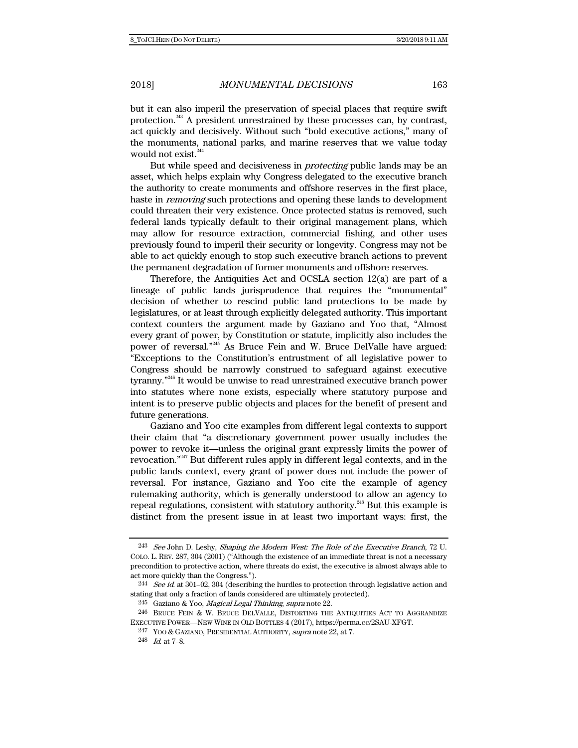but it can also imperil the preservation of special places that require swift protection.[243] A president unrestrained by these processes can, by contrast, act quickly and decisively. Without such "bold executive actions," many of the monuments, national parks, and marine reserves that we value today would not exist.[244]

But while speed and decisiveness in *protecting* public lands may be an asset, which helps explain why Congress delegated to the executive branch the authority to create monuments and offshore reserves in the first place, haste in *removing* such protections and opening these lands to development could threaten their very existence. Once protected status is removed, such federal lands typically default to their original management plans, which may allow for resource extraction, commercial fishing, and other uses previously found to imperil their security or longevity. Congress may not be able to act quickly enough to stop such executive branch actions to prevent the permanent degradation of former monuments and offshore reserves.

Therefore, the Antiquities Act and OCSLA section 12(a) are part of a lineage of public lands jurisprudence that requires the "monumental" decision of whether to rescind public land protections to be made by legislatures, or at least through explicitly delegated authority. This important context counters the argument made by Gaziano and Yoo that, "Almost every grant of power, by Constitution or statute, implicitly also includes the power of reversal."[245] As Bruce Fein and W. Bruce DelValle have argued: "Exceptions to the Constitution's entrustment of all legislative power to Congress should be narrowly construed to safeguard against executive tyranny."[246] It would be unwise to read unrestrained executive branch power into statutes where none exists, especially where statutory purpose and intent is to preserve public objects and places for the benefit of present and future generations.

Gaziano and Yoo cite examples from different legal contexts to support their claim that "a discretionary government power usually includes the power to revoke it—unless the original grant expressly limits the power of revocation."[247] But different rules apply in different legal contexts, and in the public lands context, every grant of power does not include the power of reversal. For instance, Gaziano and Yoo cite the example of agency rulemaking authority, which is generally understood to allow an agency to repeal regulations, consistent with statutory authority.[248] But this example is distinct from the present issue in at least two important ways: first, the

---

243 *See* John D. Leshy, *Shaping the Modern West: The Role of the Executive Branch*, 72 U. COLO. L. REV. 287, 304 (2001) ("Although the existence of an immediate threat is not a necessary precondition to protective action, where threats do exist, the executive is almost always able to act more quickly than the Congress.").

244 *See id.* at 301–02, 304 (describing the hurdles to protection through legislative action and stating that only a fraction of lands considered are ultimately protected).

245 Gaziano & Yoo, *Magical Legal Thinking*, *supra* note 22.

246 BRUCE FEIN & W. BRUCE DELVALLE, DISTORTING THE ANTIQUITIES ACT TO AGGRANDIZE EXECUTIVE POWER—NEW WINE IN OLD BOTTLES 4 (2017), https://perma.cc/2SAU-XFGT.

247 YOO & GAZIANO, PRESIDENTIAL AUTHORITY, *supra* note 22, at 7.

248 *Id.* at 7–8.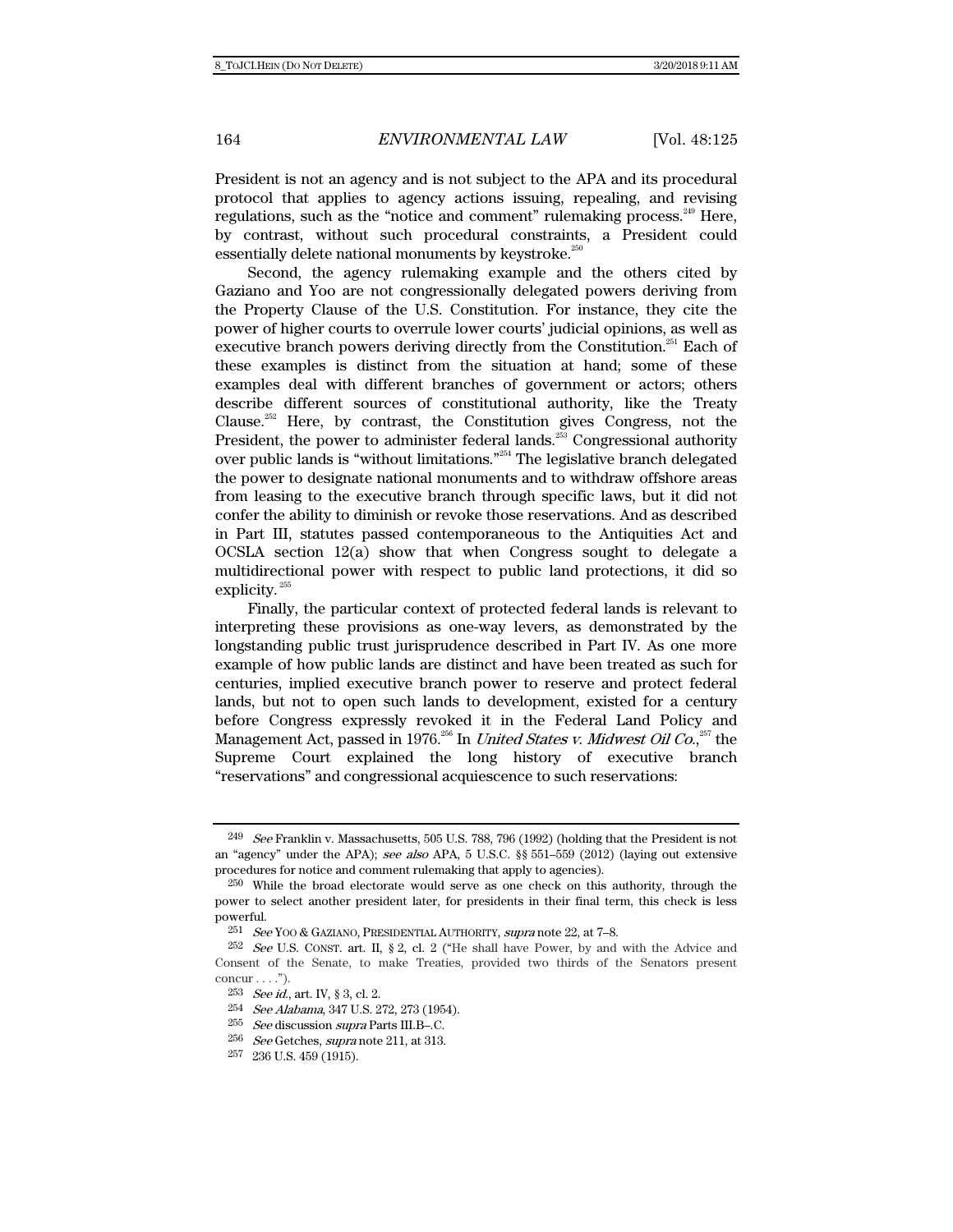President is not an agency and is not subject to the APA and its procedural protocol that applies to agency actions issuing, repealing, and revising regulations, such as the "notice and comment" rulemaking process.[249] Here, by contrast, without such procedural constraints, a President could essentially delete national monuments by keystroke.[250]

Second, the agency rulemaking example and the others cited by Gaziano and Yoo are not congressionally delegated powers deriving from the Property Clause of the U.S. Constitution. For instance, they cite the power of higher courts to overrule lower courts' judicial opinions, as well as executive branch powers deriving directly from the Constitution.[251] Each of these examples is distinct from the situation at hand; some of these examples deal with different branches of government or actors; others describe different sources of constitutional authority, like the Treaty Clause.[252] Here, by contrast, the Constitution gives Congress, not the President, the power to administer federal lands.[253] Congressional authority over public lands is "without limitations."[254] The legislative branch delegated the power to designate national monuments and to withdraw offshore areas from leasing to the executive branch through specific laws, but it did not confer the ability to diminish or revoke those reservations. And as described in Part III, statutes passed contemporaneous to the Antiquities Act and OCSLA section 12(a) show that when Congress sought to delegate a multidirectional power with respect to public land protections, it did so explicity.[255]

Finally, the particular context of protected federal lands is relevant to interpreting these provisions as one-way levers, as demonstrated by the longstanding public trust jurisprudence described in Part IV. As one more example of how public lands are distinct and have been treated as such for centuries, implied executive branch power to reserve and protect federal lands, but not to open such lands to development, existed for a century before Congress expressly revoked it in the Federal Land Policy and Management Act, passed in 1976.[256] In *United States v. Midwest Oil Co.*,[257] the Supreme Court explained the long history of executive branch "reservations" and congressional acquiescence to such reservations:

---

249 *See* Franklin v. Massachusetts, 505 U.S. 788, 796 (1992) (holding that the President is not an "agency" under the APA); *see also* APA, 5 U.S.C. §§ 551–559 (2012) (laying out extensive procedures for notice and comment rulemaking that apply to agencies).

250 While the broad electorate would serve as one check on this authority, through the power to select another president later, for presidents in their final term, this check is less powerful.

251 *See* YOO & GAZIANO, PRESIDENTIAL AUTHORITY, *supra* note 22, at 7–8.

252 *See* U.S. CONST. art. II, § 2, cl. 2 ("He shall have Power, by and with the Advice and Consent of the Senate, to make Treaties, provided two thirds of the Senators present concur . . . .").

253 *See id.*, art. IV, § 3, cl. 2.

254 *See Alabama*, 347 U.S. 272, 273 (1954).

255 *See* discussion *supra* Parts III.B–.C.

256 *See* Getches, *supra* note 211, at 313.

257 236 U.S. 459 (1915).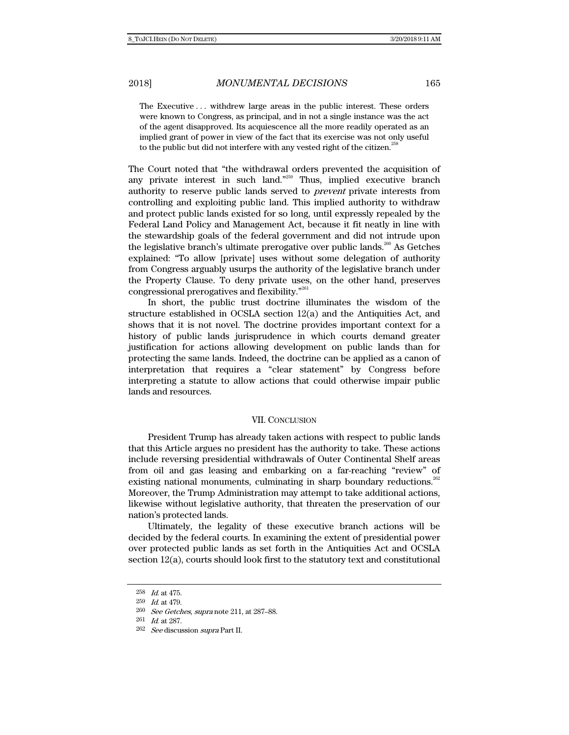> The Executive . . . withdrew large areas in the public interest. These orders were known to Congress, as principal, and in not a single instance was the act of the agent disapproved. Its acquiescence all the more readily operated as an implied grant of power in view of the fact that its exercise was not only useful to the public but did not interfere with any vested right of the citizen.[258]

The Court noted that "the withdrawal orders prevented the acquisition of any private interest in such land."[259] Thus, implied executive branch authority to reserve public lands served to *prevent* private interests from controlling and exploiting public land. This implied authority to withdraw and protect public lands existed for so long, until expressly repealed by the Federal Land Policy and Management Act, because it fit neatly in line with the stewardship goals of the federal government and did not intrude upon the legislative branch's ultimate prerogative over public lands.[260] As Getches explained: "To allow [private] uses without some delegation of authority from Congress arguably usurps the authority of the legislative branch under the Property Clause. To deny private uses, on the other hand, preserves congressional prerogatives and flexibility."[261]

In short, the public trust doctrine illuminates the wisdom of the structure established in OCSLA section 12(a) and the Antiquities Act, and shows that it is not novel. The doctrine provides important context for a history of public lands jurisprudence in which courts demand greater justification for actions allowing development on public lands than for protecting the same lands. Indeed, the doctrine can be applied as a canon of interpretation that requires a "clear statement" by Congress before interpreting a statute to allow actions that could otherwise impair public lands and resources.

## VII. CONCLUSION

President Trump has already taken actions with respect to public lands that this Article argues no president has the authority to take. These actions include reversing presidential withdrawals of Outer Continental Shelf areas from oil and gas leasing and embarking on a far-reaching "review" of existing national monuments, culminating in sharp boundary reductions.[262] Moreover, the Trump Administration may attempt to take additional actions, likewise without legislative authority, that threaten the preservation of our nation's protected lands.

Ultimately, the legality of these executive branch actions will be decided by the federal courts. In examining the extent of presidential power over protected public lands as set forth in the Antiquities Act and OCSLA section 12(a), courts should look first to the statutory text and constitutional

---

258 *Id.* at 475.

259 *Id.* at 479.

260 *See Getches*, *supra* note 211, at 287–88.

261 *Id.* at 287.

262 *See* discussion *supra* Part II.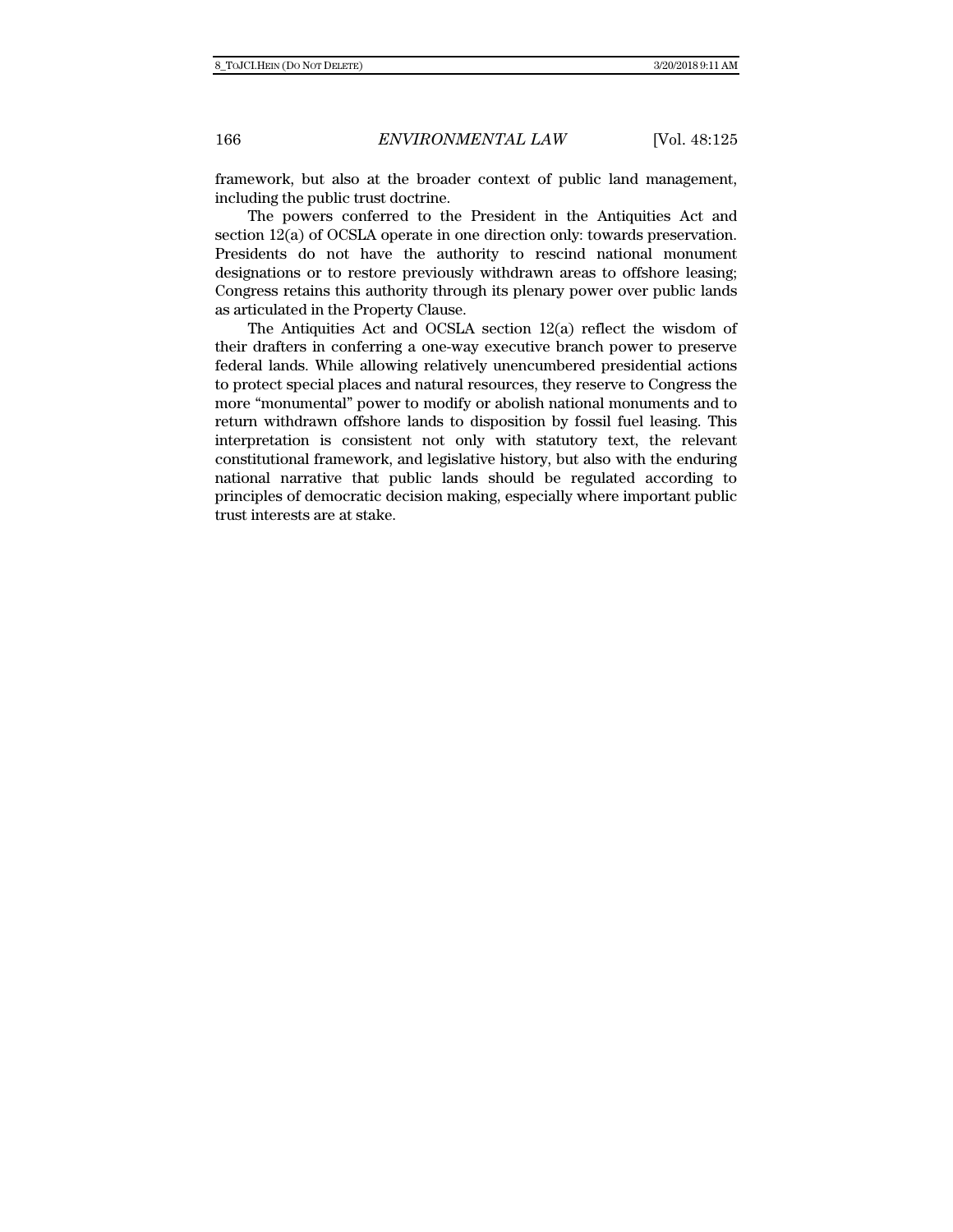framework, but also at the broader context of public land management, including the public trust doctrine.

The powers conferred to the President in the Antiquities Act and section 12(a) of OCSLA operate in one direction only: towards preservation. Presidents do not have the authority to rescind national monument designations or to restore previously withdrawn areas to offshore leasing; Congress retains this authority through its plenary power over public lands as articulated in the Property Clause.

The Antiquities Act and OCSLA section 12(a) reflect the wisdom of their drafters in conferring a one-way executive branch power to preserve federal lands. While allowing relatively unencumbered presidential actions to protect special places and natural resources, they reserve to Congress the more "monumental" power to modify or abolish national monuments and to return withdrawn offshore lands to disposition by fossil fuel leasing. This interpretation is consistent not only with statutory text, the relevant constitutional framework, and legislative history, but also with the enduring national narrative that public lands should be regulated according to principles of democratic decision making, especially where important public trust interests are at stake.